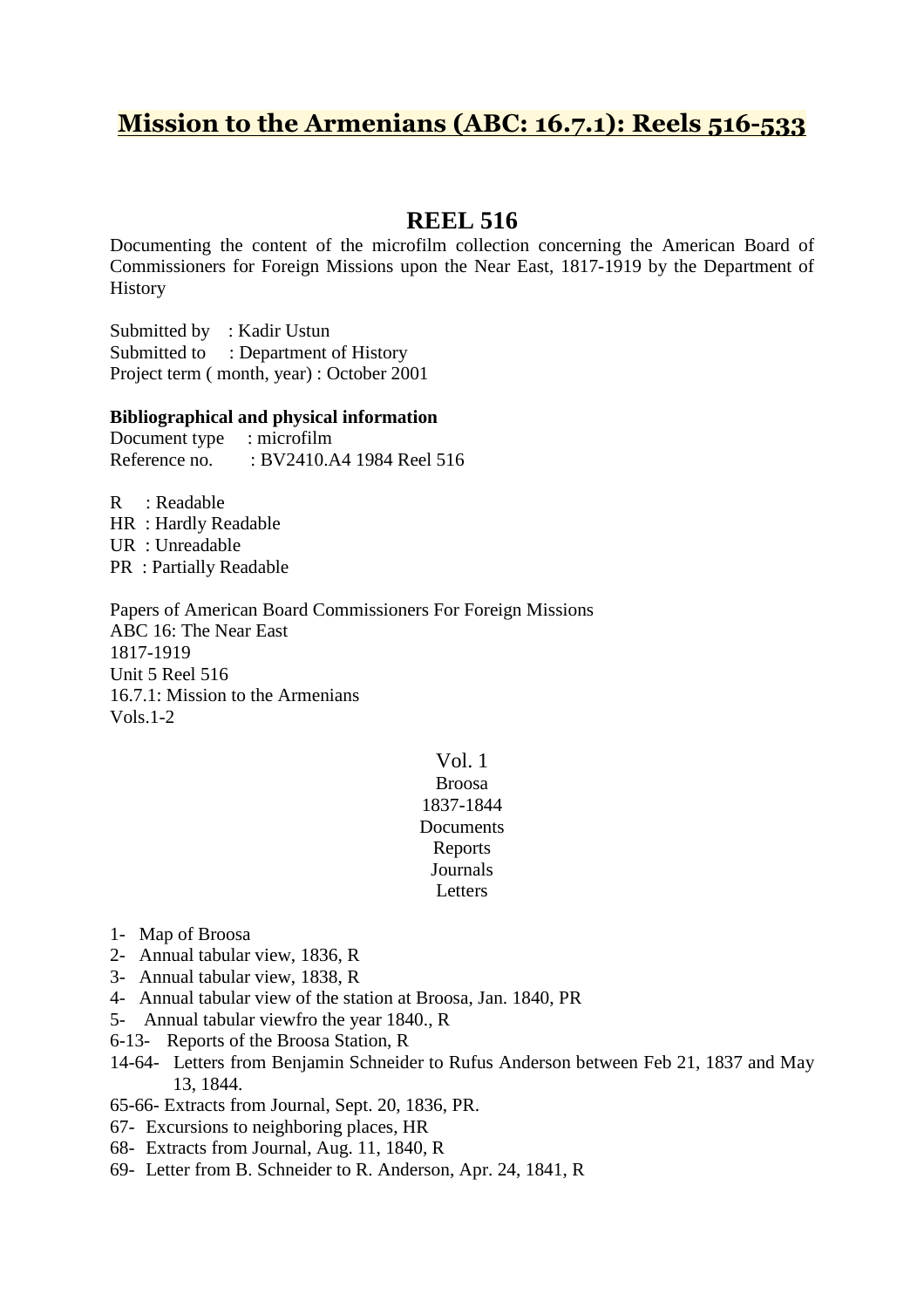# Mission to the Armenians (ABC: 16.7.1): Reels 516-533

## REEL 516

Documenting the content of the microfilm collection concerning the American Board of Commissioners for Foreign Missions upon the Near East, 1817-1919 by the Department of History

Submitted by : Kadir Ustun
Submitted to : Department of History
Project term ( month, year) : October 2001

**Bibliographical and physical information**
Document type : microfilm
Reference no. : BV2410.A4 1984 Reel 516

R : Readable
HR : Hardly Readable
UR : Unreadable
PR : Partially Readable

Papers of American Board Commissioners For Foreign Missions
ABC 16: The Near East
1817-1919
Unit 5 Reel 516
16.7.1: Mission to the Armenians
Vols.1-2

Vol. 1
Broosa
1837-1844
Documents
Reports
Journals
Letters

1- Map of Broosa
2- Annual tabular view, 1836, R
3- Annual tabular view, 1838, R
4- Annual tabular view of the station at Broosa, Jan. 1840, PR
5- Annual tabular viewfro the year 1840., R
6-13- Reports of the Broosa Station, R
14-64- Letters from Benjamin Schneider to Rufus Anderson between Feb 21, 1837 and May 13, 1844.
65-66- Extracts from Journal, Sept. 20, 1836, PR.
67- Excursions to neighboring places, HR
68- Extracts from Journal, Aug. 11, 1840, R
69- Letter from B. Schneider to R. Anderson, Apr. 24, 1841, R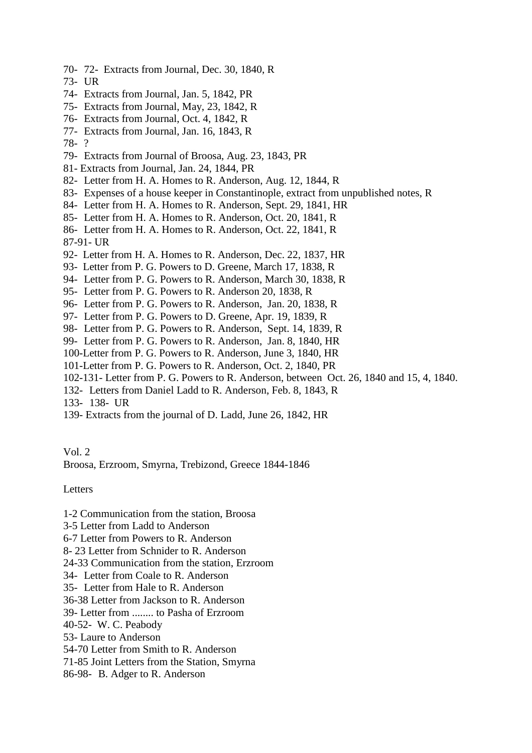70- 72- Extracts from Journal, Dec. 30, 1840, R
73- UR
74- Extracts from Journal, Jan. 5, 1842, PR
75- Extracts from Journal, May, 23, 1842, R
76- Extracts from Journal, Oct. 4, 1842, R
77- Extracts from Journal, Jan. 16, 1843, R
78- ?
79- Extracts from Journal of Broosa, Aug. 23, 1843, PR
81- Extracts from Journal, Jan. 24, 1844, PR
82- Letter from H. A. Homes to R. Anderson, Aug. 12, 1844, R
83- Expenses of a house keeper in Constantinople, extract from unpublished notes, R
84- Letter from H. A. Homes to R. Anderson, Sept. 29, 1841, HR
85- Letter from H. A. Homes to R. Anderson, Oct. 20, 1841, R
86- Letter from H. A. Homes to R. Anderson, Oct. 22, 1841, R
87-91- UR
92- Letter from H. A. Homes to R. Anderson, Dec. 22, 1837, HR
93- Letter from P. G. Powers to D. Greene, March 17, 1838, R
94- Letter from P. G. Powers to R. Anderson, March 30, 1838, R
95- Letter from P. G. Powers to R. Anderson 20, 1838, R
96- Letter from P. G. Powers to R. Anderson, Jan. 20, 1838, R
97- Letter from P. G. Powers to D. Greene, Apr. 19, 1839, R
98- Letter from P. G. Powers to R. Anderson, Sept. 14, 1839, R
99- Letter from P. G. Powers to R. Anderson, Jan. 8, 1840, HR
100-Letter from P. G. Powers to R. Anderson, June 3, 1840, HR
101-Letter from P. G. Powers to R. Anderson, Oct. 2, 1840, PR
102-131- Letter from P. G. Powers to R. Anderson, between Oct. 26, 1840 and 15, 4, 1840.
132- Letters from Daniel Ladd to R. Anderson, Feb. 8, 1843, R
133- 138- UR
139- Extracts from the journal of D. Ladd, June 26, 1842, HR

Vol. 2
Broosa, Erzroom, Smyrna, Trebizond, Greece 1844-1846

Letters

1-2 Communication from the station, Broosa
3-5 Letter from Ladd to Anderson
6-7 Letter from Powers to R. Anderson
8- 23 Letter from Schnider to R. Anderson
24-33 Communication from the station, Erzroom
34- Letter from Coale to R. Anderson
35- Letter from Hale to R. Anderson
36-38 Letter from Jackson to R. Anderson
39- Letter from ........ to Pasha of Erzroom
40-52- W. C. Peabody
53- Laure to Anderson
54-70 Letter from Smith to R. Anderson
71-85 Joint Letters from the Station, Smyrna
86-98- B. Adger to R. Anderson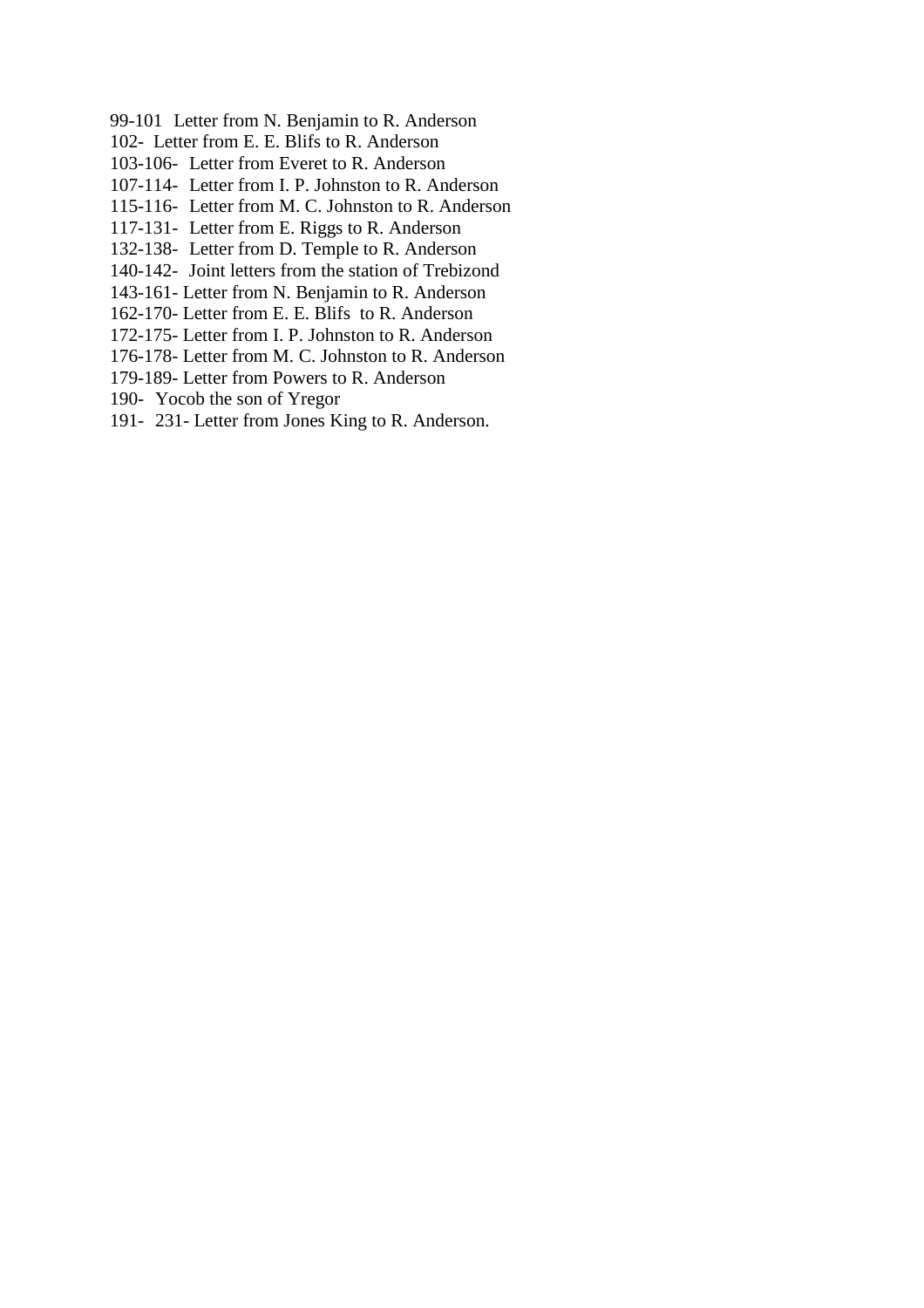99-101  Letter from N. Benjamin to R. Anderson
102-  Letter from E. E. Blifs to R. Anderson
103-106-  Letter from Everet to R. Anderson
107-114-  Letter from I. P. Johnston to R. Anderson
115-116-  Letter from M. C. Johnston to R. Anderson
117-131-  Letter from E. Riggs to R. Anderson
132-138-  Letter from D. Temple to R. Anderson
140-142-  Joint letters from the station of Trebizond
143-161- Letter from N. Benjamin to R. Anderson
162-170- Letter from E. E. Blifs  to R. Anderson
172-175- Letter from I. P. Johnston to R. Anderson
176-178- Letter from M. C. Johnston to R. Anderson
179-189- Letter from Powers to R. Anderson
190-  Yocob the son of Yregor
191-  231- Letter from Jones King to R. Anderson.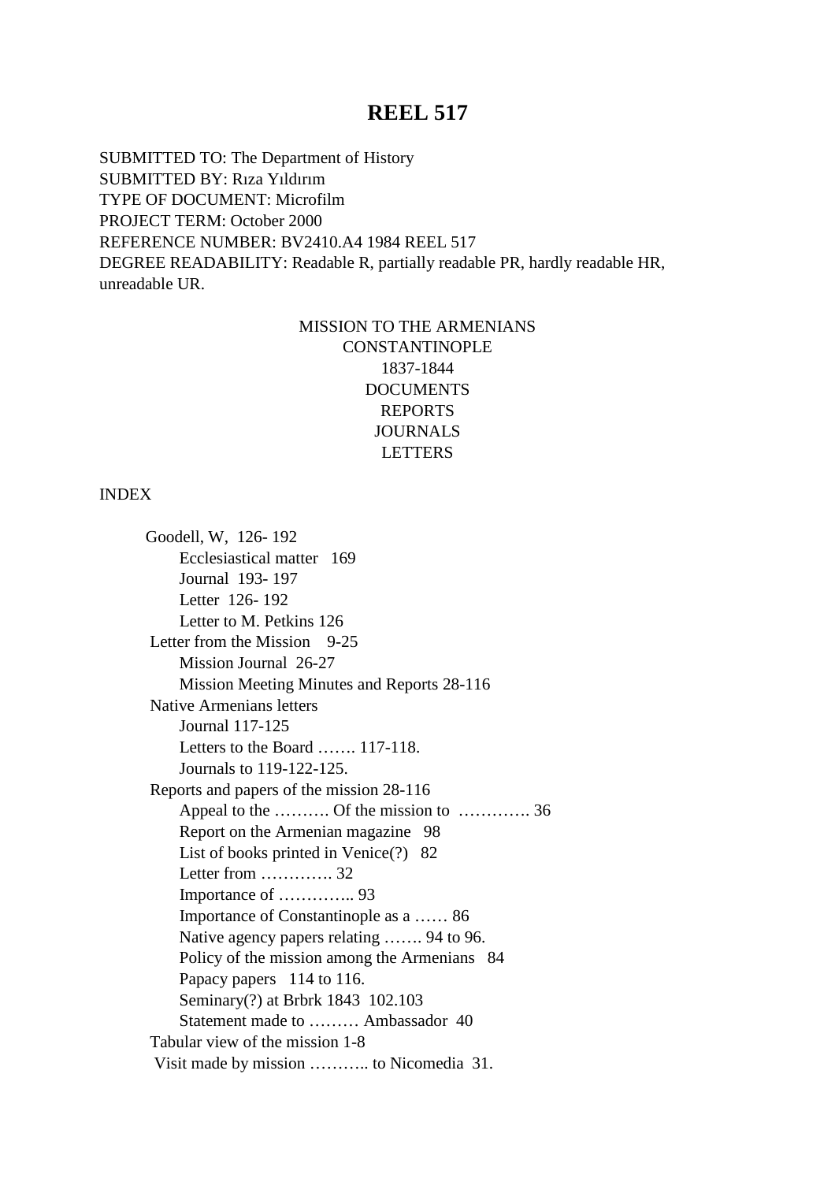# REEL 517

SUBMITTED TO: The Department of History
SUBMITTED BY: Rıza Yıldırım
TYPE OF DOCUMENT: Microfilm
PROJECT TERM: October 2000
REFERENCE NUMBER: BV2410.A4 1984 REEL 517
DEGREE READABILITY: Readable R, partially readable PR, hardly readable HR, unreadable UR.

MISSION TO THE ARMENIANS
CONSTANTINOPLE
1837-1844
DOCUMENTS
REPORTS
JOURNALS
LETTERS

INDEX

- Goodell, W, 126- 192
  - Ecclesiastical matter 169
  - Journal 193- 197
  - Letter 126- 192
  - Letter to M. Petkins 126
- Letter from the Mission 9-25
  - Mission Journal 26-27
  - Mission Meeting Minutes and Reports 28-116
- Native Armenians letters
  - Journal 117-125
  - Letters to the Board ……. 117-118.
  - Journals to 119-122-125.
- Reports and papers of the mission 28-116
  - Appeal to the ………. Of the mission to …………. 36
  - Report on the Armenian magazine 98
  - List of books printed in Venice(?) 82
  - Letter from …………. 32
  - Importance of ………….. 93
  - Importance of Constantinople as a …… 86
  - Native agency papers relating ……. 94 to 96.
  - Policy of the mission among the Armenians 84
  - Papacy papers 114 to 116.
  - Seminary(?) at Brbrk 1843 102.103
  - Statement made to ……… Ambassador 40
- Tabular view of the mission 1-8
- Visit made by mission ……….. to Nicomedia 31.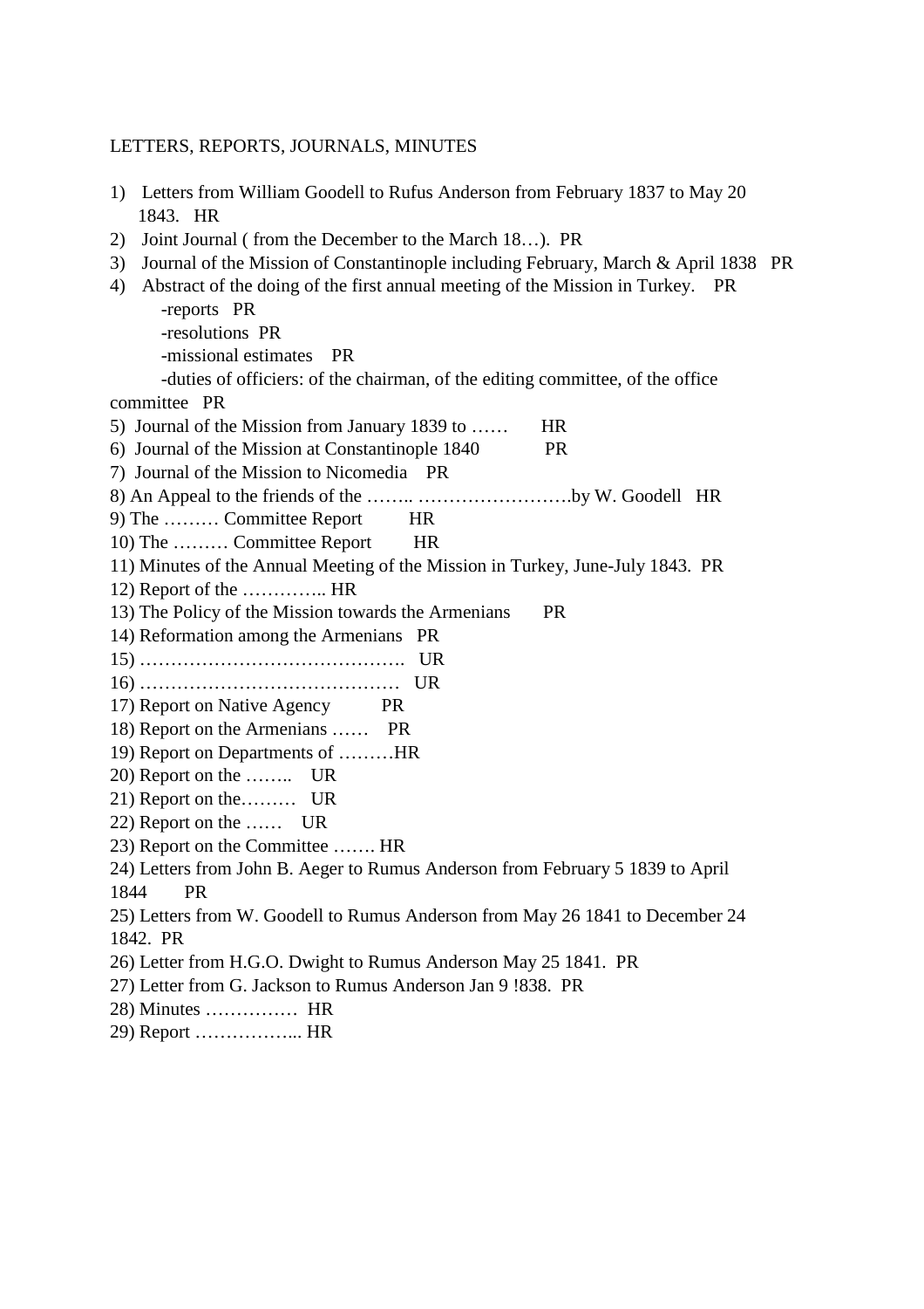LETTERS, REPORTS, JOURNALS, MINUTES

1) Letters from William Goodell to Rufus Anderson from February 1837 to May 20 1843. HR
2) Joint Journal ( from the December to the March 18…). PR
3) Journal of the Mission of Constantinople including February, March & April 1838 PR
4) Abstract of the doing of the first annual meeting of the Mission in Turkey. PR
    - -reports PR
    - -resolutions PR
    - -missional estimates PR
    - -duties of officiers: of the chairman, of the editing committee, of the office committee PR
5) Journal of the Mission from January 1839 to …… HR
6) Journal of the Mission at Constantinople 1840 PR
7) Journal of the Mission to Nicomedia PR
8) An Appeal to the friends of the …….. …………………….by W. Goodell HR
9) The ……… Committee Report HR
10) The ……… Committee Report HR
11) Minutes of the Annual Meeting of the Mission in Turkey, June-July 1843. PR
12) Report of the ………….. HR
13) The Policy of the Mission towards the Armenians PR
14) Reformation among the Armenians PR
15) ……………………………………. UR
16) …………………………………… UR
17) Report on Native Agency PR
18) Report on the Armenians …… PR
19) Report on Departments of ………HR
20) Report on the …….. UR
21) Report on the……… UR
22) Report on the …… UR
23) Report on the Committee ……. HR
24) Letters from John B. Aeger to Rumus Anderson from February 5 1839 to April 1844 PR
25) Letters from W. Goodell to Rumus Anderson from May 26 1841 to December 24 1842. PR
26) Letter from H.G.O. Dwight to Rumus Anderson May 25 1841. PR
27) Letter from G. Jackson to Rumus Anderson Jan 9 !838. PR
28) Minutes …………… HR
29) Report ……………... HR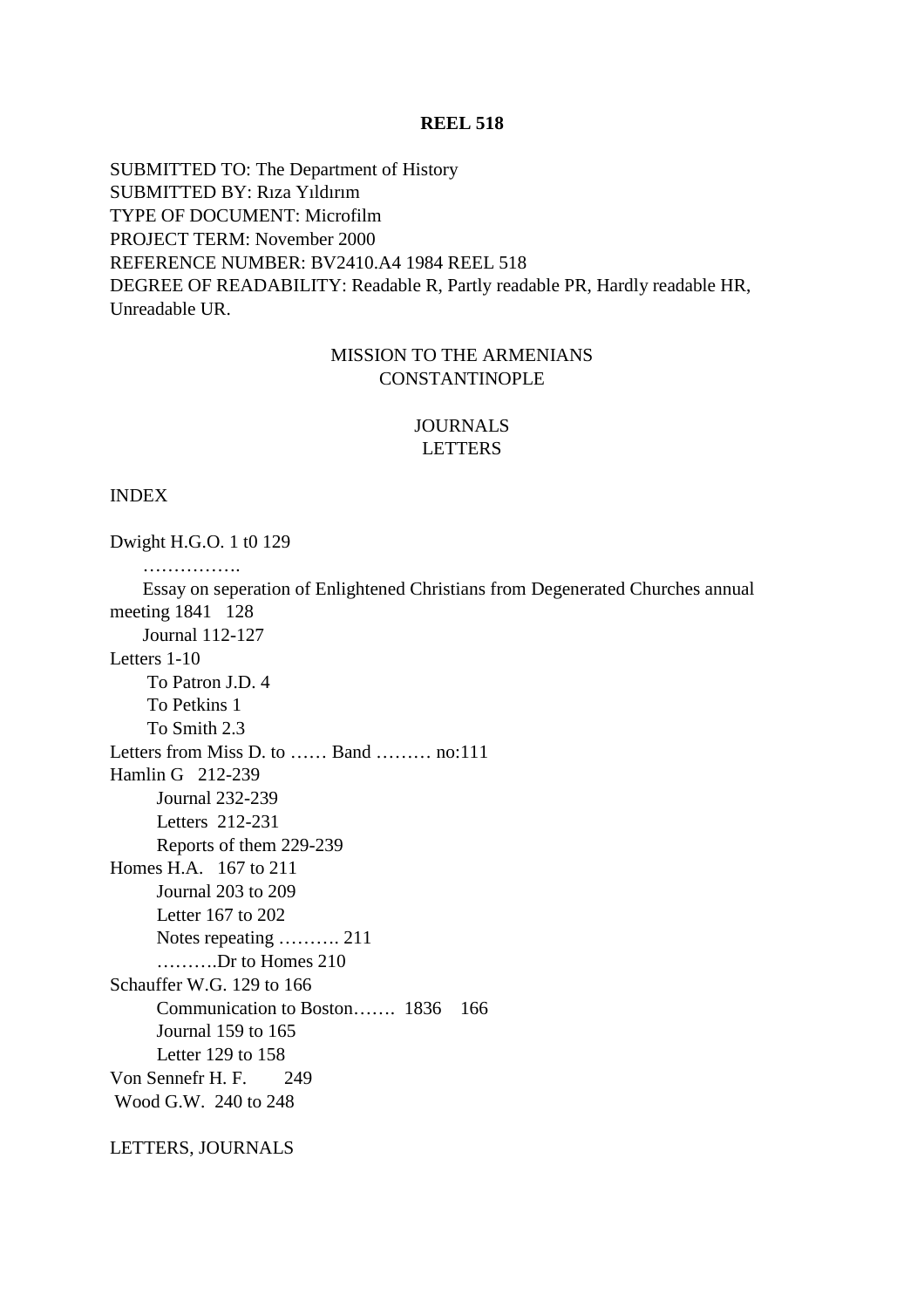**REEL 518**

SUBMITTED TO: The Department of History
SUBMITTED BY: Rıza Yıldırım
TYPE OF DOCUMENT: Microfilm
PROJECT TERM: November 2000
REFERENCE NUMBER: BV2410.A4 1984 REEL 518
DEGREE OF READABILITY: Readable R, Partly readable PR, Hardly readable HR, Unreadable UR.

MISSION TO THE ARMENIANS
CONSTANTINOPLE

JOURNALS
LETTERS

INDEX

Dwight H.G.O. 1 t0 129
 …………….
 Essay on seperation of Enlightened Christians from Degenerated Churches annual meeting 1841 128
 Journal 112-127
Letters 1-10
 To Patron J.D. 4
 To Petkins 1
 To Smith 2.3
Letters from Miss D. to …… Band ……… no:111
Hamlin G 212-239
 Journal 232-239
 Letters 212-231
 Reports of them 229-239
Homes H.A. 167 to 211
 Journal 203 to 209
 Letter 167 to 202
 Notes repeating ………. 211
 ……….Dr to Homes 210
Schauffer W.G. 129 to 166
 Communication to Boston……. 1836 166
 Journal 159 to 165
 Letter 129 to 158
Von Sennefr H. F. 249
Wood G.W. 240 to 248

LETTERS, JOURNALS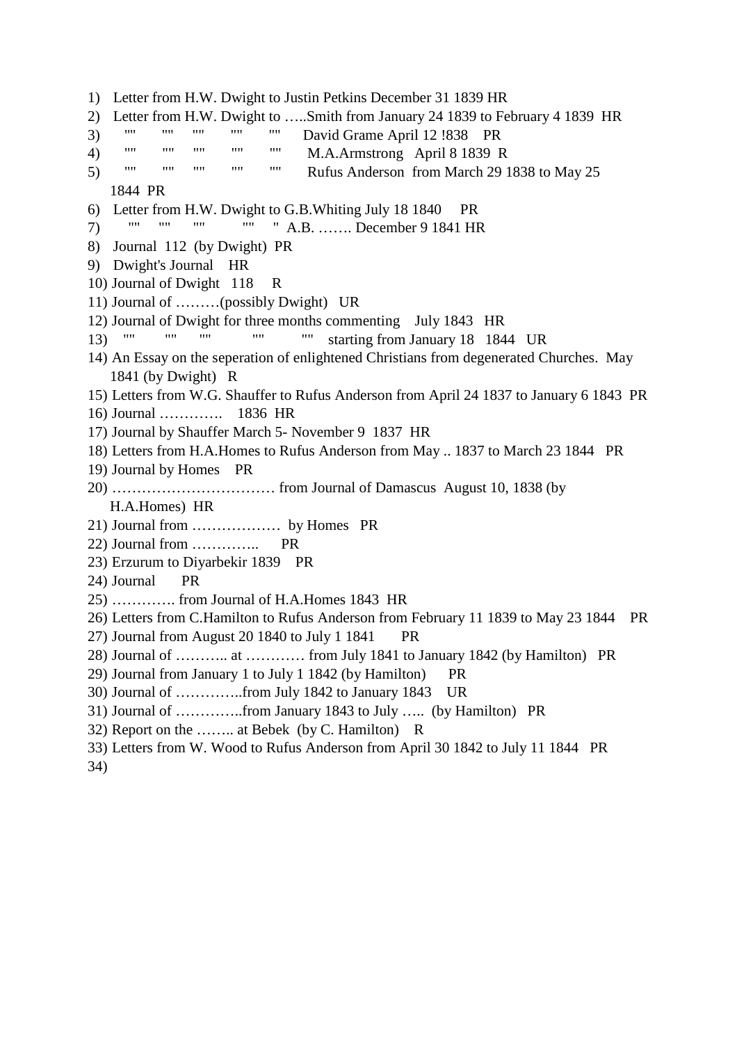1) Letter from H.W. Dwight to Justin Petkins December 31 1839 HR
2) Letter from H.W. Dwight to …..Smith from January 24 1839 to February 4 1839 HR
3) "" "" "" "" "" David Grame April 12 !838 PR
4) "" "" "" "" "" M.A.Armstrong April 8 1839 R
5) "" "" "" "" "" Rufus Anderson from March 29 1838 to May 25 1844 PR
6) Letter from H.W. Dwight to G.B.Whiting July 18 1840 PR
7) "" "" "" "" " A.B. ……. December 9 1841 HR
8) Journal 112 (by Dwight) PR
9) Dwight's Journal HR
10) Journal of Dwight 118 R
11) Journal of ………(possibly Dwight) UR
12) Journal of Dwight for three months commenting July 1843 HR
13) "" "" "" "" "" starting from January 18 1844 UR
14) An Essay on the seperation of enlightened Christians from degenerated Churches. May 1841 (by Dwight) R
15) Letters from W.G. Shauffer to Rufus Anderson from April 24 1837 to January 6 1843 PR
16) Journal …………. 1836 HR
17) Journal by Shauffer March 5- November 9 1837 HR
18) Letters from H.A.Homes to Rufus Anderson from May .. 1837 to March 23 1844 PR
19) Journal by Homes PR
20) …………………………… from Journal of Damascus August 10, 1838 (by H.A.Homes) HR
21) Journal from ……………… by Homes PR
22) Journal from ………….. PR
23) Erzurum to Diyarbekir 1839 PR
24) Journal PR
25) …………. from Journal of H.A.Homes 1843 HR
26) Letters from C.Hamilton to Rufus Anderson from February 11 1839 to May 23 1844 PR
27) Journal from August 20 1840 to July 1 1841 PR
28) Journal of ……….. at ………… from July 1841 to January 1842 (by Hamilton) PR
29) Journal from January 1 to July 1 1842 (by Hamilton) PR
30) Journal of …………..from July 1842 to January 1843 UR
31) Journal of …………..from January 1843 to July ….. (by Hamilton) PR
32) Report on the …….. at Bebek (by C. Hamilton) R
33) Letters from W. Wood to Rufus Anderson from April 30 1842 to July 11 1844 PR
34)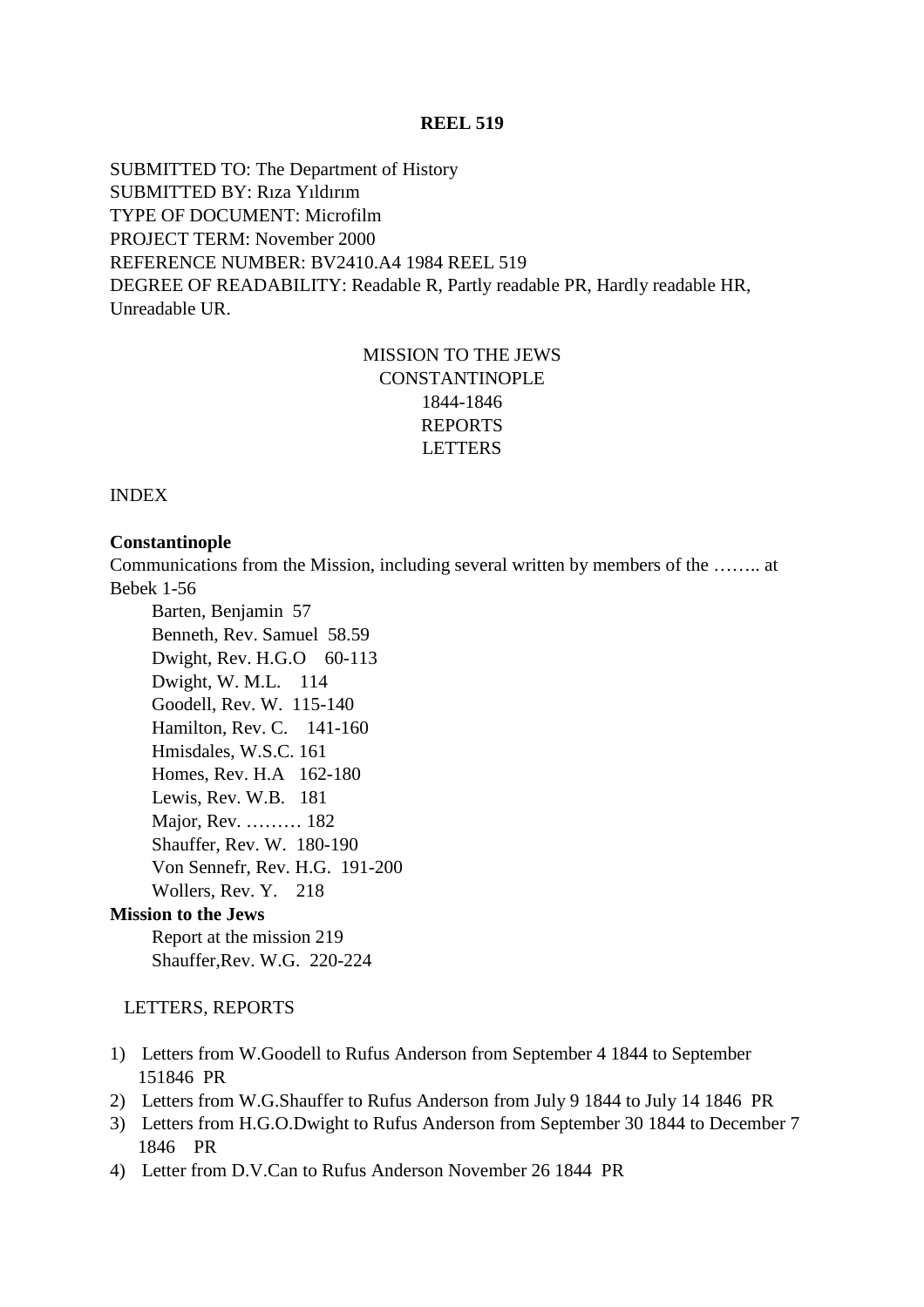**REEL 519**

SUBMITTED TO: The Department of History
SUBMITTED BY: Rıza Yıldırım
TYPE OF DOCUMENT: Microfilm
PROJECT TERM: November 2000
REFERENCE NUMBER: BV2410.A4 1984 REEL 519
DEGREE OF READABILITY: Readable R, Partly readable PR, Hardly readable HR, Unreadable UR.

MISSION TO THE JEWS
CONSTANTINOPLE
1844-1846
REPORTS
LETTERS

INDEX

**Constantinople**
Communications from the Mission, including several written by members of the …….. at Bebek 1-56

- Barten, Benjamin 57
- Benneth, Rev. Samuel 58.59
- Dwight, Rev. H.G.O 60-113
- Dwight, W. M.L. 114
- Goodell, Rev. W. 115-140
- Hamilton, Rev. C. 141-160
- Hmisdales, W.S.C. 161
- Homes, Rev. H.A 162-180
- Lewis, Rev. W.B. 181
- Major, Rev. ……… 182
- Shauffer, Rev. W. 180-190
- Von Sennefr, Rev. H.G. 191-200
- Wollers, Rev. Y. 218

**Mission to the Jews**

- Report at the mission 219
- Shauffer,Rev. W.G. 220-224

LETTERS, REPORTS

1) Letters from W.Goodell to Rufus Anderson from September 4 1844 to September 151846 PR
2) Letters from W.G.Shauffer to Rufus Anderson from July 9 1844 to July 14 1846 PR
3) Letters from H.G.O.Dwight to Rufus Anderson from September 30 1844 to December 7 1846 PR
4) Letter from D.V.Can to Rufus Anderson November 26 1844 PR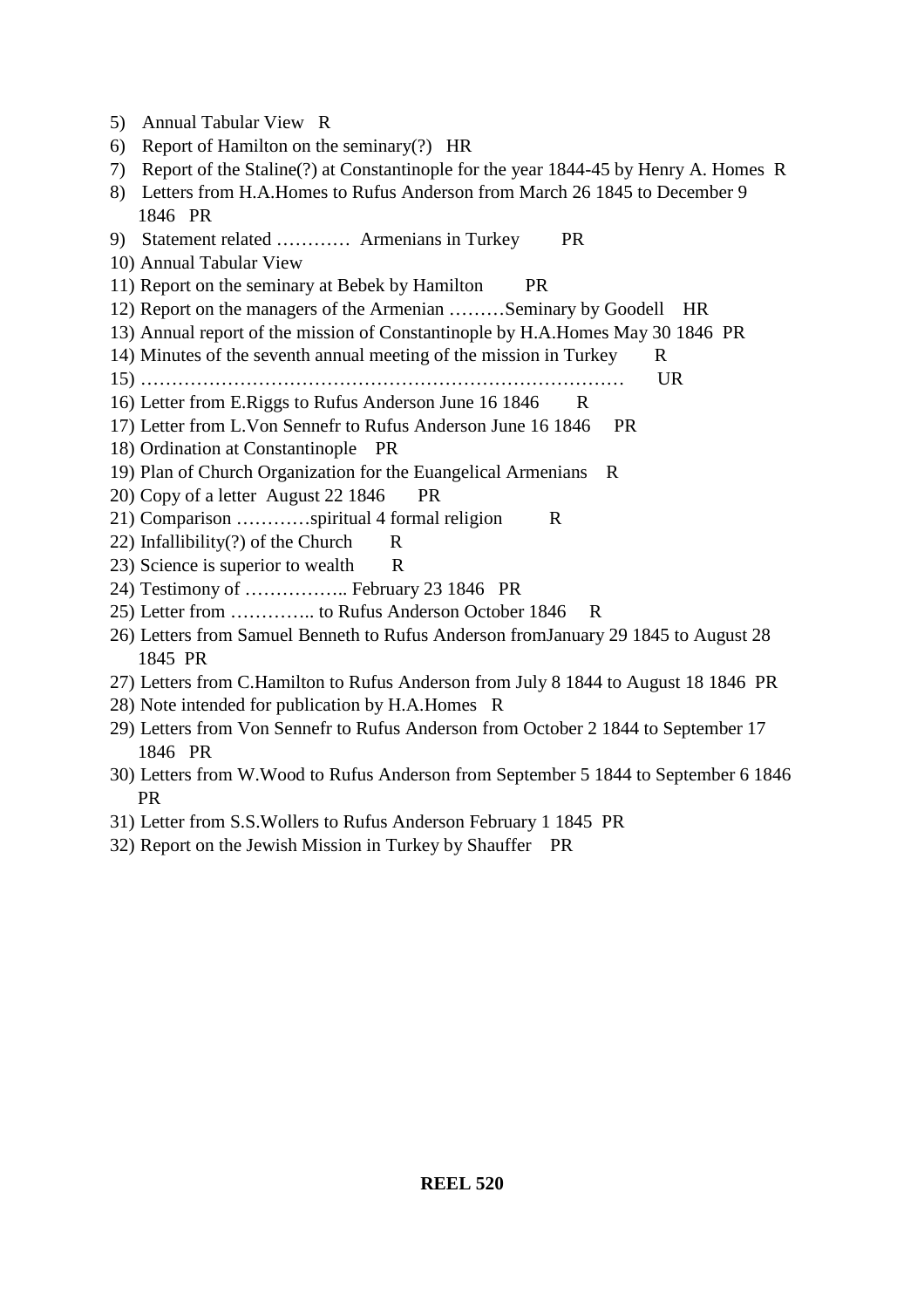5) Annual Tabular View R
6) Report of Hamilton on the seminary(?) HR
7) Report of the Staline(?) at Constantinople for the year 1844-45 by Henry A. Homes R
8) Letters from H.A.Homes to Rufus Anderson from March 26 1845 to December 9 1846 PR
9) Statement related ………… Armenians in Turkey PR
10) Annual Tabular View
11) Report on the seminary at Bebek by Hamilton PR
12) Report on the managers of the Armenian ………Seminary by Goodell HR
13) Annual report of the mission of Constantinople by H.A.Homes May 30 1846 PR
14) Minutes of the seventh annual meeting of the mission in Turkey R
15) …………………………………………………………………… UR
16) Letter from E.Riggs to Rufus Anderson June 16 1846 R
17) Letter from L.Von Sennefr to Rufus Anderson June 16 1846 PR
18) Ordination at Constantinople PR
19) Plan of Church Organization for the Euangelical Armenians R
20) Copy of a letter August 22 1846 PR
21) Comparison …………spiritual 4 formal religion R
22) Infallibility(?) of the Church R
23) Science is superior to wealth R
24) Testimony of …………….. February 23 1846 PR
25) Letter from ………….. to Rufus Anderson October 1846 R
26) Letters from Samuel Benneth to Rufus Anderson fromJanuary 29 1845 to August 28 1845 PR
27) Letters from C.Hamilton to Rufus Anderson from July 8 1844 to August 18 1846 PR
28) Note intended for publication by H.A.Homes R
29) Letters from Von Sennefr to Rufus Anderson from October 2 1844 to September 17 1846 PR
30) Letters from W.Wood to Rufus Anderson from September 5 1844 to September 6 1846 PR
31) Letter from S.S.Wollers to Rufus Anderson February 1 1845 PR
32) Report on the Jewish Mission in Turkey by Shauffer PR

**REEL 520**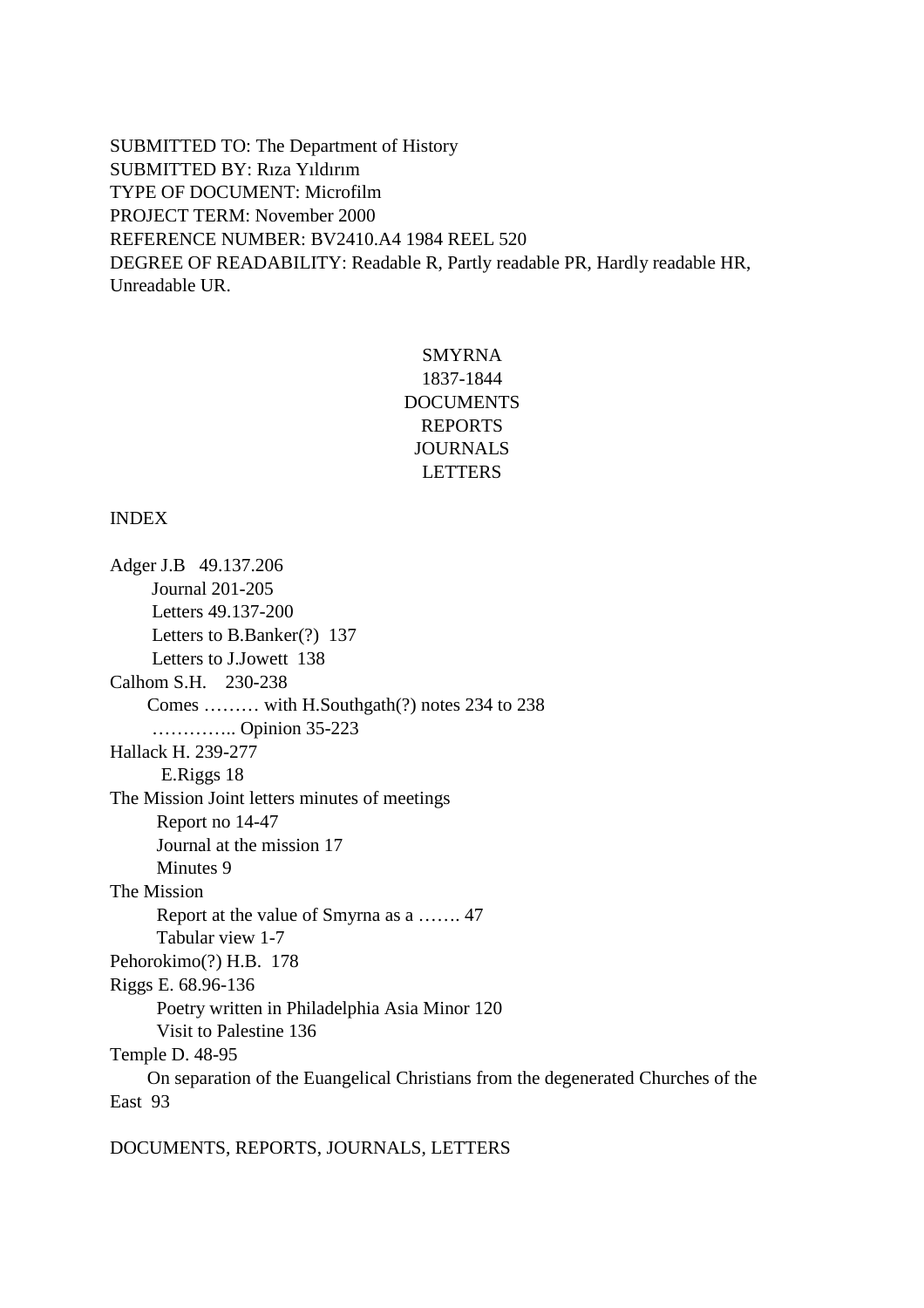SUBMITTED TO: The Department of History
SUBMITTED BY: Rıza Yıldırım
TYPE OF DOCUMENT: Microfilm
PROJECT TERM: November 2000
REFERENCE NUMBER: BV2410.A4 1984 REEL 520
DEGREE OF READABILITY: Readable R, Partly readable PR, Hardly readable HR, Unreadable UR.

SMYRNA
1837-1844
DOCUMENTS
REPORTS
JOURNALS
LETTERS

INDEX

Adger J.B   49.137.206
    Journal 201-205
    Letters 49.137-200
    Letters to B.Banker(?)  137
    Letters to J.Jowett  138
Calhom S.H.    230-238
    Comes ……… with H.Southgath(?) notes 234 to 238
    ………….. Opinion 35-223
Hallack H. 239-277
    E.Riggs 18
The Mission Joint letters minutes of meetings
    Report no 14-47
    Journal at the mission 17
    Minutes 9
The Mission
    Report at the value of Smyrna as a ……. 47
    Tabular view 1-7
Pehorokimo(?) H.B.  178
Riggs E. 68.96-136
    Poetry written in Philadelphia Asia Minor 120
    Visit to Palestine 136
Temple D. 48-95
    On separation of the Euangelical Christians from the degenerated Churches of the East  93

DOCUMENTS, REPORTS, JOURNALS, LETTERS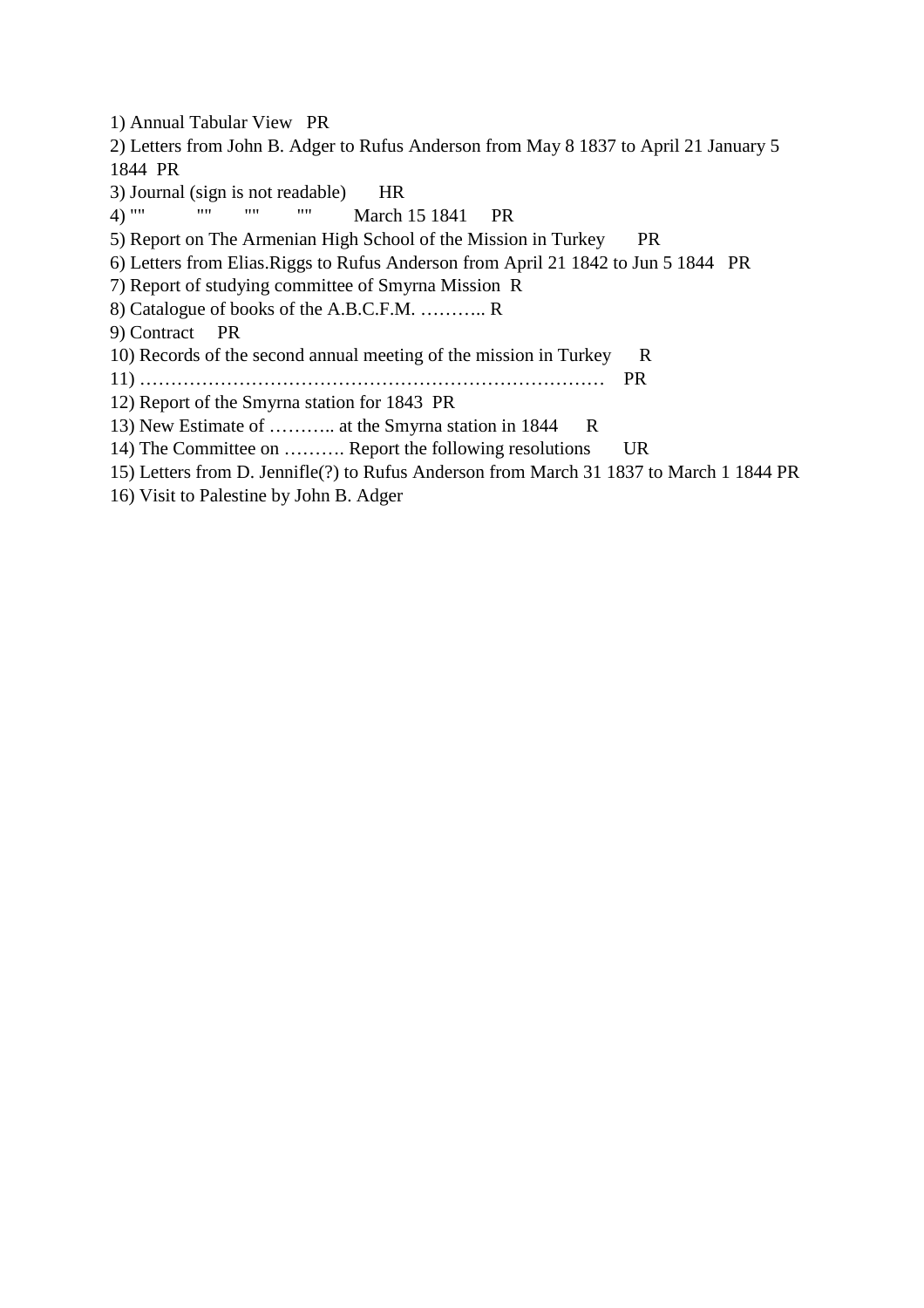1) Annual Tabular View   PR
2) Letters from John B. Adger to Rufus Anderson from May 8 1837 to April 21 January 5 1844  PR
3) Journal (sign is not readable)       HR
4) ""          ""       ""        ""         March 15 1841     PR
5) Report on The Armenian High School of the Mission in Turkey       PR
6) Letters from Elias.Riggs to Rufus Anderson from April 21 1842 to Jun 5 1844   PR
7) Report of studying committee of Smyrna Mission  R
8) Catalogue of books of the A.B.C.F.M. ……….. R
9) Contract     PR
10) Records of the second annual meeting of the mission in Turkey      R
11) …………………………………………………………………    PR
12) Report of the Smyrna station for 1843  PR
13) New Estimate of ……….. at the Smyrna station in 1844      R
14) The Committee on ………. Report the following resolutions       UR
15) Letters from D. Jennifle(?) to Rufus Anderson from March 31 1837 to March 1 1844 PR
16) Visit to Palestine by John B. Adger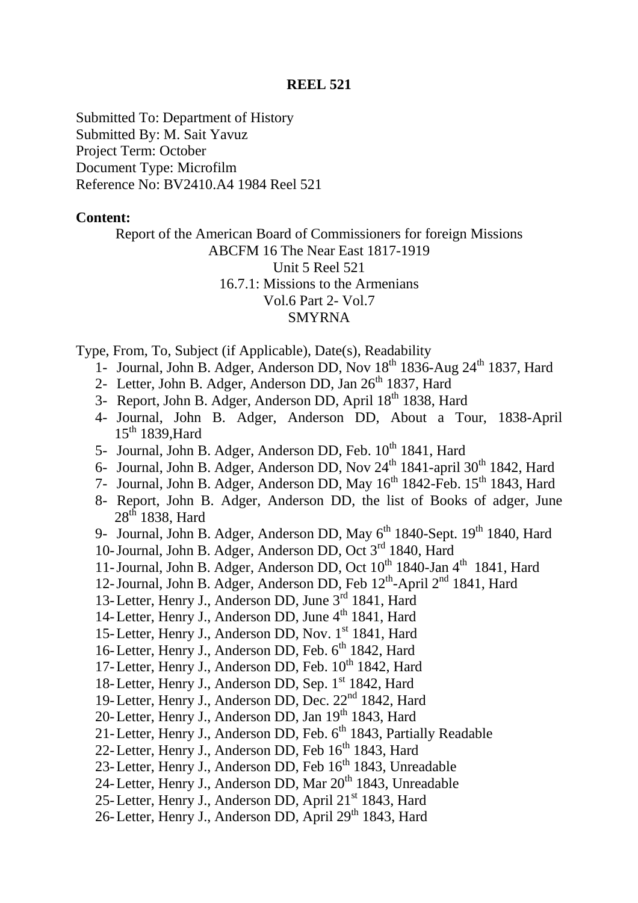**REEL 521**

Submitted To: Department of History
Submitted By: M. Sait Yavuz
Project Term: October
Document Type: Microfilm
Reference No: BV2410.A4 1984 Reel 521

**Content:**

Report of the American Board of Commissioners for foreign Missions
ABCFM 16 The Near East 1817-1919
Unit 5 Reel 521
16.7.1: Missions to the Armenians
Vol.6 Part 2- Vol.7
SMYRNA

Type, From, To, Subject (if Applicable), Date(s), Readability

1- Journal, John B. Adger, Anderson DD, Nov 18th 1836-Aug 24th 1837, Hard
2- Letter, John B. Adger, Anderson DD, Jan 26th 1837, Hard
3- Report, John B. Adger, Anderson DD, April 18th 1838, Hard
4- Journal, John B. Adger, Anderson DD, About a Tour, 1838-April 15th 1839,Hard
5- Journal, John B. Adger, Anderson DD, Feb. 10th 1841, Hard
6- Journal, John B. Adger, Anderson DD, Nov 24th 1841-april 30th 1842, Hard
7- Journal, John B. Adger, Anderson DD, May 16th 1842-Feb. 15th 1843, Hard
8- Report, John B. Adger, Anderson DD, the list of Books of adger, June 28th 1838, Hard
9- Journal, John B. Adger, Anderson DD, May 6th 1840-Sept. 19th 1840, Hard
10- Journal, John B. Adger, Anderson DD, Oct 3rd 1840, Hard
11- Journal, John B. Adger, Anderson DD, Oct 10th 1840-Jan 4th 1841, Hard
12- Journal, John B. Adger, Anderson DD, Feb 12th-April 2nd 1841, Hard
13- Letter, Henry J., Anderson DD, June 3rd 1841, Hard
14- Letter, Henry J., Anderson DD, June 4th 1841, Hard
15- Letter, Henry J., Anderson DD, Nov. 1st 1841, Hard
16- Letter, Henry J., Anderson DD, Feb. 6th 1842, Hard
17- Letter, Henry J., Anderson DD, Feb. 10th 1842, Hard
18- Letter, Henry J., Anderson DD, Sep. 1st 1842, Hard
19- Letter, Henry J., Anderson DD, Dec. 22nd 1842, Hard
20- Letter, Henry J., Anderson DD, Jan 19th 1843, Hard
21- Letter, Henry J., Anderson DD, Feb. 6th 1843, Partially Readable
22- Letter, Henry J., Anderson DD, Feb 16th 1843, Hard
23- Letter, Henry J., Anderson DD, Feb 16th 1843, Unreadable
24- Letter, Henry J., Anderson DD, Mar 20th 1843, Unreadable
25- Letter, Henry J., Anderson DD, April 21st 1843, Hard
26- Letter, Henry J., Anderson DD, April 29th 1843, Hard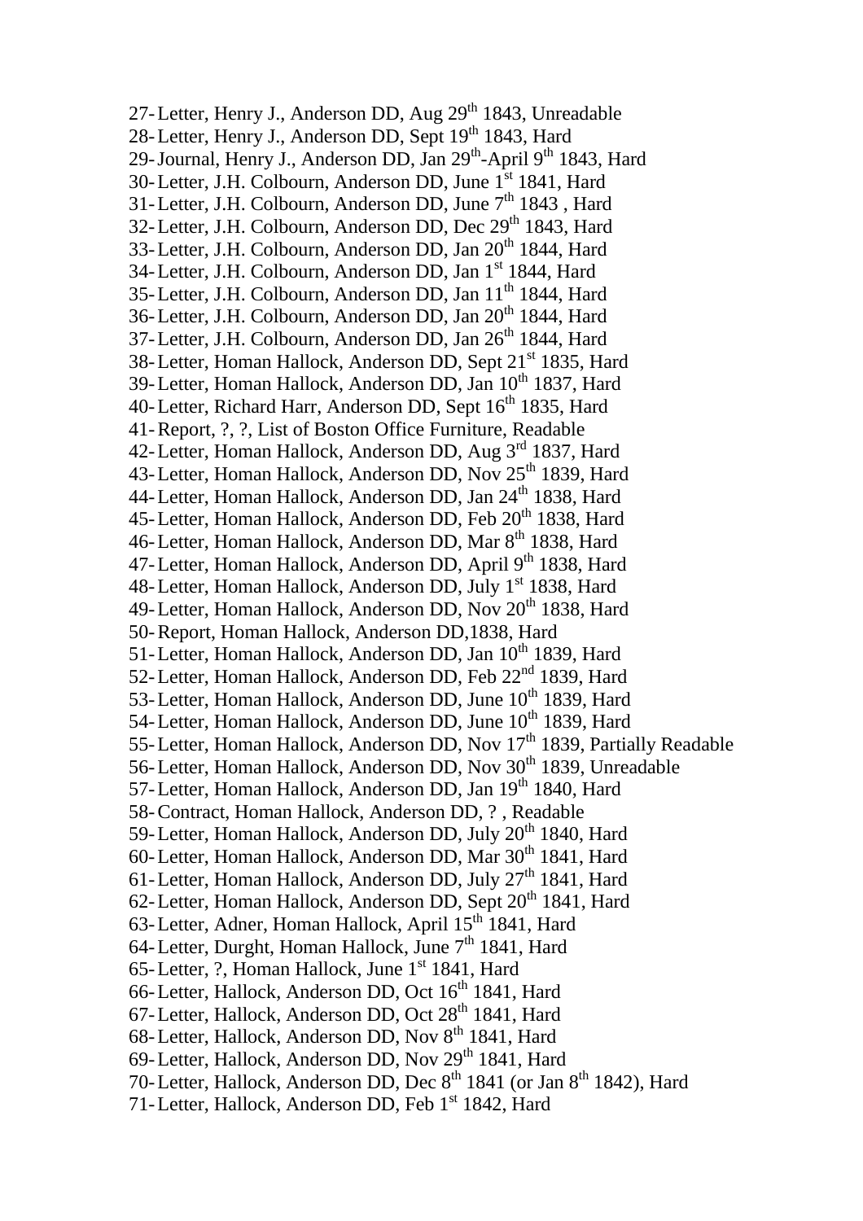27- Letter, Henry J., Anderson DD, Aug 29th 1843, Unreadable
28- Letter, Henry J., Anderson DD, Sept 19th 1843, Hard
29- Journal, Henry J., Anderson DD, Jan 29th-April 9th 1843, Hard
30- Letter, J.H. Colbourn, Anderson DD, June 1st 1841, Hard
31- Letter, J.H. Colbourn, Anderson DD, June 7th 1843 , Hard
32- Letter, J.H. Colbourn, Anderson DD, Dec 29th 1843, Hard
33- Letter, J.H. Colbourn, Anderson DD, Jan 20th 1844, Hard
34- Letter, J.H. Colbourn, Anderson DD, Jan 1st 1844, Hard
35- Letter, J.H. Colbourn, Anderson DD, Jan 11th 1844, Hard
36- Letter, J.H. Colbourn, Anderson DD, Jan 20th 1844, Hard
37- Letter, J.H. Colbourn, Anderson DD, Jan 26th 1844, Hard
38- Letter, Homan Hallock, Anderson DD, Sept 21st 1835, Hard
39- Letter, Homan Hallock, Anderson DD, Jan 10th 1837, Hard
40- Letter, Richard Harr, Anderson DD, Sept 16th 1835, Hard
41- Report, ?, ?, List of Boston Office Furniture, Readable
42- Letter, Homan Hallock, Anderson DD, Aug 3rd 1837, Hard
43- Letter, Homan Hallock, Anderson DD, Nov 25th 1839, Hard
44- Letter, Homan Hallock, Anderson DD, Jan 24th 1838, Hard
45- Letter, Homan Hallock, Anderson DD, Feb 20th 1838, Hard
46- Letter, Homan Hallock, Anderson DD, Mar 8th 1838, Hard
47- Letter, Homan Hallock, Anderson DD, April 9th 1838, Hard
48- Letter, Homan Hallock, Anderson DD, July 1st 1838, Hard
49- Letter, Homan Hallock, Anderson DD, Nov 20th 1838, Hard
50- Report, Homan Hallock, Anderson DD,1838, Hard
51- Letter, Homan Hallock, Anderson DD, Jan 10th 1839, Hard
52- Letter, Homan Hallock, Anderson DD, Feb 22nd 1839, Hard
53- Letter, Homan Hallock, Anderson DD, June 10th 1839, Hard
54- Letter, Homan Hallock, Anderson DD, June 10th 1839, Hard
55- Letter, Homan Hallock, Anderson DD, Nov 17th 1839, Partially Readable
56- Letter, Homan Hallock, Anderson DD, Nov 30th 1839, Unreadable
57- Letter, Homan Hallock, Anderson DD, Jan 19th 1840, Hard
58- Contract, Homan Hallock, Anderson DD, ? , Readable
59- Letter, Homan Hallock, Anderson DD, July 20th 1840, Hard
60- Letter, Homan Hallock, Anderson DD, Mar 30th 1841, Hard
61- Letter, Homan Hallock, Anderson DD, July 27th 1841, Hard
62- Letter, Homan Hallock, Anderson DD, Sept 20th 1841, Hard
63- Letter, Adner, Homan Hallock, April 15th 1841, Hard
64- Letter, Durght, Homan Hallock, June 7th 1841, Hard
65- Letter, ?, Homan Hallock, June 1st 1841, Hard
66- Letter, Hallock, Anderson DD, Oct 16th 1841, Hard
67- Letter, Hallock, Anderson DD, Oct 28th 1841, Hard
68- Letter, Hallock, Anderson DD, Nov 8th 1841, Hard
69- Letter, Hallock, Anderson DD, Nov 29th 1841, Hard
70- Letter, Hallock, Anderson DD, Dec 8th 1841 (or Jan 8th 1842), Hard
71- Letter, Hallock, Anderson DD, Feb 1st 1842, Hard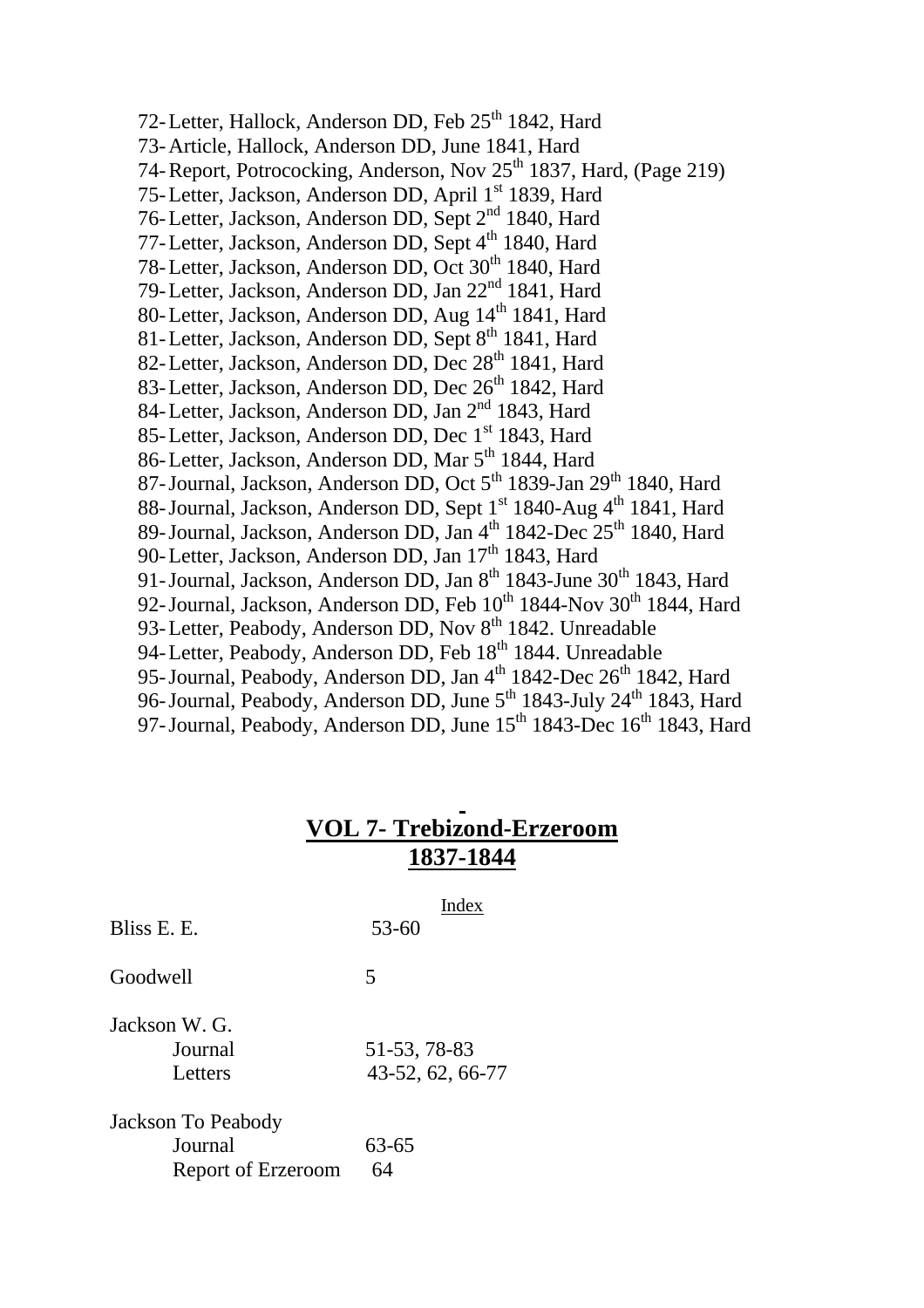72- Letter, Hallock, Anderson DD, Feb 25th 1842, Hard
73- Article, Hallock, Anderson DD, June 1841, Hard
74- Report, Potrococking, Anderson, Nov 25th 1837, Hard, (Page 219)
75- Letter, Jackson, Anderson DD, April 1st 1839, Hard
76- Letter, Jackson, Anderson DD, Sept 2nd 1840, Hard
77- Letter, Jackson, Anderson DD, Sept 4th 1840, Hard
78- Letter, Jackson, Anderson DD, Oct 30th 1840, Hard
79- Letter, Jackson, Anderson DD, Jan 22nd 1841, Hard
80- Letter, Jackson, Anderson DD, Aug 14th 1841, Hard
81- Letter, Jackson, Anderson DD, Sept 8th 1841, Hard
82- Letter, Jackson, Anderson DD, Dec 28th 1841, Hard
83- Letter, Jackson, Anderson DD, Dec 26th 1842, Hard
84- Letter, Jackson, Anderson DD, Jan 2nd 1843, Hard
85- Letter, Jackson, Anderson DD, Dec 1st 1843, Hard
86- Letter, Jackson, Anderson DD, Mar 5th 1844, Hard
87- Journal, Jackson, Anderson DD, Oct 5th 1839-Jan 29th 1840, Hard
88- Journal, Jackson, Anderson DD, Sept 1st 1840-Aug 4th 1841, Hard
89- Journal, Jackson, Anderson DD, Jan 4th 1842-Dec 25th 1840, Hard
90- Letter, Jackson, Anderson DD, Jan 17th 1843, Hard
91- Journal, Jackson, Anderson DD, Jan 8th 1843-June 30th 1843, Hard
92- Journal, Jackson, Anderson DD, Feb 10th 1844-Nov 30th 1844, Hard
93- Letter, Peabody, Anderson DD, Nov 8th 1842. Unreadable
94- Letter, Peabody, Anderson DD, Feb 18th 1844. Unreadable
95- Journal, Peabody, Anderson DD, Jan 4th 1842-Dec 26th 1842, Hard
96- Journal, Peabody, Anderson DD, June 5th 1843-July 24th 1843, Hard
97- Journal, Peabody, Anderson DD, June 15th 1843-Dec 16th 1843, Hard

## VOL 7- Trebizond-Erzeroom
## 1837-1844

| | Index |
|---|---|
| Bliss E. E. | 53-60 |
| Goodwell | 5 |
| Jackson W. G. | |
| Journal | 51-53, 78-83 |
| Letters | 43-52, 62, 66-77 |
| Jackson To Peabody | |
| Journal | 63-65 |
| Report of Erzeroom | 64 |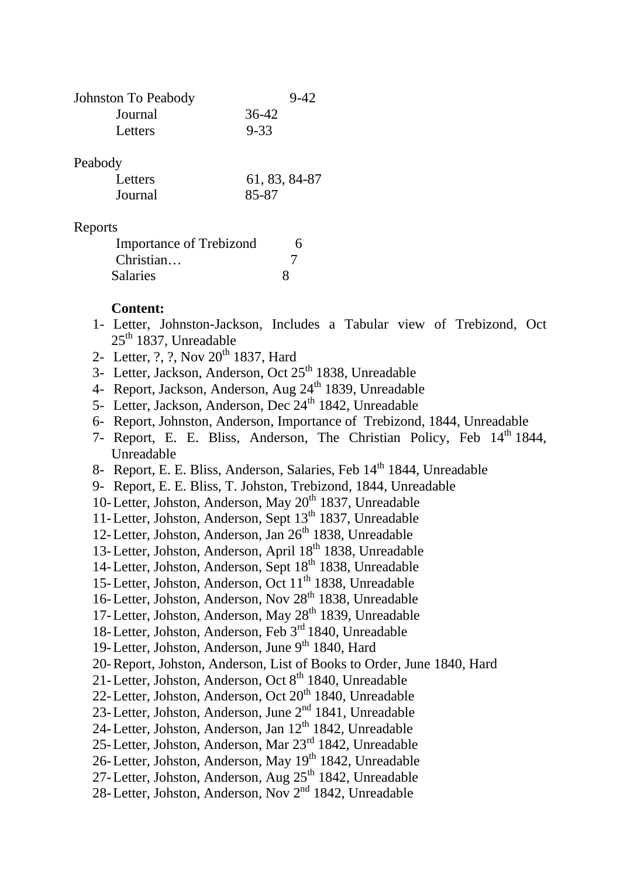Johnston To Peabody 9-42

| | |
|---|---|
| Journal | 36-42 |
| Letters | 9-33 |

Peabody

| | |
|---|---|
| Letters | 61, 83, 84-87 |
| Journal | 85-87 |

Reports

| | |
|---|---|
| Importance of Trebizond | 6 |
| Christian… | 7 |
| Salaries | 8 |

**Content:**

1- Letter, Johnston-Jackson, Includes a Tabular view of Trebizond, Oct 25th 1837, Unreadable
2- Letter, ?, ?, Nov 20th 1837, Hard
3- Letter, Jackson, Anderson, Oct 25th 1838, Unreadable
4- Report, Jackson, Anderson, Aug 24th 1839, Unreadable
5- Letter, Jackson, Anderson, Dec 24th 1842, Unreadable
6- Report, Johnston, Anderson, Importance of Trebizond, 1844, Unreadable
7- Report, E. E. Bliss, Anderson, The Christian Policy, Feb 14th 1844, Unreadable
8- Report, E. E. Bliss, Anderson, Salaries, Feb 14th 1844, Unreadable
9- Report, E. E. Bliss, T. Johston, Trebizond, 1844, Unreadable
10- Letter, Johston, Anderson, May 20th 1837, Unreadable
11- Letter, Johston, Anderson, Sept 13th 1837, Unreadable
12- Letter, Johston, Anderson, Jan 26th 1838, Unreadable
13- Letter, Johston, Anderson, April 18th 1838, Unreadable
14- Letter, Johston, Anderson, Sept 18th 1838, Unreadable
15- Letter, Johston, Anderson, Oct 11th 1838, Unreadable
16- Letter, Johston, Anderson, Nov 28th 1838, Unreadable
17- Letter, Johston, Anderson, May 28th 1839, Unreadable
18- Letter, Johston, Anderson, Feb 3rd 1840, Unreadable
19- Letter, Johston, Anderson, June 9th 1840, Hard
20- Report, Johston, Anderson, List of Books to Order, June 1840, Hard
21- Letter, Johston, Anderson, Oct 8th 1840, Unreadable
22- Letter, Johston, Anderson, Oct 20th 1840, Unreadable
23- Letter, Johston, Anderson, June 2nd 1841, Unreadable
24- Letter, Johston, Anderson, Jan 12th 1842, Unreadable
25- Letter, Johston, Anderson, Mar 23rd 1842, Unreadable
26- Letter, Johston, Anderson, May 19th 1842, Unreadable
27- Letter, Johston, Anderson, Aug 25th 1842, Unreadable
28- Letter, Johston, Anderson, Nov 2nd 1842, Unreadable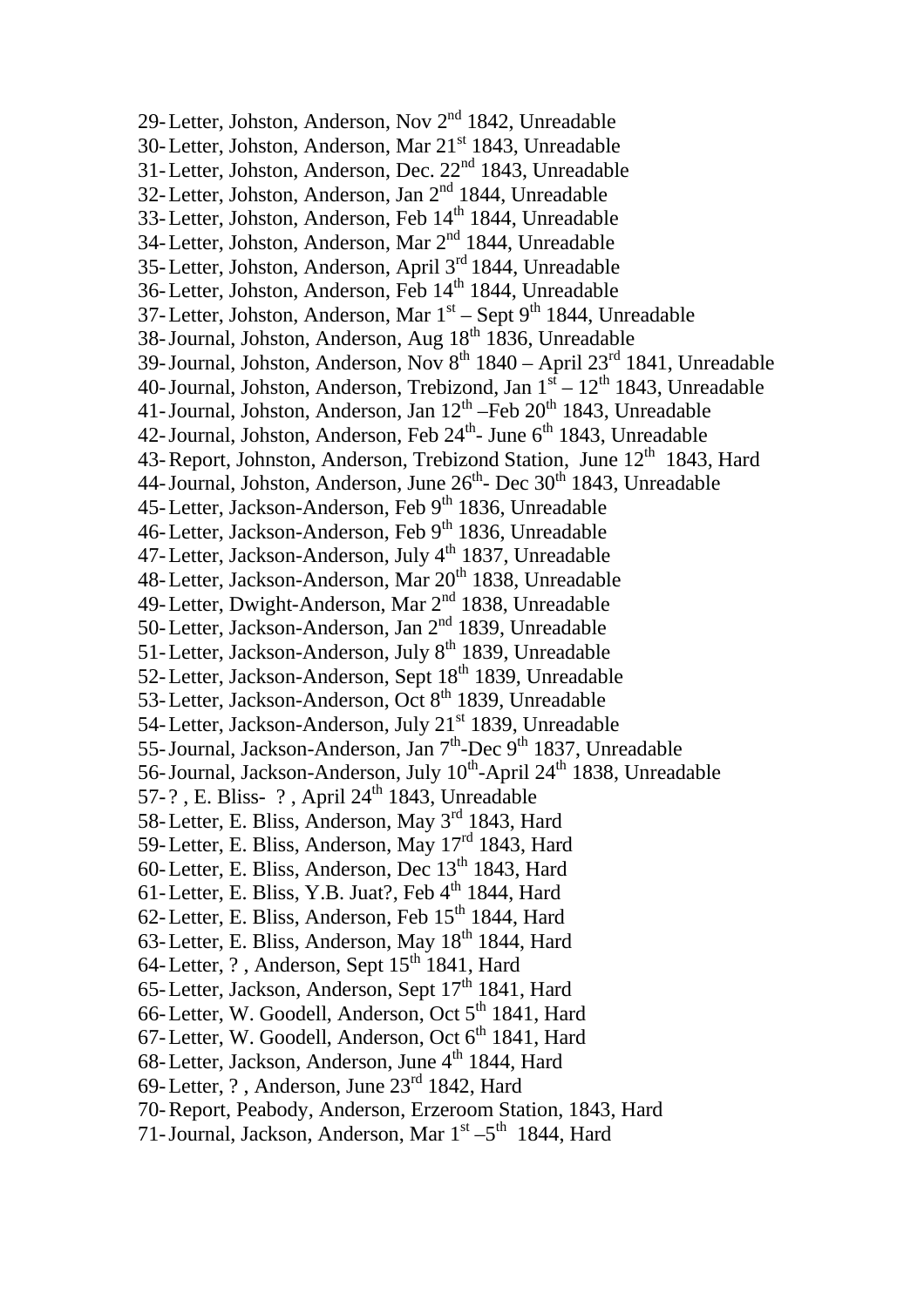29- Letter, Johston, Anderson, Nov 2nd 1842, Unreadable
30- Letter, Johston, Anderson, Mar 21st 1843, Unreadable
31- Letter, Johston, Anderson, Dec. 22nd 1843, Unreadable
32- Letter, Johston, Anderson, Jan 2nd 1844, Unreadable
33- Letter, Johston, Anderson, Feb 14th 1844, Unreadable
34- Letter, Johston, Anderson, Mar 2nd 1844, Unreadable
35- Letter, Johston, Anderson, April 3rd 1844, Unreadable
36- Letter, Johston, Anderson, Feb 14th 1844, Unreadable
37- Letter, Johston, Anderson, Mar 1st – Sept 9th 1844, Unreadable
38- Journal, Johston, Anderson, Aug 18th 1836, Unreadable
39- Journal, Johston, Anderson, Nov 8th 1840 – April 23rd 1841, Unreadable
40- Journal, Johston, Anderson, Trebizond, Jan 1st – 12th 1843, Unreadable
41- Journal, Johston, Anderson, Jan 12th –Feb 20th 1843, Unreadable
42- Journal, Johston, Anderson, Feb 24th- June 6th 1843, Unreadable
43- Report, Johnston, Anderson, Trebizond Station, June 12th 1843, Hard
44- Journal, Johston, Anderson, June 26th- Dec 30th 1843, Unreadable
45- Letter, Jackson-Anderson, Feb 9th 1836, Unreadable
46- Letter, Jackson-Anderson, Feb 9th 1836, Unreadable
47- Letter, Jackson-Anderson, July 4th 1837, Unreadable
48- Letter, Jackson-Anderson, Mar 20th 1838, Unreadable
49- Letter, Dwight-Anderson, Mar 2nd 1838, Unreadable
50- Letter, Jackson-Anderson, Jan 2nd 1839, Unreadable
51- Letter, Jackson-Anderson, July 8th 1839, Unreadable
52- Letter, Jackson-Anderson, Sept 18th 1839, Unreadable
53- Letter, Jackson-Anderson, Oct 8th 1839, Unreadable
54- Letter, Jackson-Anderson, July 21st 1839, Unreadable
55- Journal, Jackson-Anderson, Jan 7th-Dec 9th 1837, Unreadable
56- Journal, Jackson-Anderson, July 10th-April 24th 1838, Unreadable
57- ? , E. Bliss- ? , April 24th 1843, Unreadable
58- Letter, E. Bliss, Anderson, May 3rd 1843, Hard
59- Letter, E. Bliss, Anderson, May 17rd 1843, Hard
60- Letter, E. Bliss, Anderson, Dec 13th 1843, Hard
61- Letter, E. Bliss, Y.B. Juat?, Feb 4th 1844, Hard
62- Letter, E. Bliss, Anderson, Feb 15th 1844, Hard
63- Letter, E. Bliss, Anderson, May 18th 1844, Hard
64- Letter, ? , Anderson, Sept 15th 1841, Hard
65- Letter, Jackson, Anderson, Sept 17th 1841, Hard
66- Letter, W. Goodell, Anderson, Oct 5th 1841, Hard
67- Letter, W. Goodell, Anderson, Oct 6th 1841, Hard
68- Letter, Jackson, Anderson, June 4th 1844, Hard
69- Letter, ? , Anderson, June 23rd 1842, Hard
70- Report, Peabody, Anderson, Erzeroom Station, 1843, Hard
71- Journal, Jackson, Anderson, Mar 1st –5th 1844, Hard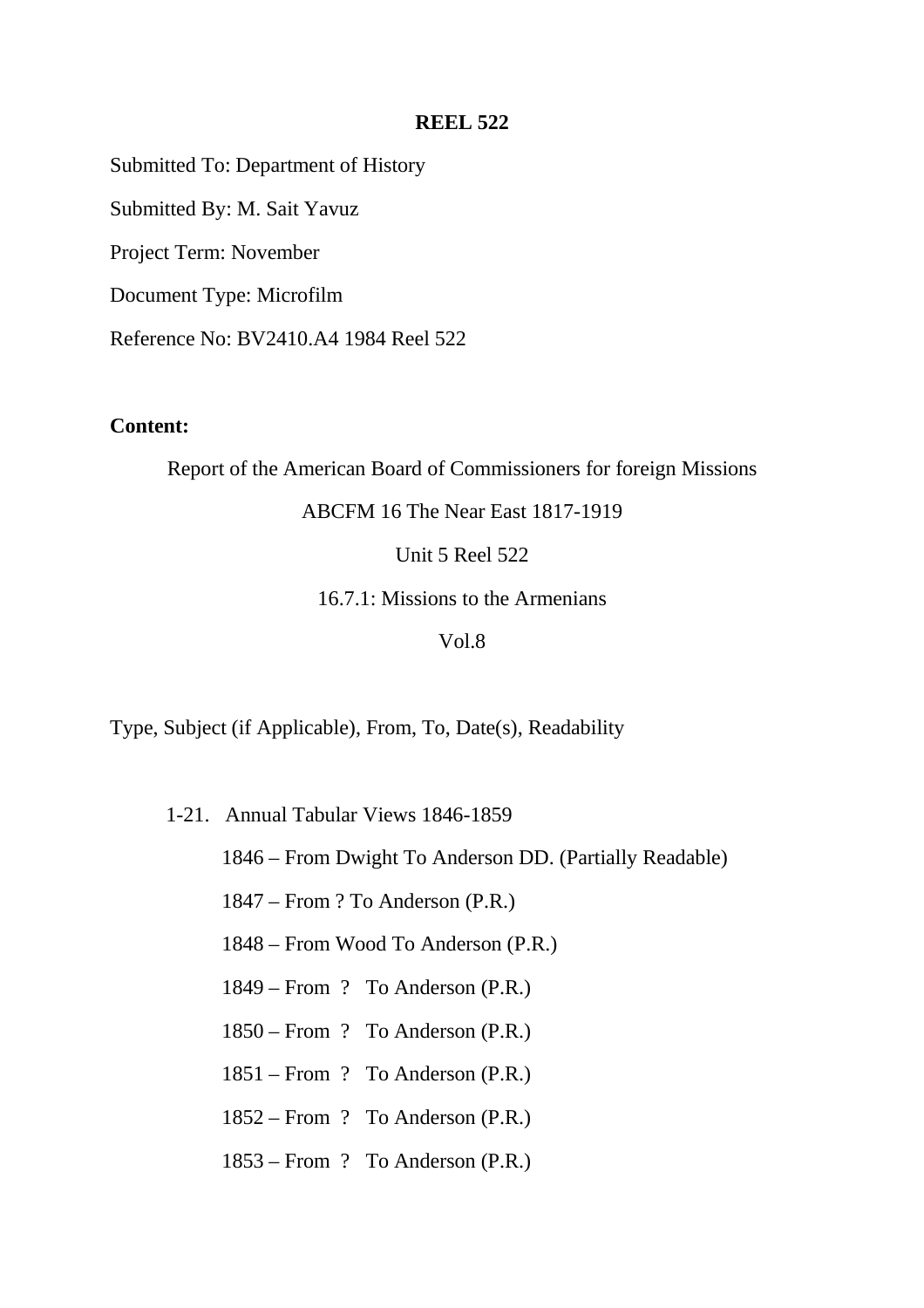**REEL 522**

Submitted To: Department of History

Submitted By: M. Sait Yavuz

Project Term: November

Document Type: Microfilm

Reference No: BV2410.A4 1984 Reel 522

**Content:**

Report of the American Board of Commissioners for foreign Missions

ABCFM 16 The Near East 1817-1919

Unit 5 Reel 522

16.7.1: Missions to the Armenians

Vol.8

Type, Subject (if Applicable), From, To, Date(s), Readability

1-21. Annual Tabular Views 1846-1859

- 1846 – From Dwight To Anderson DD. (Partially Readable)
- 1847 – From ? To Anderson (P.R.)
- 1848 – From Wood To Anderson (P.R.)
- 1849 – From ? To Anderson (P.R.)
- 1850 – From ? To Anderson (P.R.)
- 1851 – From ? To Anderson (P.R.)
- 1852 – From ? To Anderson (P.R.)
- 1853 – From ? To Anderson (P.R.)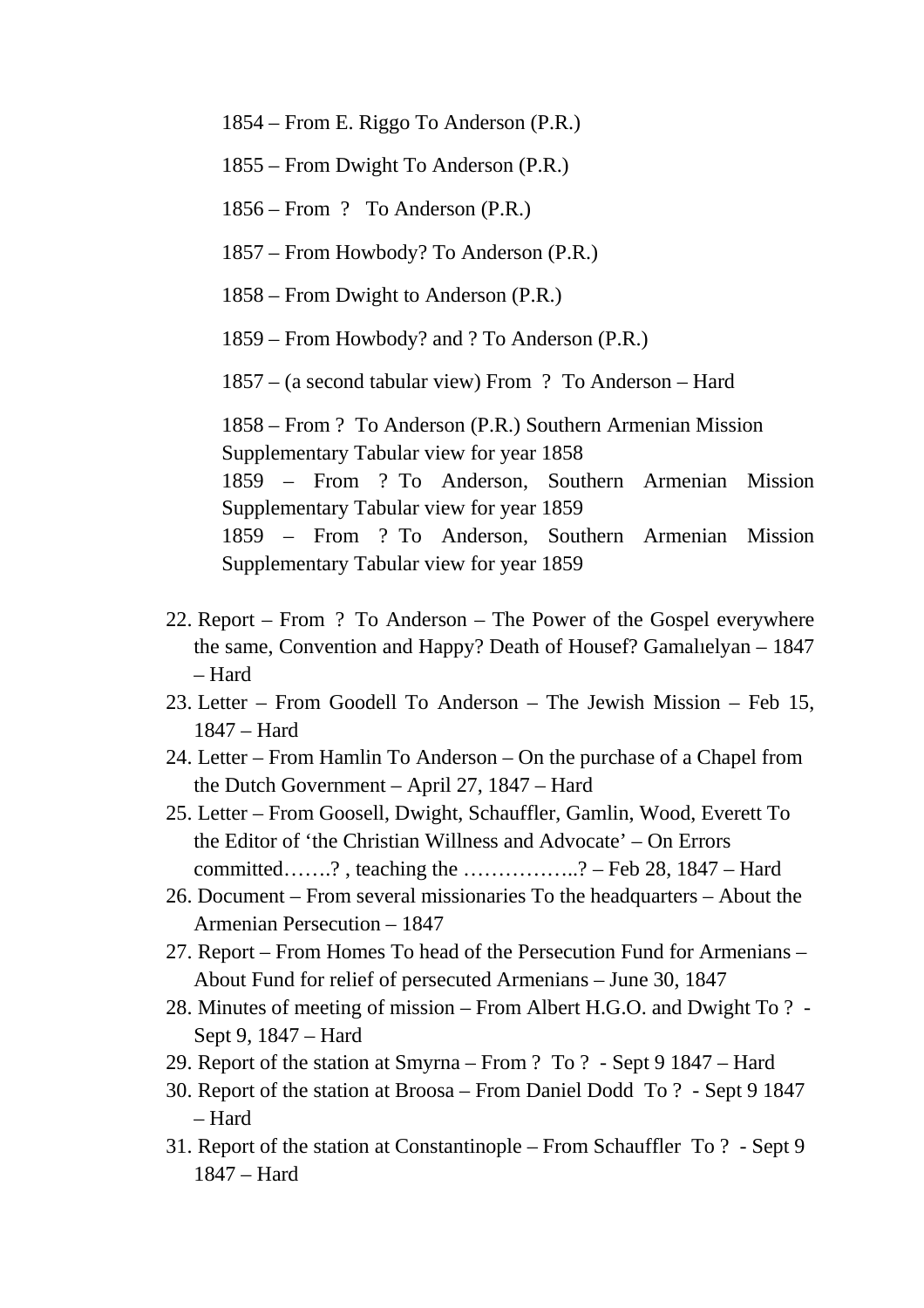1854 – From E. Riggo To Anderson (P.R.)

1855 – From Dwight To Anderson (P.R.)

1856 – From ? To Anderson (P.R.)

1857 – From Howbody? To Anderson (P.R.)

1858 – From Dwight to Anderson (P.R.)

1859 – From Howbody? and ? To Anderson (P.R.)

1857 – (a second tabular view) From ? To Anderson – Hard

1858 – From ? To Anderson (P.R.) Southern Armenian Mission Supplementary Tabular view for year 1858
1859 – From ? To Anderson, Southern Armenian Mission Supplementary Tabular view for year 1859
1859 – From ? To Anderson, Southern Armenian Mission Supplementary Tabular view for year 1859

22. Report – From ? To Anderson – The Power of the Gospel everywhere the same, Convention and Happy? Death of Housef? Gamalıelyan – 1847 – Hard
23. Letter – From Goodell To Anderson – The Jewish Mission – Feb 15, 1847 – Hard
24. Letter – From Hamlin To Anderson – On the purchase of a Chapel from the Dutch Government – April 27, 1847 – Hard
25. Letter – From Goosell, Dwight, Schauffler, Gamlin, Wood, Everett To the Editor of 'the Christian Willness and Advocate' – On Errors committed…….? , teaching the ……………..? – Feb 28, 1847 – Hard
26. Document – From several missionaries To the headquarters – About the Armenian Persecution – 1847
27. Report – From Homes To head of the Persecution Fund for Armenians – About Fund for relief of persecuted Armenians – June 30, 1847
28. Minutes of meeting of mission – From Albert H.G.O. and Dwight To ? - Sept 9, 1847 – Hard
29. Report of the station at Smyrna – From ? To ? - Sept 9 1847 – Hard
30. Report of the station at Broosa – From Daniel Dodd To ? - Sept 9 1847 – Hard
31. Report of the station at Constantinople – From Schauffler To ? - Sept 9 1847 – Hard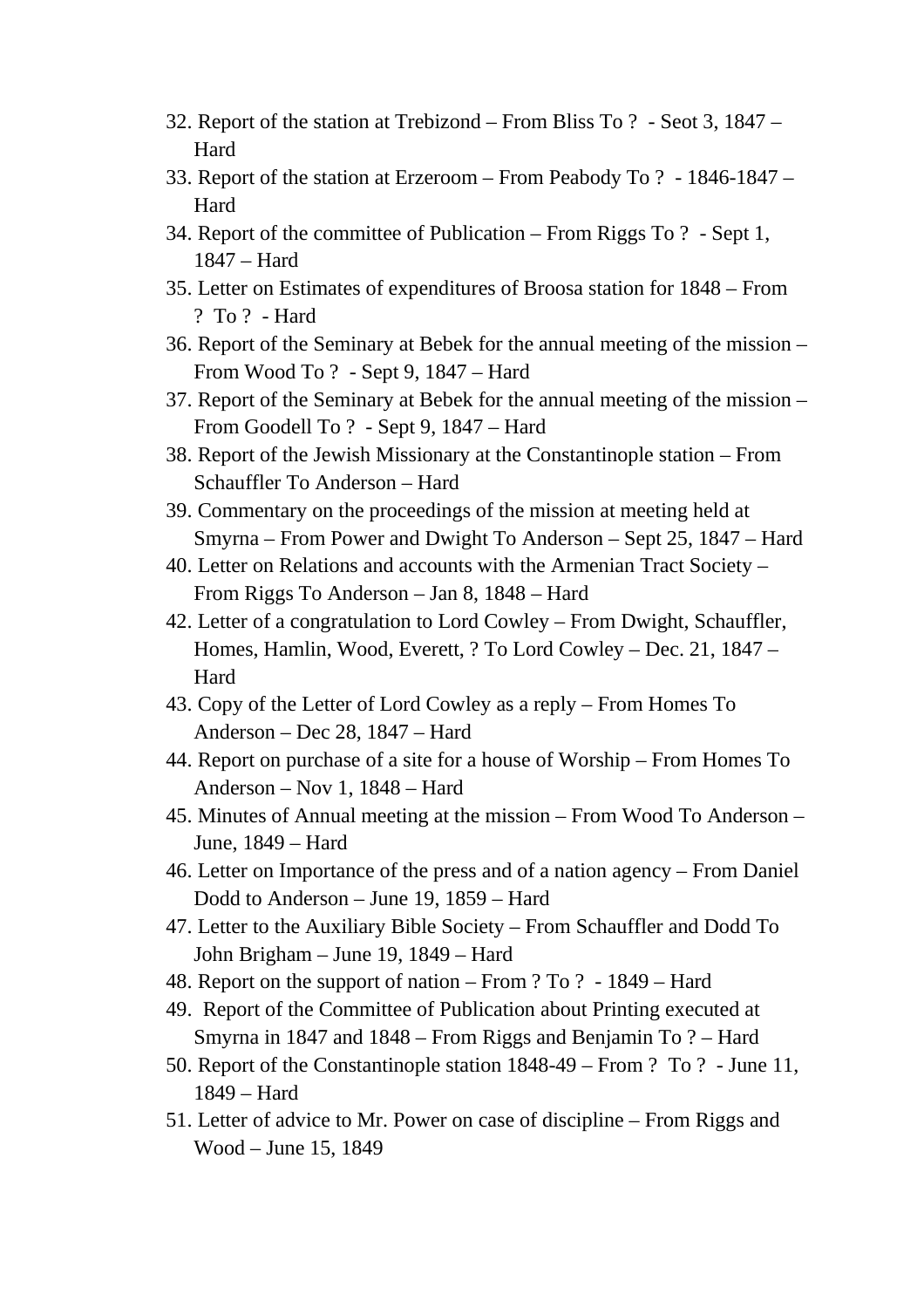32. Report of the station at Trebizond – From Bliss To ?  - Seot 3, 1847 – Hard
33. Report of the station at Erzeroom – From Peabody To ?  - 1846-1847 – Hard
34. Report of the committee of Publication – From Riggs To ?  - Sept 1, 1847 – Hard
35. Letter on Estimates of expenditures of Broosa station for 1848 – From ?  To ?  - Hard
36. Report of the Seminary at Bebek for the annual meeting of the mission – From Wood To ?  - Sept 9, 1847 – Hard
37. Report of the Seminary at Bebek for the annual meeting of the mission – From Goodell To ?  - Sept 9, 1847 – Hard
38. Report of the Jewish Missionary at the Constantinople station – From Schauffler To Anderson – Hard
39. Commentary on the proceedings of the mission at meeting held at Smyrna – From Power and Dwight To Anderson – Sept 25, 1847 – Hard
40. Letter on Relations and accounts with the Armenian Tract Society – From Riggs To Anderson – Jan 8, 1848 – Hard
42. Letter of a congratulation to Lord Cowley – From Dwight, Schauffler, Homes, Hamlin, Wood, Everett, ? To Lord Cowley – Dec. 21, 1847 – Hard
43. Copy of the Letter of Lord Cowley as a reply – From Homes To Anderson – Dec 28, 1847 – Hard
44. Report on purchase of a site for a house of Worship – From Homes To Anderson – Nov 1, 1848 – Hard
45. Minutes of Annual meeting at the mission – From Wood To Anderson – June, 1849 – Hard
46. Letter on Importance of the press and of a nation agency – From Daniel Dodd to Anderson – June 19, 1859 – Hard
47. Letter to the Auxiliary Bible Society – From Schauffler and Dodd To John Brigham – June 19, 1849 – Hard
48. Report on the support of nation – From ? To ?  - 1849 – Hard
49. Report of the Committee of Publication about Printing executed at Smyrna in 1847 and 1848 – From Riggs and Benjamin To ? – Hard
50. Report of the Constantinople station 1848-49 – From ?  To ?  - June 11, 1849 – Hard
51. Letter of advice to Mr. Power on case of discipline – From Riggs and Wood – June 15, 1849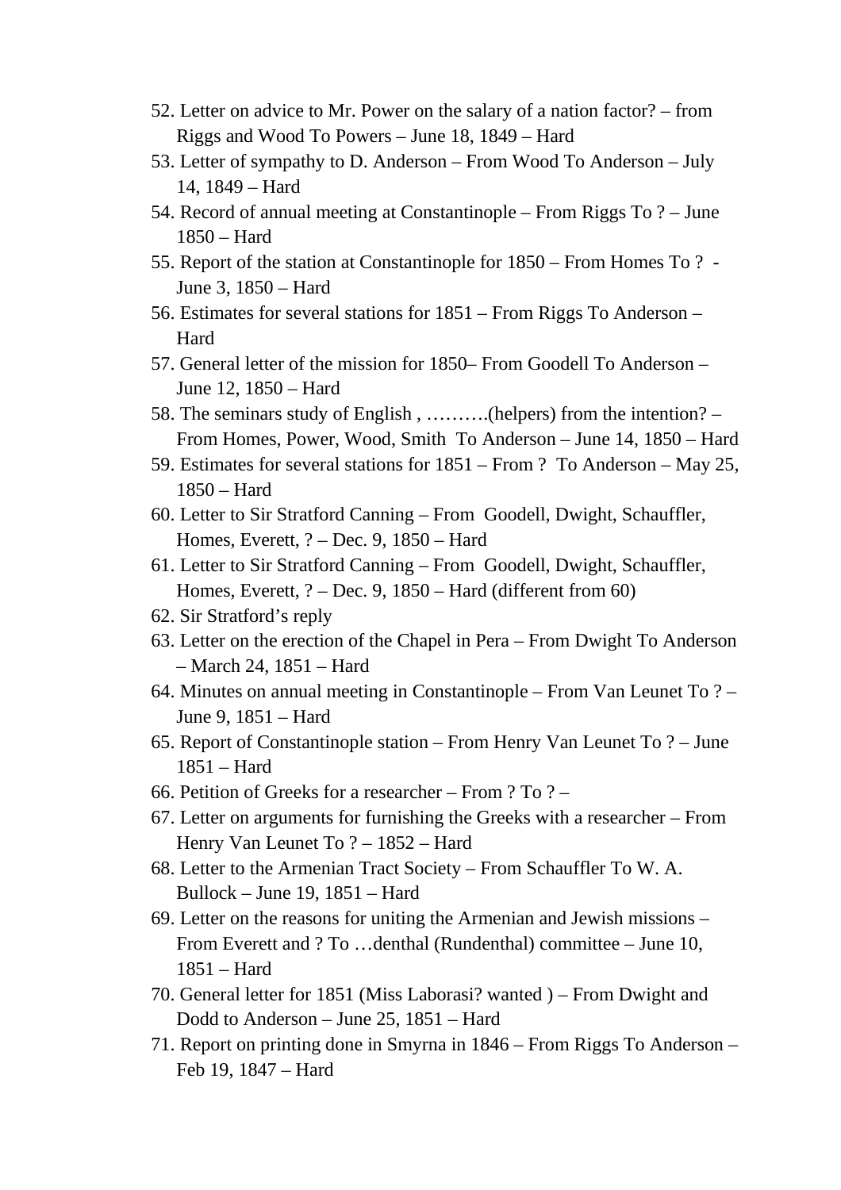52. Letter on advice to Mr. Power on the salary of a nation factor? – from Riggs and Wood To Powers – June 18, 1849 – Hard
53. Letter of sympathy to D. Anderson – From Wood To Anderson – July 14, 1849 – Hard
54. Record of annual meeting at Constantinople – From Riggs To ? – June 1850 – Hard
55. Report of the station at Constantinople for 1850 – From Homes To ?  - June 3, 1850 – Hard
56. Estimates for several stations for 1851 – From Riggs To Anderson – Hard
57. General letter of the mission for 1850– From Goodell To Anderson – June 12, 1850 – Hard
58. The seminars study of English , ……….(helpers) from the intention? – From Homes, Power, Wood, Smith  To Anderson – June 14, 1850 – Hard
59. Estimates for several stations for 1851 – From ?  To Anderson – May 25, 1850 – Hard
60. Letter to Sir Stratford Canning – From  Goodell, Dwight, Schauffler, Homes, Everett, ? – Dec. 9, 1850 – Hard
61. Letter to Sir Stratford Canning – From  Goodell, Dwight, Schauffler, Homes, Everett, ? – Dec. 9, 1850 – Hard (different from 60)
62. Sir Stratford's reply
63. Letter on the erection of the Chapel in Pera – From Dwight To Anderson – March 24, 1851 – Hard
64. Minutes on annual meeting in Constantinople – From Van Leunet To ? – June 9, 1851 – Hard
65. Report of Constantinople station – From Henry Van Leunet To ? – June 1851 – Hard
66. Petition of Greeks for a researcher – From ? To ? –
67. Letter on arguments for furnishing the Greeks with a researcher – From Henry Van Leunet To ? – 1852 – Hard
68. Letter to the Armenian Tract Society – From Schauffler To W. A. Bullock – June 19, 1851 – Hard
69. Letter on the reasons for uniting the Armenian and Jewish missions – From Everett and ? To …denthal (Rundenthal) committee – June 10, 1851 – Hard
70. General letter for 1851 (Miss Laborasi? wanted ) – From Dwight and Dodd to Anderson – June 25, 1851 – Hard
71. Report on printing done in Smyrna in 1846 – From Riggs To Anderson – Feb 19, 1847 – Hard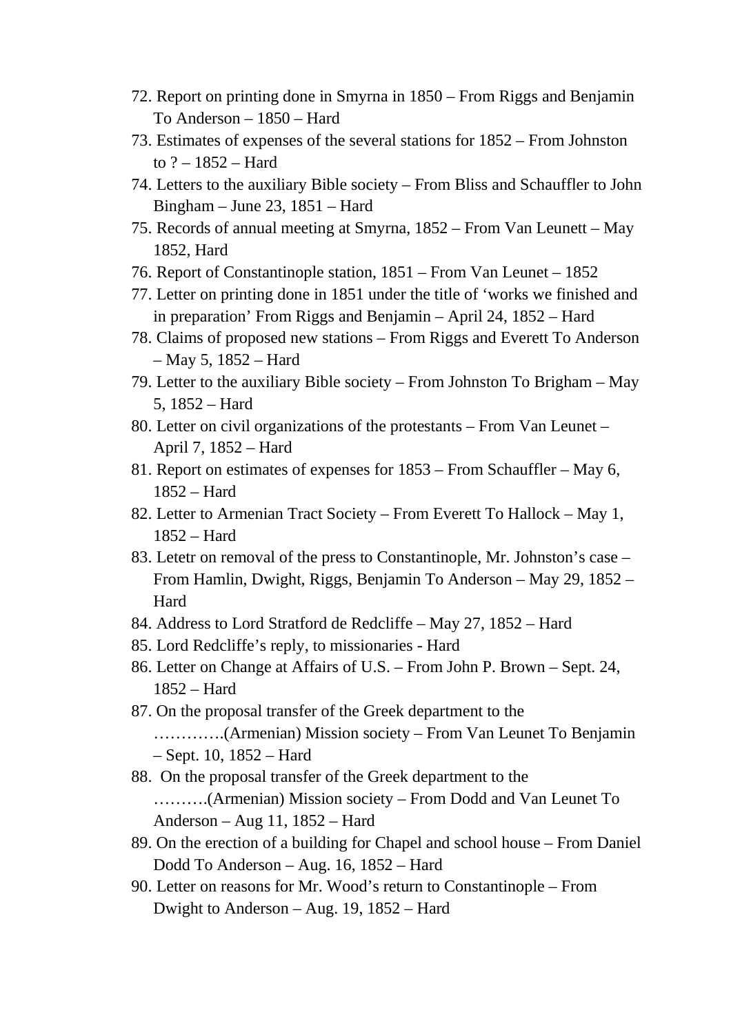72. Report on printing done in Smyrna in 1850 – From Riggs and Benjamin To Anderson – 1850 – Hard
73. Estimates of expenses of the several stations for 1852 – From Johnston to ? – 1852 – Hard
74. Letters to the auxiliary Bible society – From Bliss and Schauffler to John Bingham – June 23, 1851 – Hard
75. Records of annual meeting at Smyrna, 1852 – From Van Leunett – May 1852, Hard
76. Report of Constantinople station, 1851 – From Van Leunet – 1852
77. Letter on printing done in 1851 under the title of 'works we finished and in preparation' From Riggs and Benjamin – April 24, 1852 – Hard
78. Claims of proposed new stations – From Riggs and Everett To Anderson – May 5, 1852 – Hard
79. Letter to the auxiliary Bible society – From Johnston To Brigham – May 5, 1852 – Hard
80. Letter on civil organizations of the protestants – From Van Leunet – April 7, 1852 – Hard
81. Report on estimates of expenses for 1853 – From Schauffler – May 6, 1852 – Hard
82. Letter to Armenian Tract Society – From Everett To Hallock – May 1, 1852 – Hard
83. Letetr on removal of the press to Constantinople, Mr. Johnston's case – From Hamlin, Dwight, Riggs, Benjamin To Anderson – May 29, 1852 – Hard
84. Address to Lord Stratford de Redcliffe – May 27, 1852 – Hard
85. Lord Redcliffe's reply, to missionaries - Hard
86. Letter on Change at Affairs of U.S. – From John P. Brown – Sept. 24, 1852 – Hard
87. On the proposal transfer of the Greek department to the ………….(Armenian) Mission society – From Van Leunet To Benjamin – Sept. 10, 1852 – Hard
88. On the proposal transfer of the Greek department to the ……….(Armenian) Mission society – From Dodd and Van Leunet To Anderson – Aug 11, 1852 – Hard
89. On the erection of a building for Chapel and school house – From Daniel Dodd To Anderson – Aug. 16, 1852 – Hard
90. Letter on reasons for Mr. Wood's return to Constantinople – From Dwight to Anderson – Aug. 19, 1852 – Hard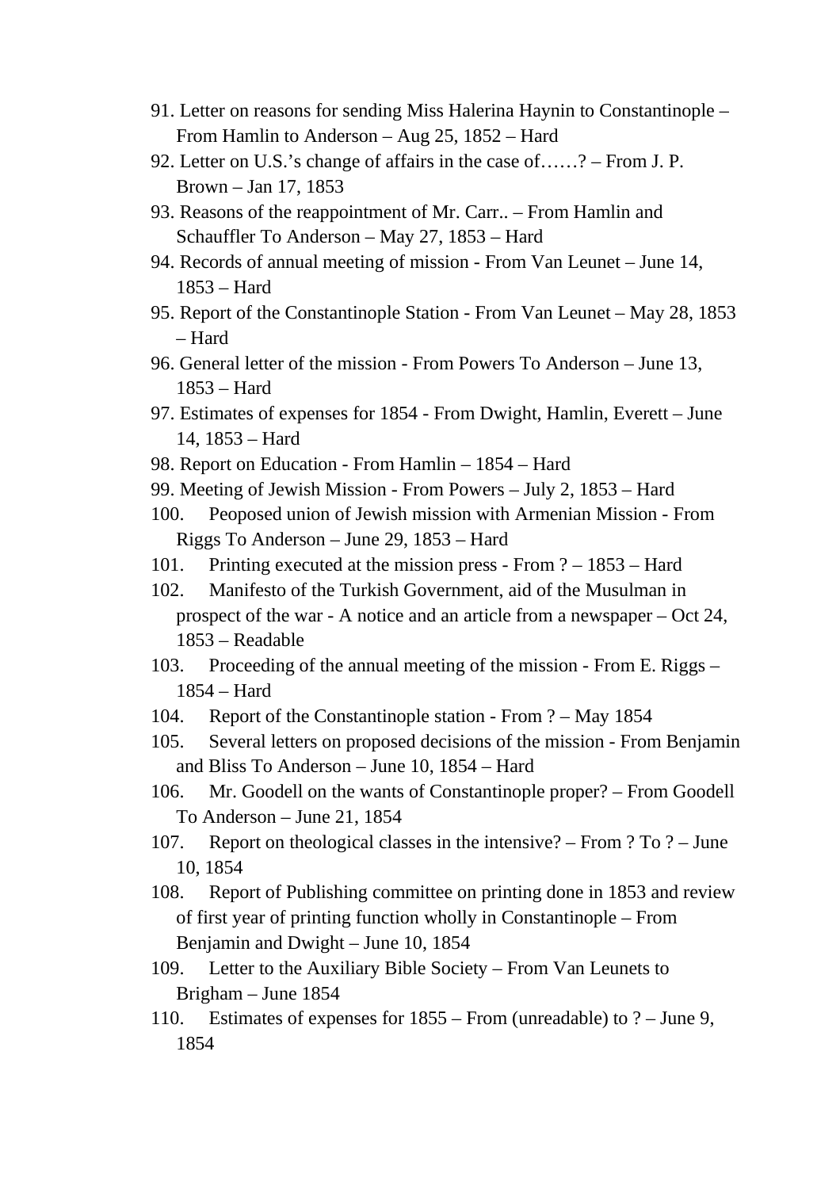91. Letter on reasons for sending Miss Halerina Haynin to Constantinople – From Hamlin to Anderson – Aug 25, 1852 – Hard
92. Letter on U.S.'s change of affairs in the case of……? – From J. P. Brown – Jan 17, 1853
93. Reasons of the reappointment of Mr. Carr.. – From Hamlin and Schauffler To Anderson – May 27, 1853 – Hard
94. Records of annual meeting of mission - From Van Leunet – June 14, 1853 – Hard
95. Report of the Constantinople Station - From Van Leunet – May 28, 1853 – Hard
96. General letter of the mission - From Powers To Anderson – June 13, 1853 – Hard
97. Estimates of expenses for 1854 - From Dwight, Hamlin, Everett – June 14, 1853 – Hard
98. Report on Education - From Hamlin – 1854 – Hard
99. Meeting of Jewish Mission - From Powers – July 2, 1853 – Hard
100. Peoposed union of Jewish mission with Armenian Mission - From Riggs To Anderson – June 29, 1853 – Hard
101. Printing executed at the mission press - From ? – 1853 – Hard
102. Manifesto of the Turkish Government, aid of the Musulman in prospect of the war - A notice and an article from a newspaper – Oct 24, 1853 – Readable
103. Proceeding of the annual meeting of the mission - From E. Riggs – 1854 – Hard
104. Report of the Constantinople station - From ? – May 1854
105. Several letters on proposed decisions of the mission - From Benjamin and Bliss To Anderson – June 10, 1854 – Hard
106. Mr. Goodell on the wants of Constantinople proper? – From Goodell To Anderson – June 21, 1854
107. Report on theological classes in the intensive? – From ? To ? – June 10, 1854
108. Report of Publishing committee on printing done in 1853 and review of first year of printing function wholly in Constantinople – From Benjamin and Dwight – June 10, 1854
109. Letter to the Auxiliary Bible Society – From Van Leunets to Brigham – June 1854
110. Estimates of expenses for 1855 – From (unreadable) to ? – June 9, 1854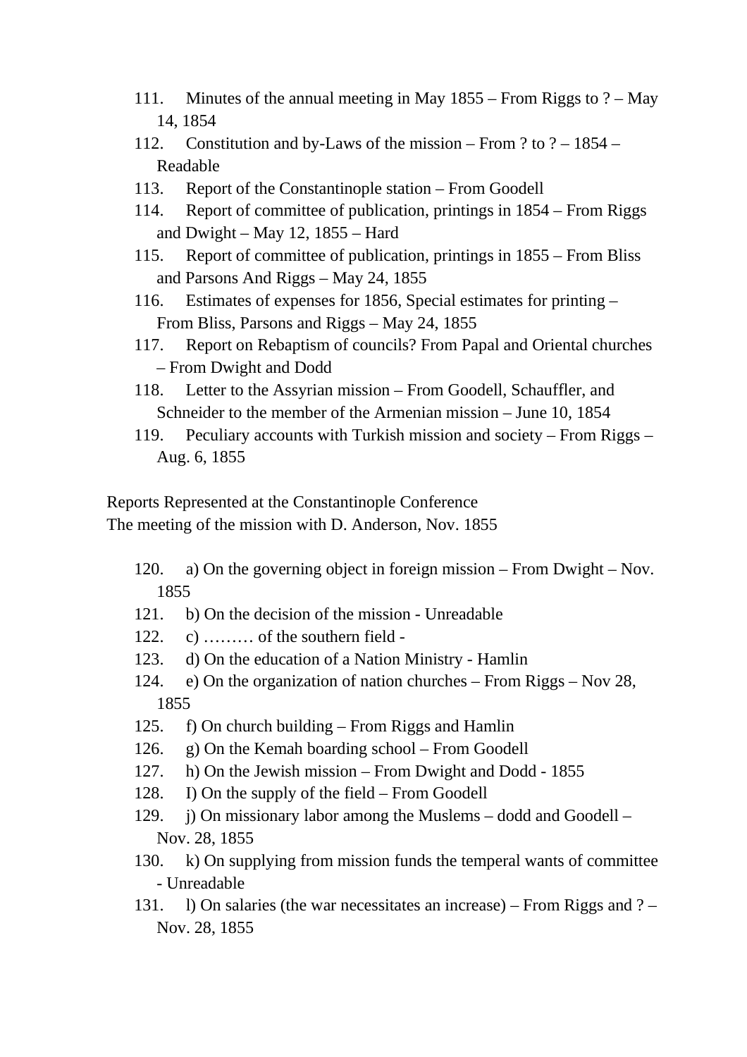111. Minutes of the annual meeting in May 1855 – From Riggs to ? – May 14, 1854
112. Constitution and by-Laws of the mission – From ? to ? – 1854 – Readable
113. Report of the Constantinople station – From Goodell
114. Report of committee of publication, printings in 1854 – From Riggs and Dwight – May 12, 1855 – Hard
115. Report of committee of publication, printings in 1855 – From Bliss and Parsons And Riggs – May 24, 1855
116. Estimates of expenses for 1856, Special estimates for printing – From Bliss, Parsons and Riggs – May 24, 1855
117. Report on Rebaptism of councils? From Papal and Oriental churches – From Dwight and Dodd
118. Letter to the Assyrian mission – From Goodell, Schauffler, and Schneider to the member of the Armenian mission – June 10, 1854
119. Peculiary accounts with Turkish mission and society – From Riggs – Aug. 6, 1855

Reports Represented at the Constantinople Conference
The meeting of the mission with D. Anderson, Nov. 1855

120. a) On the governing object in foreign mission – From Dwight – Nov. 1855
121. b) On the decision of the mission - Unreadable
122. c) ……… of the southern field -
123. d) On the education of a Nation Ministry - Hamlin
124. e) On the organization of nation churches – From Riggs – Nov 28, 1855
125. f) On church building – From Riggs and Hamlin
126. g) On the Kemah boarding school – From Goodell
127. h) On the Jewish mission – From Dwight and Dodd - 1855
128. I) On the supply of the field – From Goodell
129. j) On missionary labor among the Muslems – dodd and Goodell – Nov. 28, 1855
130. k) On supplying from mission funds the temperal wants of committee - Unreadable
131. l) On salaries (the war necessitates an increase) – From Riggs and ? – Nov. 28, 1855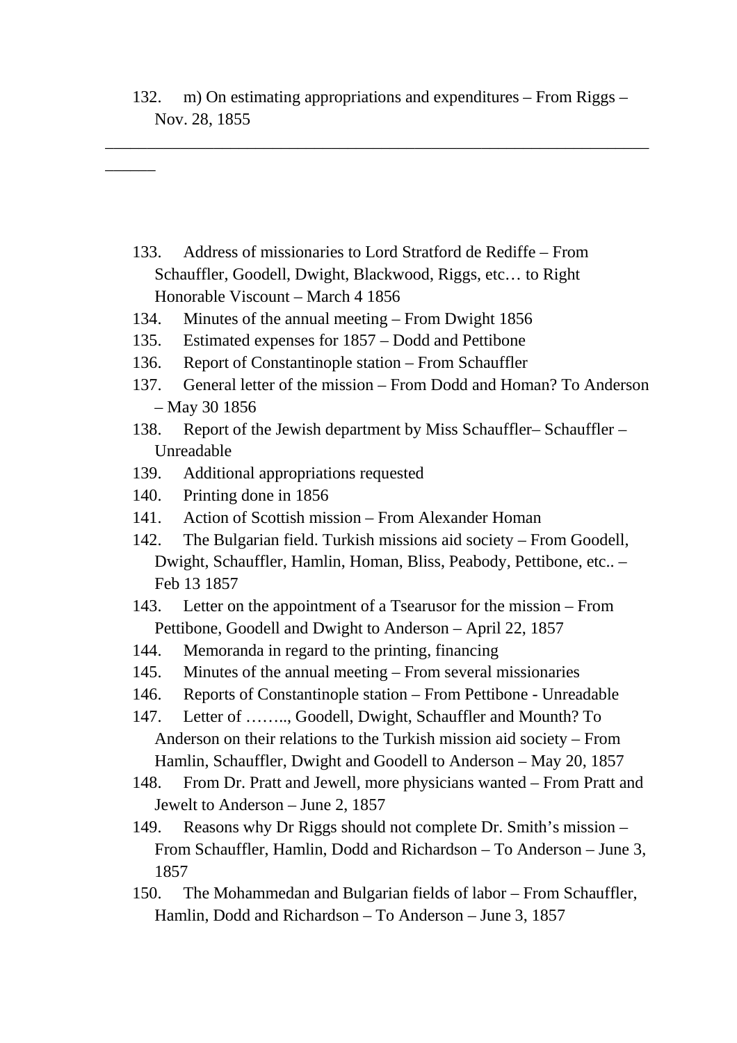132. m) On estimating appropriations and expenditures – From Riggs – Nov. 28, 1855

---

133. Address of missionaries to Lord Stratford de Rediffe – From Schauffler, Goodell, Dwight, Blackwood, Riggs, etc… to Right Honorable Viscount – March 4 1856
134. Minutes of the annual meeting – From Dwight 1856
135. Estimated expenses for 1857 – Dodd and Pettibone
136. Report of Constantinople station – From Schauffler
137. General letter of the mission – From Dodd and Homan? To Anderson – May 30 1856
138. Report of the Jewish department by Miss Schauffler– Schauffler – Unreadable
139. Additional appropriations requested
140. Printing done in 1856
141. Action of Scottish mission – From Alexander Homan
142. The Bulgarian field. Turkish missions aid society – From Goodell, Dwight, Schauffler, Hamlin, Homan, Bliss, Peabody, Pettibone, etc.. – Feb 13 1857
143. Letter on the appointment of a Tsearusor for the mission – From Pettibone, Goodell and Dwight to Anderson – April 22, 1857
144. Memoranda in regard to the printing, financing
145. Minutes of the annual meeting – From several missionaries
146. Reports of Constantinople station – From Pettibone - Unreadable
147. Letter of …….., Goodell, Dwight, Schauffler and Mounth? To Anderson on their relations to the Turkish mission aid society – From Hamlin, Schauffler, Dwight and Goodell to Anderson – May 20, 1857
148. From Dr. Pratt and Jewell, more physicians wanted – From Pratt and Jewelt to Anderson – June 2, 1857
149. Reasons why Dr Riggs should not complete Dr. Smith's mission – From Schauffler, Hamlin, Dodd and Richardson – To Anderson – June 3, 1857
150. The Mohammedan and Bulgarian fields of labor – From Schauffler, Hamlin, Dodd and Richardson – To Anderson – June 3, 1857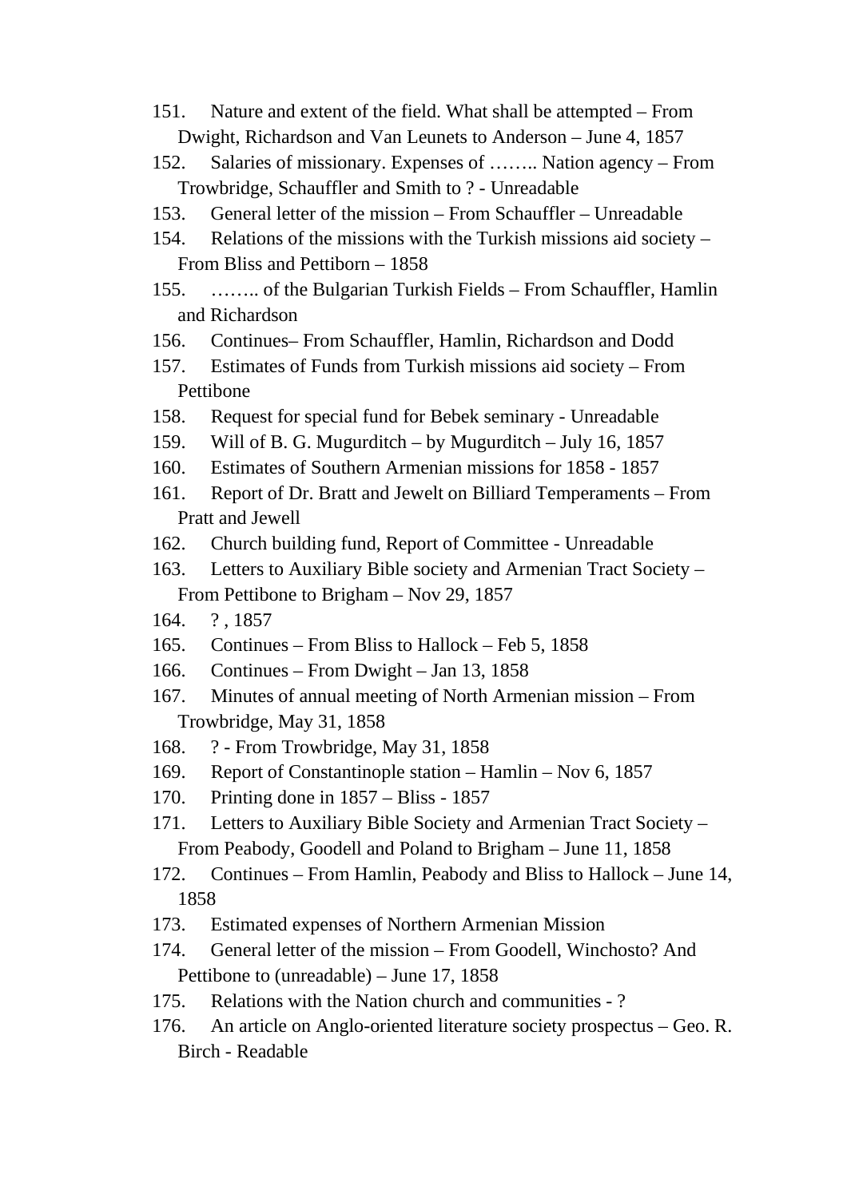151. Nature and extent of the field. What shall be attempted – From Dwight, Richardson and Van Leunets to Anderson – June 4, 1857
152. Salaries of missionary. Expenses of …….. Nation agency – From Trowbridge, Schauffler and Smith to ? - Unreadable
153. General letter of the mission – From Schauffler – Unreadable
154. Relations of the missions with the Turkish missions aid society – From Bliss and Pettiborn – 1858
155. …….. of the Bulgarian Turkish Fields – From Schauffler, Hamlin and Richardson
156. Continues– From Schauffler, Hamlin, Richardson and Dodd
157. Estimates of Funds from Turkish missions aid society – From Pettibone
158. Request for special fund for Bebek seminary - Unreadable
159. Will of B. G. Mugurditch – by Mugurditch – July 16, 1857
160. Estimates of Southern Armenian missions for 1858 - 1857
161. Report of Dr. Bratt and Jewelt on Billiard Temperaments – From Pratt and Jewell
162. Church building fund, Report of Committee - Unreadable
163. Letters to Auxiliary Bible society and Armenian Tract Society – From Pettibone to Brigham – Nov 29, 1857
164. ? , 1857
165. Continues – From Bliss to Hallock – Feb 5, 1858
166. Continues – From Dwight – Jan 13, 1858
167. Minutes of annual meeting of North Armenian mission – From Trowbridge, May 31, 1858
168. ? - From Trowbridge, May 31, 1858
169. Report of Constantinople station – Hamlin – Nov 6, 1857
170. Printing done in 1857 – Bliss - 1857
171. Letters to Auxiliary Bible Society and Armenian Tract Society – From Peabody, Goodell and Poland to Brigham – June 11, 1858
172. Continues – From Hamlin, Peabody and Bliss to Hallock – June 14, 1858
173. Estimated expenses of Northern Armenian Mission
174. General letter of the mission – From Goodell, Winchosto? And Pettibone to (unreadable) – June 17, 1858
175. Relations with the Nation church and communities - ?
176. An article on Anglo-oriented literature society prospectus – Geo. R. Birch - Readable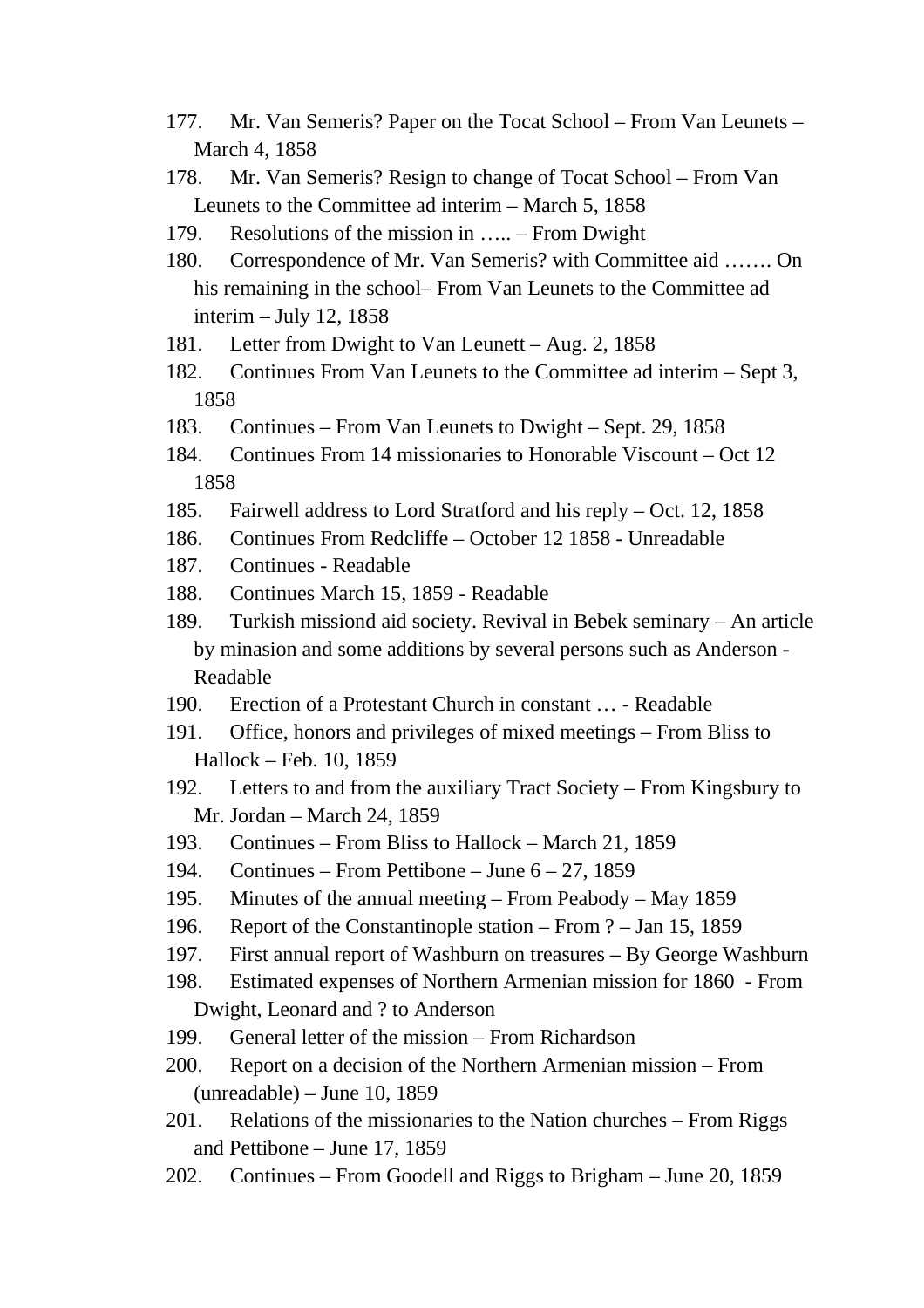177. Mr. Van Semeris? Paper on the Tocat School – From Van Leunets – March 4, 1858
178. Mr. Van Semeris? Resign to change of Tocat School – From Van Leunets to the Committee ad interim – March 5, 1858
179. Resolutions of the mission in ….. – From Dwight
180. Correspondence of Mr. Van Semeris? with Committee aid ……. On his remaining in the school– From Van Leunets to the Committee ad interim – July 12, 1858
181. Letter from Dwight to Van Leunett – Aug. 2, 1858
182. Continues From Van Leunets to the Committee ad interim – Sept 3, 1858
183. Continues – From Van Leunets to Dwight – Sept. 29, 1858
184. Continues From 14 missionaries to Honorable Viscount – Oct 12 1858
185. Fairwell address to Lord Stratford and his reply – Oct. 12, 1858
186. Continues From Redcliffe – October 12 1858 - Unreadable
187. Continues - Readable
188. Continues March 15, 1859 - Readable
189. Turkish missiond aid society. Revival in Bebek seminary – An article by minasion and some additions by several persons such as Anderson - Readable
190. Erection of a Protestant Church in constant … - Readable
191. Office, honors and privileges of mixed meetings – From Bliss to Hallock – Feb. 10, 1859
192. Letters to and from the auxiliary Tract Society – From Kingsbury to Mr. Jordan – March 24, 1859
193. Continues – From Bliss to Hallock – March 21, 1859
194. Continues – From Pettibone – June 6 – 27, 1859
195. Minutes of the annual meeting – From Peabody – May 1859
196. Report of the Constantinople station – From ? – Jan 15, 1859
197. First annual report of Washburn on treasures – By George Washburn
198. Estimated expenses of Northern Armenian mission for 1860 - From Dwight, Leonard and ? to Anderson
199. General letter of the mission – From Richardson
200. Report on a decision of the Northern Armenian mission – From (unreadable) – June 10, 1859
201. Relations of the missionaries to the Nation churches – From Riggs and Pettibone – June 17, 1859
202. Continues – From Goodell and Riggs to Brigham – June 20, 1859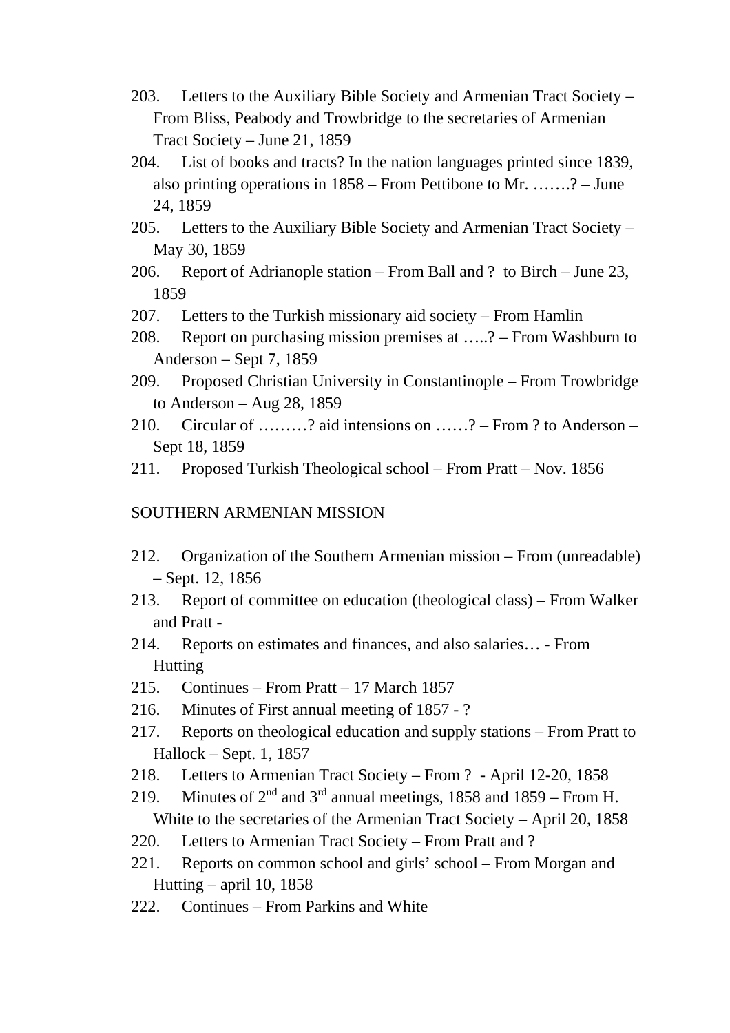203. Letters to the Auxiliary Bible Society and Armenian Tract Society – From Bliss, Peabody and Trowbridge to the secretaries of Armenian Tract Society – June 21, 1859
204. List of books and tracts? In the nation languages printed since 1839, also printing operations in 1858 – From Pettibone to Mr. …….? – June 24, 1859
205. Letters to the Auxiliary Bible Society and Armenian Tract Society – May 30, 1859
206. Report of Adrianople station – From Ball and ? to Birch – June 23, 1859
207. Letters to the Turkish missionary aid society – From Hamlin
208. Report on purchasing mission premises at …..? – From Washburn to Anderson – Sept 7, 1859
209. Proposed Christian University in Constantinople – From Trowbridge to Anderson – Aug 28, 1859
210. Circular of ………? aid intensions on ……? – From ? to Anderson – Sept 18, 1859
211. Proposed Turkish Theological school – From Pratt – Nov. 1856

SOUTHERN ARMENIAN MISSION

212. Organization of the Southern Armenian mission – From (unreadable) – Sept. 12, 1856
213. Report of committee on education (theological class) – From Walker and Pratt -
214. Reports on estimates and finances, and also salaries… - From Hutting
215. Continues – From Pratt – 17 March 1857
216. Minutes of First annual meeting of 1857 - ?
217. Reports on theological education and supply stations – From Pratt to Hallock – Sept. 1, 1857
218. Letters to Armenian Tract Society – From ? - April 12-20, 1858
219. Minutes of 2nd and 3rd annual meetings, 1858 and 1859 – From H. White to the secretaries of the Armenian Tract Society – April 20, 1858
220. Letters to Armenian Tract Society – From Pratt and ?
221. Reports on common school and girls' school – From Morgan and Hutting – april 10, 1858
222. Continues – From Parkins and White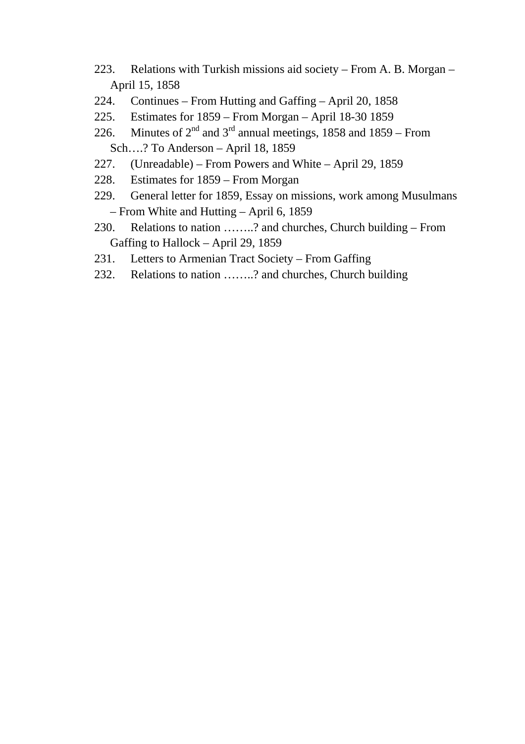223. Relations with Turkish missions aid society – From A. B. Morgan – April 15, 1858

224. Continues – From Hutting and Gaffing – April 20, 1858

225. Estimates for 1859 – From Morgan – April 18-30 1859

226. Minutes of 2nd and 3rd annual meetings, 1858 and 1859 – From Sch….? To Anderson – April 18, 1859

227. (Unreadable) – From Powers and White – April 29, 1859

228. Estimates for 1859 – From Morgan

229. General letter for 1859, Essay on missions, work among Musulmans – From White and Hutting – April 6, 1859

230. Relations to nation ……..? and churches, Church building – From Gaffing to Hallock – April 29, 1859

231. Letters to Armenian Tract Society – From Gaffing

232. Relations to nation ……..? and churches, Church building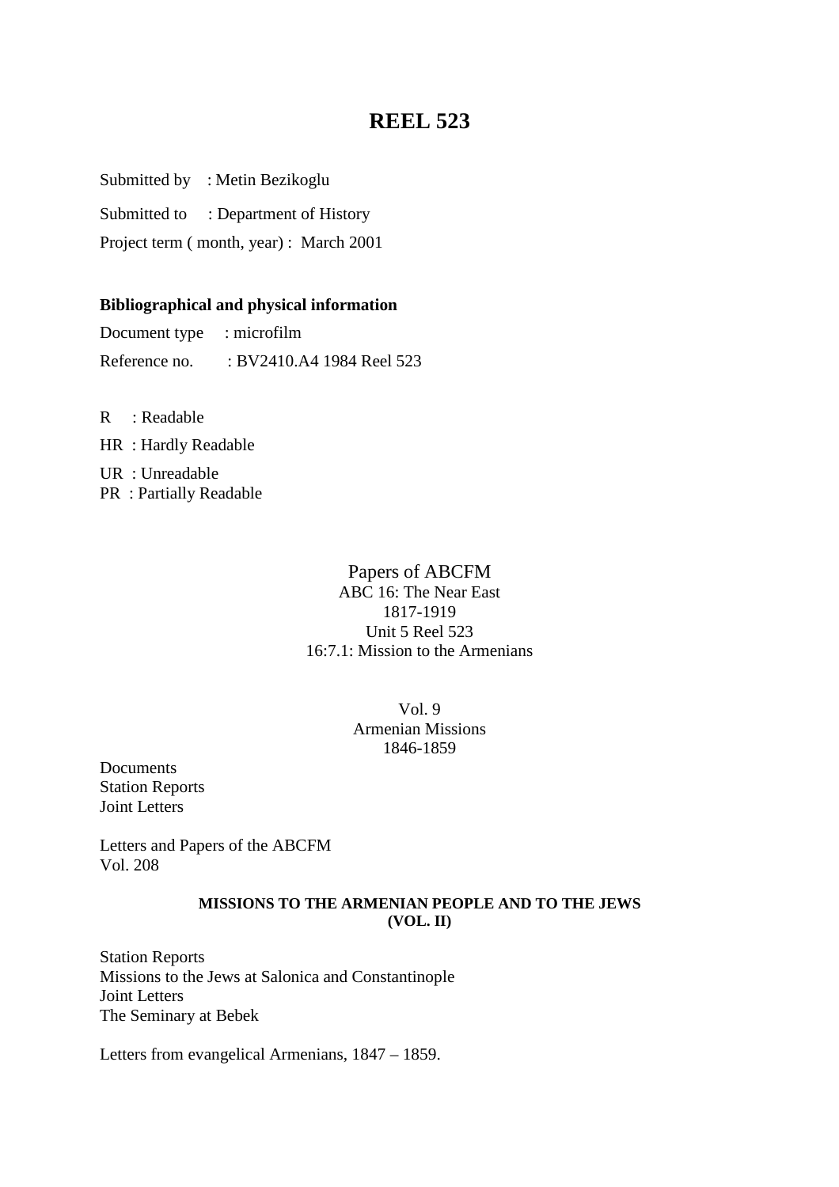# REEL 523

Submitted by : Metin Bezikoglu

Submitted to : Department of History

Project term ( month, year) : March 2001

**Bibliographical and physical information**

Document type : microfilm

Reference no. : BV2410.A4 1984 Reel 523

R : Readable

HR : Hardly Readable

UR : Unreadable

PR : Partially Readable

Papers of ABCFM
ABC 16: The Near East
1817-1919
Unit 5 Reel 523
16:7.1: Mission to the Armenians

Vol. 9
Armenian Missions
1846-1859

Documents
Station Reports
Joint Letters

Letters and Papers of the ABCFM
Vol. 208

**MISSIONS TO THE ARMENIAN PEOPLE AND TO THE JEWS (VOL. II)**

Station Reports
Missions to the Jews at Salonica and Constantinople
Joint Letters
The Seminary at Bebek

Letters from evangelical Armenians, 1847 – 1859.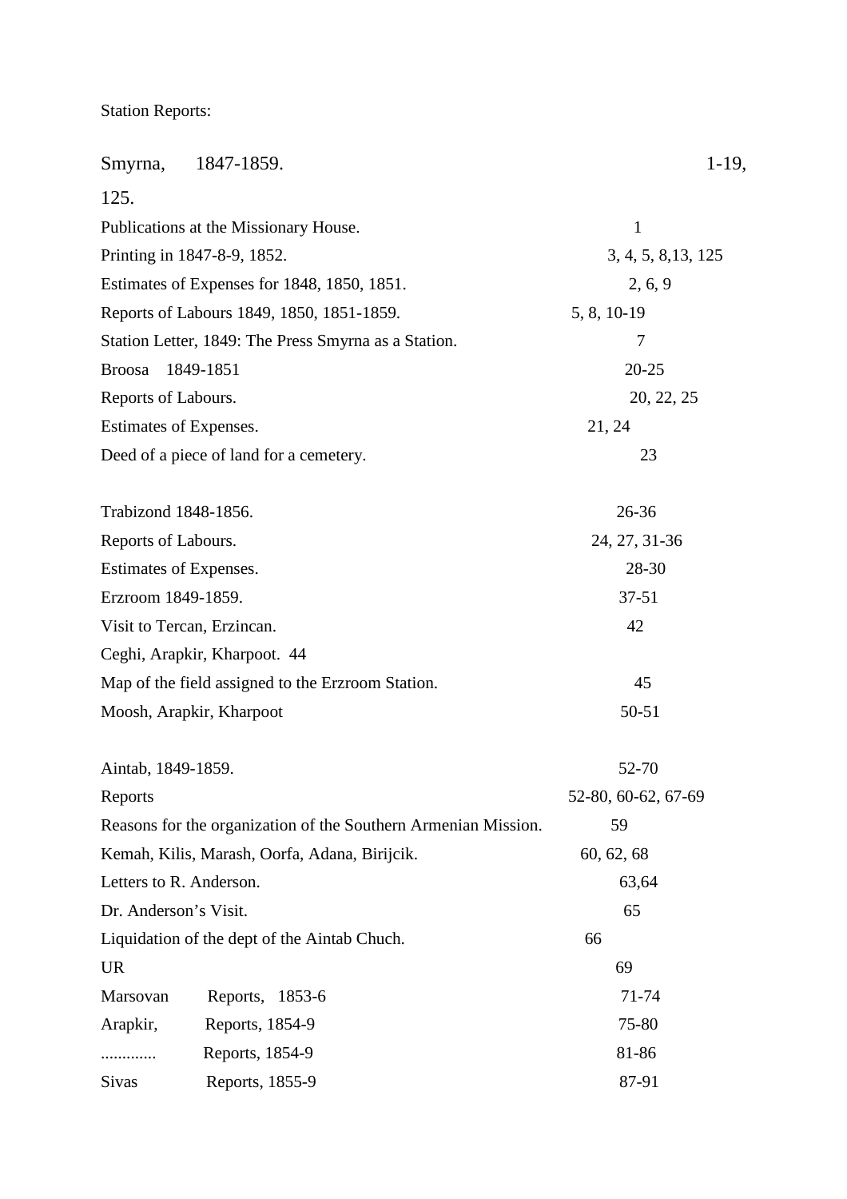Station Reports:

| | |
|---|---|
| Smyrna, 1847-1859. | 1-19, 125. |
| Publications at the Missionary House. | 1 |
| Printing in 1847-8-9, 1852. | 3, 4, 5, 8,13, 125 |
| Estimates of Expenses for 1848, 1850, 1851. | 2, 6, 9 |
| Reports of Labours 1849, 1850, 1851-1859. | 5, 8, 10-19 |
| Station Letter, 1849: The Press Smyrna as a Station. | 7 |
| Broosa 1849-1851 | 20-25 |
| Reports of Labours. | 20, 22, 25 |
| Estimates of Expenses. | 21, 24 |
| Deed of a piece of land for a cemetery. | 23 |
| | |
| Trabizond 1848-1856. | 26-36 |
| Reports of Labours. | 24, 27, 31-36 |
| Estimates of Expenses. | 28-30 |
| Erzroom 1849-1859. | 37-51 |
| Visit to Tercan, Erzincan. | 42 |
| Ceghi, Arapkir, Kharpoot. 44 | |
| Map of the field assigned to the Erzroom Station. | 45 |
| Moosh, Arapkir, Kharpoot | 50-51 |
| | |
| Aintab, 1849-1859. | 52-70 |
| Reports | 52-80, 60-62, 67-69 |
| Reasons for the organization of the Southern Armenian Mission. | 59 |
| Kemah, Kilis, Marash, Oorfa, Adana, Birijcik. | 60, 62, 68 |
| Letters to R. Anderson. | 63,64 |
| Dr. Anderson's Visit. | 65 |
| Liquidation of the dept of the Aintab Chuch. | 66 |
| UR | 69 |
| Marsovan Reports, 1853-6 | 71-74 |
| Arapkir, Reports, 1854-9 | 75-80 |
| ............. Reports, 1854-9 | 81-86 |
| Sivas Reports, 1855-9 | 87-91 |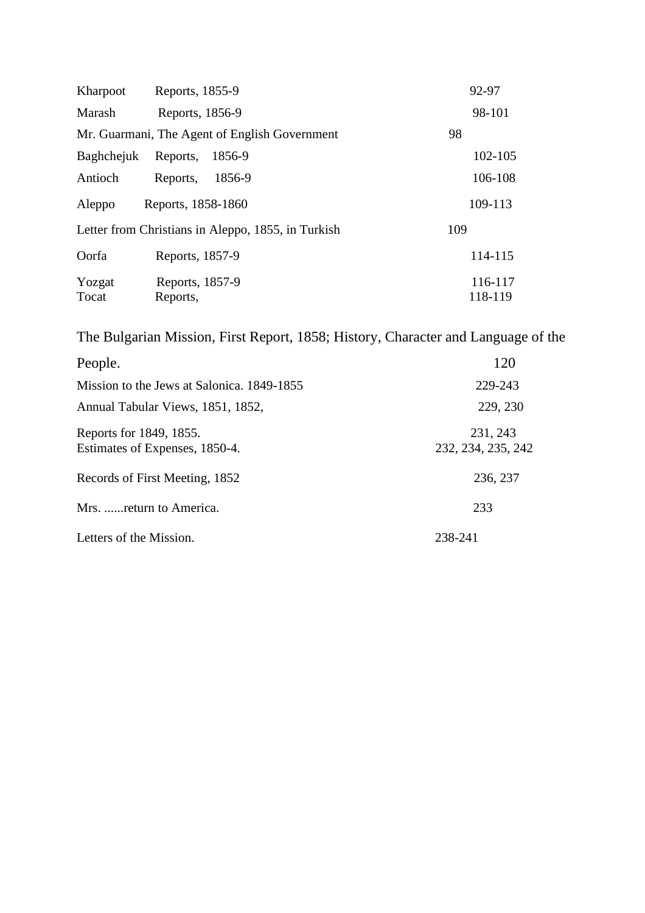| | | |
|---|---|---|
| Kharpoot | Reports, 1855-9 | 92-97 |
| Marash | Reports, 1856-9 | 98-101 |
| Mr. Guarmani, The Agent of English Government | | 98 |
| Baghchejuk | Reports, 1856-9 | 102-105 |
| Antioch | Reports, 1856-9 | 106-108 |
| Aleppo | Reports, 1858-1860 | 109-113 |
| Letter from Christians in Aleppo, 1855, in Turkish | | 109 |
| Oorfa | Reports, 1857-9 | 114-115 |
| Yozgat | Reports, 1857-9 | 116-117 |
| Tocat | Reports, | 118-119 |

| | |
|---|---|
| The Bulgarian Mission, First Report, 1858; History, Character and Language of the People. | 120 |
| Mission to the Jews at Salonica. 1849-1855 | 229-243 |
| Annual Tabular Views, 1851, 1852, | 229, 230 |
| Reports for 1849, 1855. | 231, 243 |
| Estimates of Expenses, 1850-4. | 232, 234, 235, 242 |
| Records of First Meeting, 1852 | 236, 237 |
| Mrs. ......return to America. | 233 |
| Letters of the Mission. | 238-241 |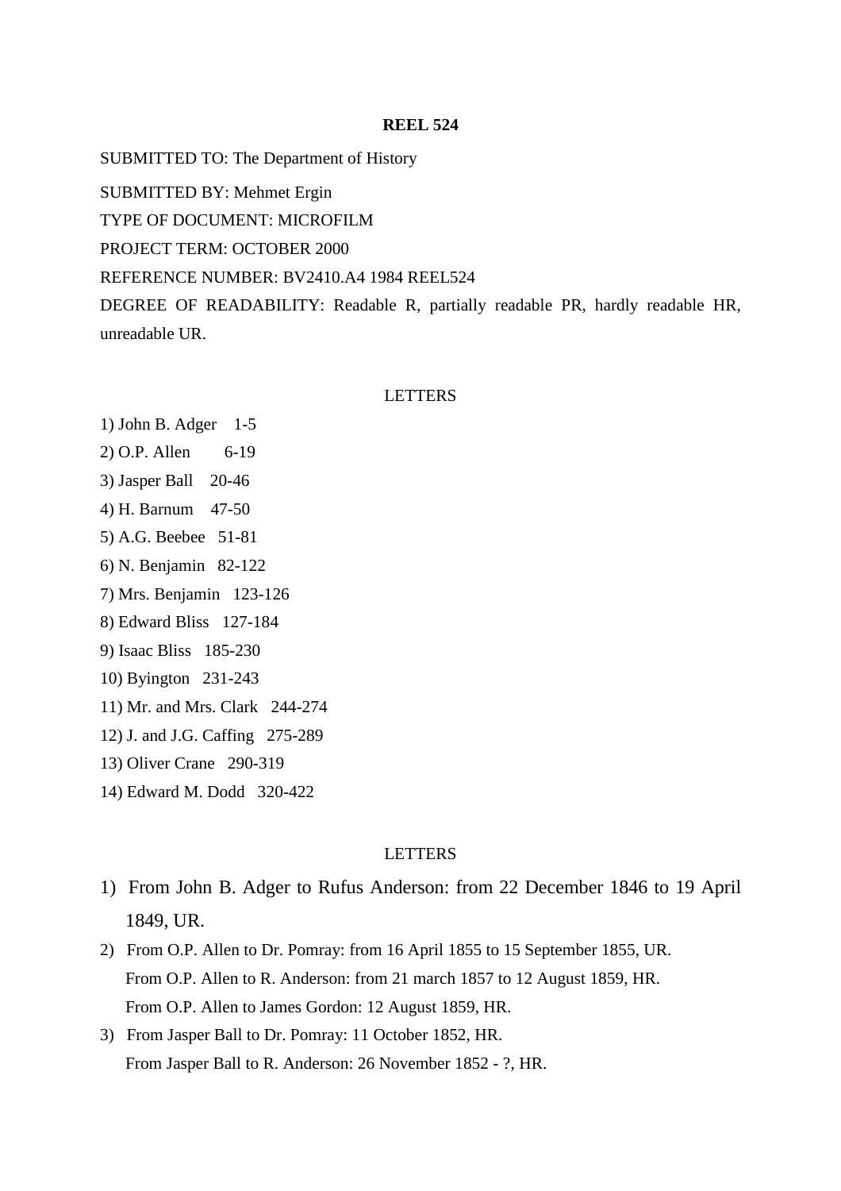**REEL 524**

SUBMITTED TO: The Department of History

SUBMITTED BY: Mehmet Ergin

TYPE OF DOCUMENT: MICROFILM

PROJECT TERM: OCTOBER 2000

REFERENCE NUMBER: BV2410.A4 1984 REEL524

DEGREE OF READABILITY: Readable R, partially readable PR, hardly readable HR, unreadable UR.

LETTERS

1) John B. Adger 1-5
2) O.P. Allen 6-19
3) Jasper Ball 20-46
4) H. Barnum 47-50
5) A.G. Beebee 51-81
6) N. Benjamin 82-122
7) Mrs. Benjamin 123-126
8) Edward Bliss 127-184
9) Isaac Bliss 185-230
10) Byington 231-243
11) Mr. and Mrs. Clark 244-274
12) J. and J.G. Caffing 275-289
13) Oliver Crane 290-319
14) Edward M. Dodd 320-422

LETTERS

1) From John B. Adger to Rufus Anderson: from 22 December 1846 to 19 April 1849, UR.
2) From O.P. Allen to Dr. Pomray: from 16 April 1855 to 15 September 1855, UR.
   From O.P. Allen to R. Anderson: from 21 march 1857 to 12 August 1859, HR.
   From O.P. Allen to James Gordon: 12 August 1859, HR.
3) From Jasper Ball to Dr. Pomray: 11 October 1852, HR.
   From Jasper Ball to R. Anderson: 26 November 1852 - ?, HR.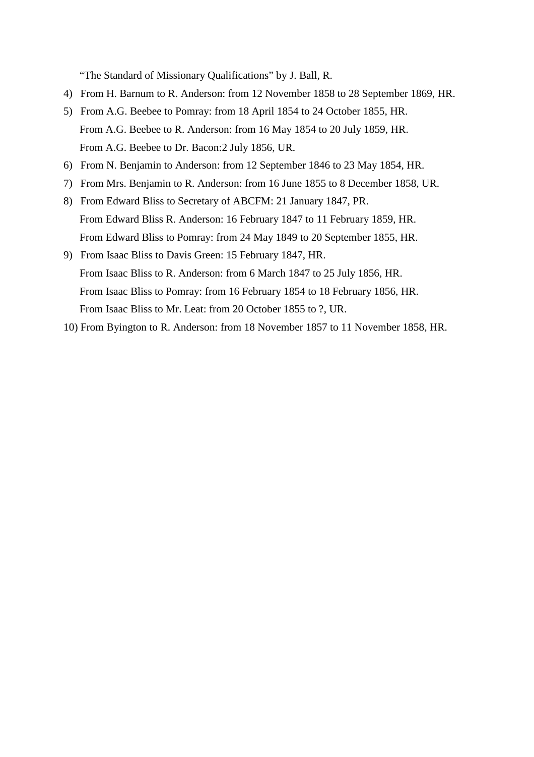"The Standard of Missionary Qualifications" by J. Ball, R.

4) From H. Barnum to R. Anderson: from 12 November 1858 to 28 September 1869, HR.
5) From A.G. Beebee to Pomray: from 18 April 1854 to 24 October 1855, HR.
   From A.G. Beebee to R. Anderson: from 16 May 1854 to 20 July 1859, HR.
   From A.G. Beebee to Dr. Bacon:2 July 1856, UR.
6) From N. Benjamin to Anderson: from 12 September 1846 to 23 May 1854, HR.
7) From Mrs. Benjamin to R. Anderson: from 16 June 1855 to 8 December 1858, UR.
8) From Edward Bliss to Secretary of ABCFM: 21 January 1847, PR.
   From Edward Bliss R. Anderson: 16 February 1847 to 11 February 1859, HR.
   From Edward Bliss to Pomray: from 24 May 1849 to 20 September 1855, HR.
9) From Isaac Bliss to Davis Green: 15 February 1847, HR.
   From Isaac Bliss to R. Anderson: from 6 March 1847 to 25 July 1856, HR.
   From Isaac Bliss to Pomray: from 16 February 1854 to 18 February 1856, HR.
   From Isaac Bliss to Mr. Leat: from 20 October 1855 to ?, UR.
10) From Byington to R. Anderson: from 18 November 1857 to 11 November 1858, HR.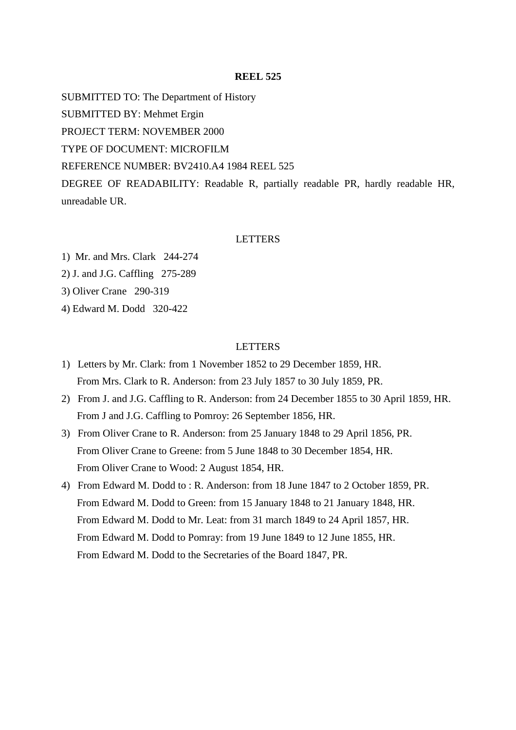**REEL 525**

SUBMITTED TO: The Department of History

SUBMITTED BY: Mehmet Ergin

PROJECT TERM: NOVEMBER 2000

TYPE OF DOCUMENT: MICROFILM

REFERENCE NUMBER: BV2410.A4 1984 REEL 525

DEGREE OF READABILITY: Readable R, partially readable PR, hardly readable HR, unreadable UR.

LETTERS

1) Mr. and Mrs. Clark 244-274
2) J. and J.G. Caffling 275-289
3) Oliver Crane 290-319
4) Edward M. Dodd 320-422

LETTERS

1) Letters by Mr. Clark: from 1 November 1852 to 29 December 1859, HR.
   From Mrs. Clark to R. Anderson: from 23 July 1857 to 30 July 1859, PR.
2) From J. and J.G. Caffling to R. Anderson: from 24 December 1855 to 30 April 1859, HR.
   From J and J.G. Caffling to Pomroy: 26 September 1856, HR.
3) From Oliver Crane to R. Anderson: from 25 January 1848 to 29 April 1856, PR.
   From Oliver Crane to Greene: from 5 June 1848 to 30 December 1854, HR.
   From Oliver Crane to Wood: 2 August 1854, HR.
4) From Edward M. Dodd to : R. Anderson: from 18 June 1847 to 2 October 1859, PR.
   From Edward M. Dodd to Green: from 15 January 1848 to 21 January 1848, HR.
   From Edward M. Dodd to Mr. Leat: from 31 march 1849 to 24 April 1857, HR.
   From Edward M. Dodd to Pomray: from 19 June 1849 to 12 June 1855, HR.
   From Edward M. Dodd to the Secretaries of the Board 1847, PR.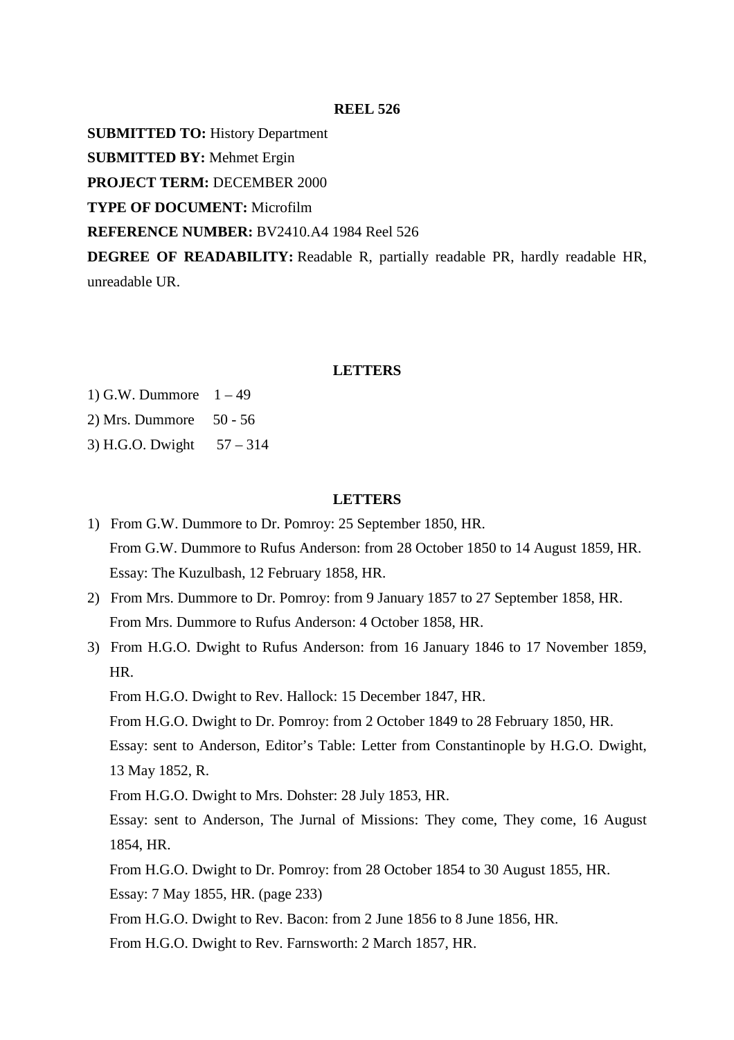**REEL 526**

**SUBMITTED TO:** History Department

**SUBMITTED BY:** Mehmet Ergin

**PROJECT TERM:** DECEMBER 2000

**TYPE OF DOCUMENT:** Microfilm

**REFERENCE NUMBER:** BV2410.A4 1984 Reel 526

**DEGREE OF READABILITY:** Readable R, partially readable PR, hardly readable HR, unreadable UR.

**LETTERS**

1) G.W. Dummore 1 – 49
2) Mrs. Dummore 50 - 56
3) H.G.O. Dwight 57 – 314

**LETTERS**

1) From G.W. Dummore to Dr. Pomroy: 25 September 1850, HR.
   From G.W. Dummore to Rufus Anderson: from 28 October 1850 to 14 August 1859, HR.
   Essay: The Kuzulbash, 12 February 1858, HR.
2) From Mrs. Dummore to Dr. Pomroy: from 9 January 1857 to 27 September 1858, HR.
   From Mrs. Dummore to Rufus Anderson: 4 October 1858, HR.
3) From H.G.O. Dwight to Rufus Anderson: from 16 January 1846 to 17 November 1859, HR.
   From H.G.O. Dwight to Rev. Hallock: 15 December 1847, HR.
   From H.G.O. Dwight to Dr. Pomroy: from 2 October 1849 to 28 February 1850, HR.
   Essay: sent to Anderson, Editor's Table: Letter from Constantinople by H.G.O. Dwight, 13 May 1852, R.
   From H.G.O. Dwight to Mrs. Dohster: 28 July 1853, HR.
   Essay: sent to Anderson, The Jurnal of Missions: They come, They come, 16 August 1854, HR.
   From H.G.O. Dwight to Dr. Pomroy: from 28 October 1854 to 30 August 1855, HR.
   Essay: 7 May 1855, HR. (page 233)
   From H.G.O. Dwight to Rev. Bacon: from 2 June 1856 to 8 June 1856, HR.
   From H.G.O. Dwight to Rev. Farnsworth: 2 March 1857, HR.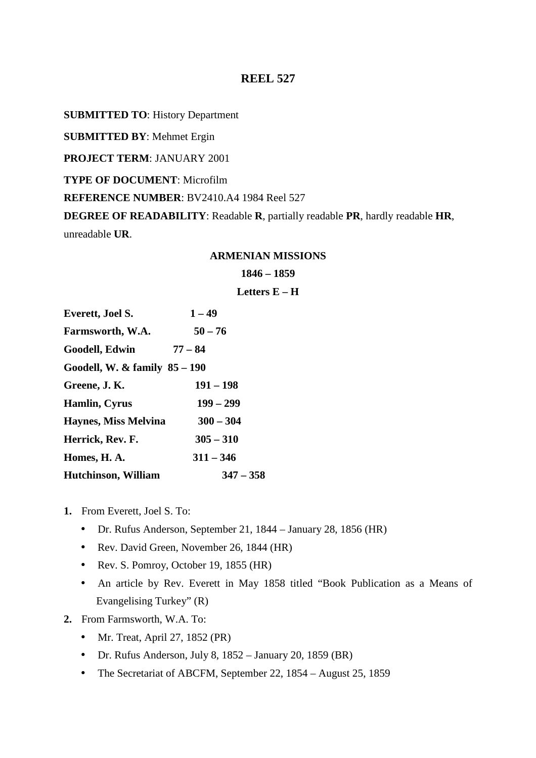## REEL 527

**SUBMITTED TO**: History Department

**SUBMITTED BY**: Mehmet Ergin

**PROJECT TERM**: JANUARY 2001

**TYPE OF DOCUMENT**: Microfilm

**REFERENCE NUMBER**: BV2410.A4 1984 Reel 527

**DEGREE OF READABILITY**: Readable **R**, partially readable **PR**, hardly readable **HR**, unreadable **UR**.

**ARMENIAN MISSIONS**

**1846 – 1859**

**Letters E – H**

**Everett, Joel S. 1 – 49**

**Farmsworth, W.A. 50 – 76**

**Goodell, Edwin 77 – 84**

**Goodell, W. & family 85 – 190**

**Greene, J. K. 191 – 198**

**Hamlin, Cyrus 199 – 299**

**Haynes, Miss Melvina 300 – 304**

**Herrick, Rev. F. 305 – 310**

**Homes, H. A. 311 – 346**

**Hutchinson, William 347 – 358**

1. From Everett, Joel S. To:
   - Dr. Rufus Anderson, September 21, 1844 – January 28, 1856 (HR)
   - Rev. David Green, November 26, 1844 (HR)
   - Rev. S. Pomroy, October 19, 1855 (HR)
   - An article by Rev. Everett in May 1858 titled "Book Publication as a Means of Evangelising Turkey" (R)
2. From Farmsworth, W.A. To:
   - Mr. Treat, April 27, 1852 (PR)
   - Dr. Rufus Anderson, July 8, 1852 – January 20, 1859 (BR)
   - The Secretariat of ABCFM, September 22, 1854 – August 25, 1859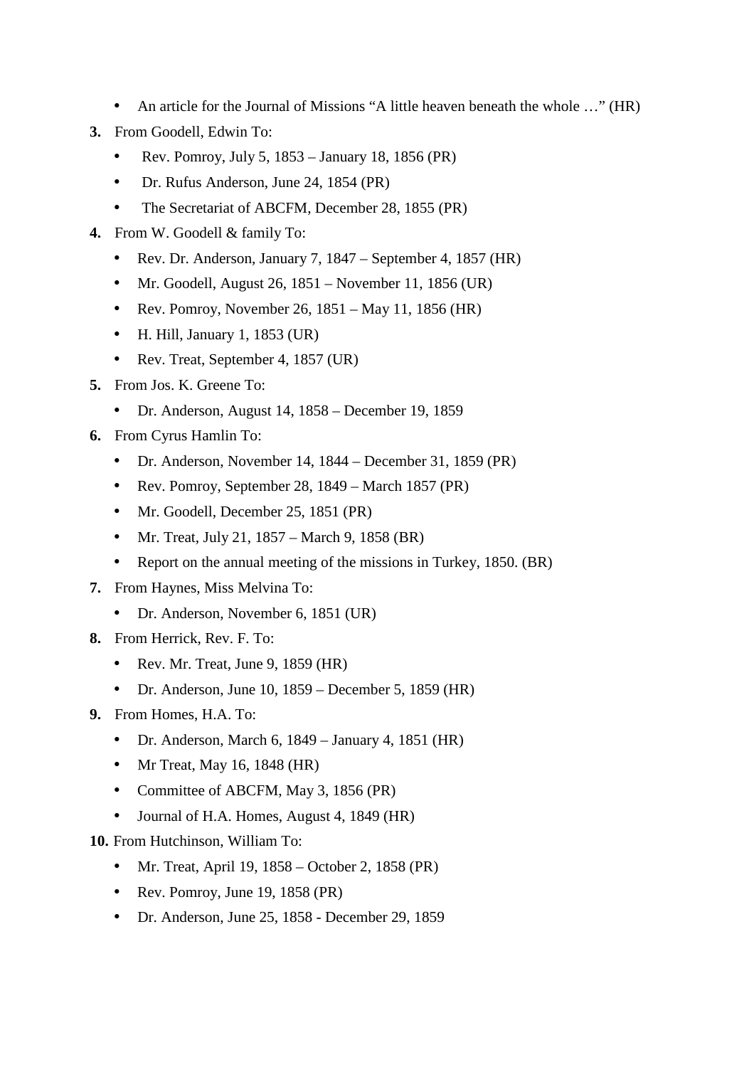- An article for the Journal of Missions “A little heaven beneath the whole …” (HR)

**3.** From Goodell, Edwin To:

- Rev. Pomroy, July 5, 1853 – January 18, 1856 (PR)
- Dr. Rufus Anderson, June 24, 1854 (PR)
- The Secretariat of ABCFM, December 28, 1855 (PR)

**4.** From W. Goodell & family To:

- Rev. Dr. Anderson, January 7, 1847 – September 4, 1857 (HR)
- Mr. Goodell, August 26, 1851 – November 11, 1856 (UR)
- Rev. Pomroy, November 26, 1851 – May 11, 1856 (HR)
- H. Hill, January 1, 1853 (UR)
- Rev. Treat, September 4, 1857 (UR)

**5.** From Jos. K. Greene To:

- Dr. Anderson, August 14, 1858 – December 19, 1859

**6.** From Cyrus Hamlin To:

- Dr. Anderson, November 14, 1844 – December 31, 1859 (PR)
- Rev. Pomroy, September 28, 1849 – March 1857 (PR)
- Mr. Goodell, December 25, 1851 (PR)
- Mr. Treat, July 21, 1857 – March 9, 1858 (BR)
- Report on the annual meeting of the missions in Turkey, 1850. (BR)

**7.** From Haynes, Miss Melvina To:

- Dr. Anderson, November 6, 1851 (UR)

**8.** From Herrick, Rev. F. To:

- Rev. Mr. Treat, June 9, 1859 (HR)
- Dr. Anderson, June 10, 1859 – December 5, 1859 (HR)

**9.** From Homes, H.A. To:

- Dr. Anderson, March 6, 1849 – January 4, 1851 (HR)
- Mr Treat, May 16, 1848 (HR)
- Committee of ABCFM, May 3, 1856 (PR)
- Journal of H.A. Homes, August 4, 1849 (HR)

**10.** From Hutchinson, William To:

- Mr. Treat, April 19, 1858 – October 2, 1858 (PR)
- Rev. Pomroy, June 19, 1858 (PR)
- Dr. Anderson, June 25, 1858 - December 29, 1859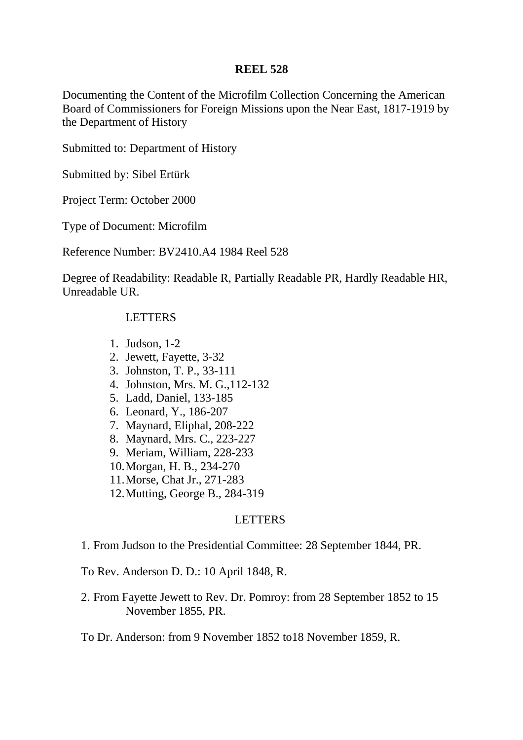**REEL 528**

Documenting the Content of the Microfilm Collection Concerning the American Board of Commissioners for Foreign Missions upon the Near East, 1817-1919 by the Department of History

Submitted to: Department of History

Submitted by: Sibel Ertürk

Project Term: October 2000

Type of Document: Microfilm

Reference Number: BV2410.A4 1984 Reel 528

Degree of Readability: Readable R, Partially Readable PR, Hardly Readable HR, Unreadable UR.

LETTERS

1. Judson, 1-2
2. Jewett, Fayette, 3-32
3. Johnston, T. P., 33-111
4. Johnston, Mrs. M. G.,112-132
5. Ladd, Daniel, 133-185
6. Leonard, Y., 186-207
7. Maynard, Eliphal, 208-222
8. Maynard, Mrs. C., 223-227
9. Meriam, William, 228-233
10. Morgan, H. B., 234-270
11. Morse, Chat Jr., 271-283
12. Mutting, George B., 284-319

LETTERS

1. From Judson to the Presidential Committee: 28 September 1844, PR.

To Rev. Anderson D. D.: 10 April 1848, R.

2. From Fayette Jewett to Rev. Dr. Pomroy: from 28 September 1852 to 15 November 1855, PR.

To Dr. Anderson: from 9 November 1852 to18 November 1859, R.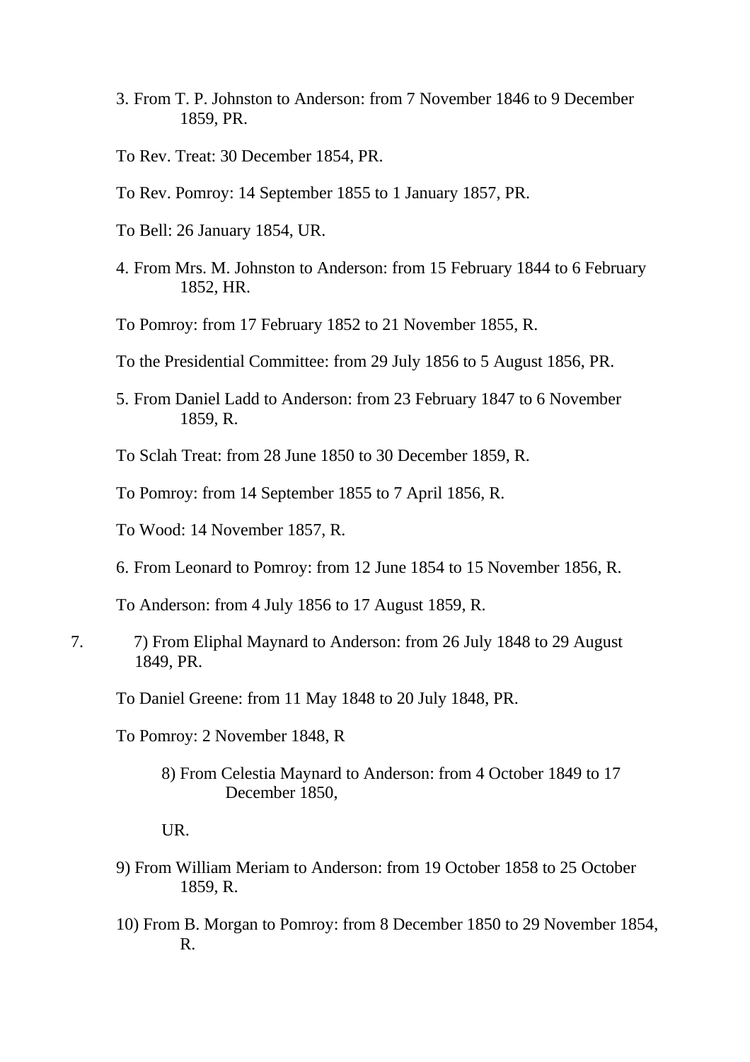3. From T. P. Johnston to Anderson: from 7 November 1846 to 9 December 1859, PR.

To Rev. Treat: 30 December 1854, PR.

To Rev. Pomroy: 14 September 1855 to 1 January 1857, PR.

To Bell: 26 January 1854, UR.

4. From Mrs. M. Johnston to Anderson: from 15 February 1844 to 6 February 1852, HR.

To Pomroy: from 17 February 1852 to 21 November 1855, R.

To the Presidential Committee: from 29 July 1856 to 5 August 1856, PR.

5. From Daniel Ladd to Anderson: from 23 February 1847 to 6 November 1859, R.

To Sclah Treat: from 28 June 1850 to 30 December 1859, R.

To Pomroy: from 14 September 1855 to 7 April 1856, R.

To Wood: 14 November 1857, R.

6. From Leonard to Pomroy: from 12 June 1854 to 15 November 1856, R.

To Anderson: from 4 July 1856 to 17 August 1859, R.

7. 7) From Eliphal Maynard to Anderson: from 26 July 1848 to 29 August 1849, PR.

To Daniel Greene: from 11 May 1848 to 20 July 1848, PR.

To Pomroy: 2 November 1848, R

8) From Celestia Maynard to Anderson: from 4 October 1849 to 17 December 1850,

UR.

9) From William Meriam to Anderson: from 19 October 1858 to 25 October 1859, R.

10) From B. Morgan to Pomroy: from 8 December 1850 to 29 November 1854, R.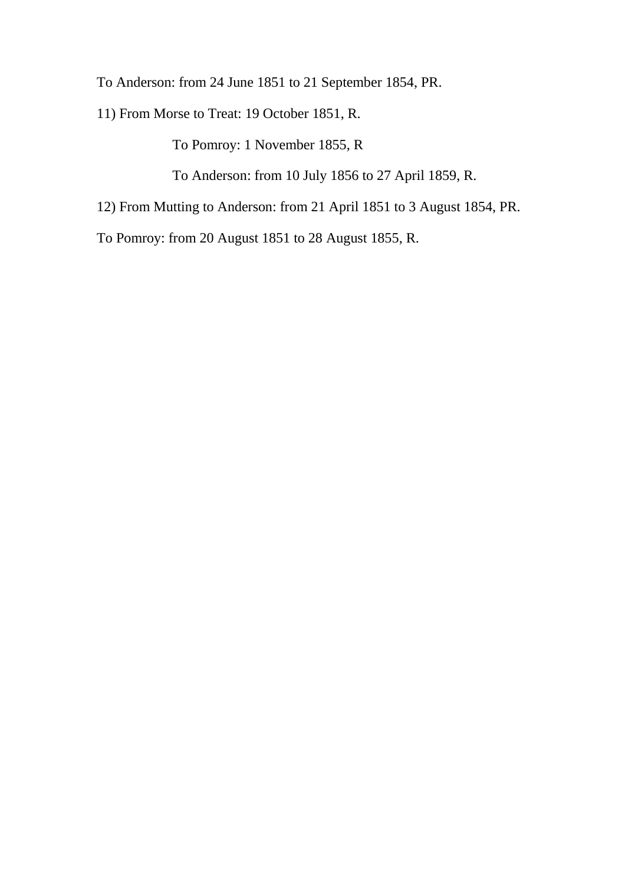To Anderson: from 24 June 1851 to 21 September 1854, PR.

11) From Morse to Treat: 19 October 1851, R.

To Pomroy: 1 November 1855, R

To Anderson: from 10 July 1856 to 27 April 1859, R.

12) From Mutting to Anderson: from 21 April 1851 to 3 August 1854, PR.

To Pomroy: from 20 August 1851 to 28 August 1855, R.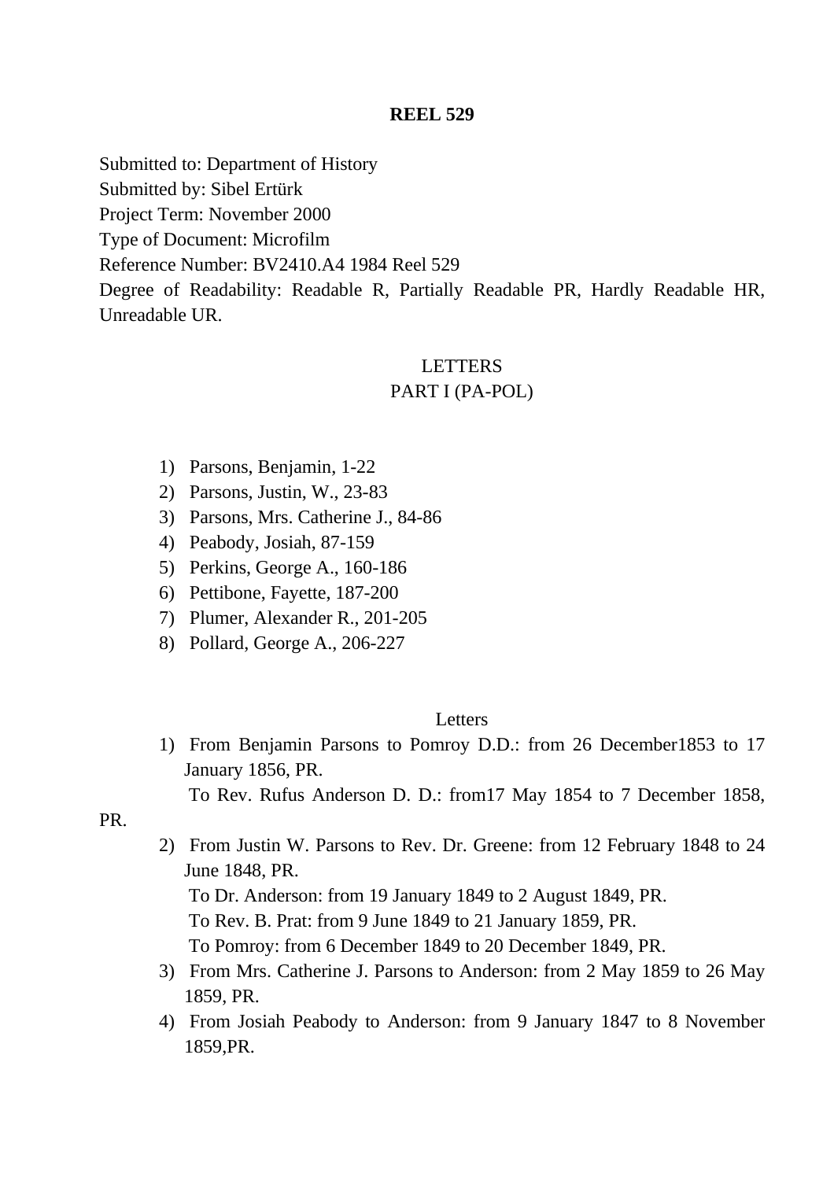**REEL 529**

Submitted to: Department of History
Submitted by: Sibel Ertürk
Project Term: November 2000
Type of Document: Microfilm
Reference Number: BV2410.A4 1984 Reel 529
Degree of Readability: Readable R, Partially Readable PR, Hardly Readable HR, Unreadable UR.

LETTERS
PART I (PA-POL)

1) Parsons, Benjamin, 1-22
2) Parsons, Justin, W., 23-83
3) Parsons, Mrs. Catherine J., 84-86
4) Peabody, Josiah, 87-159
5) Perkins, George A., 160-186
6) Pettibone, Fayette, 187-200
7) Plumer, Alexander R., 201-205
8) Pollard, George A., 206-227

Letters

1) From Benjamin Parsons to Pomroy D.D.: from 26 December1853 to 17 January 1856, PR.
   To Rev. Rufus Anderson D. D.: from17 May 1854 to 7 December 1858, PR.
2) From Justin W. Parsons to Rev. Dr. Greene: from 12 February 1848 to 24 June 1848, PR.
   To Dr. Anderson: from 19 January 1849 to 2 August 1849, PR.
   To Rev. B. Prat: from 9 June 1849 to 21 January 1859, PR.
   To Pomroy: from 6 December 1849 to 20 December 1849, PR.
3) From Mrs. Catherine J. Parsons to Anderson: from 2 May 1859 to 26 May 1859, PR.
4) From Josiah Peabody to Anderson: from 9 January 1847 to 8 November 1859,PR.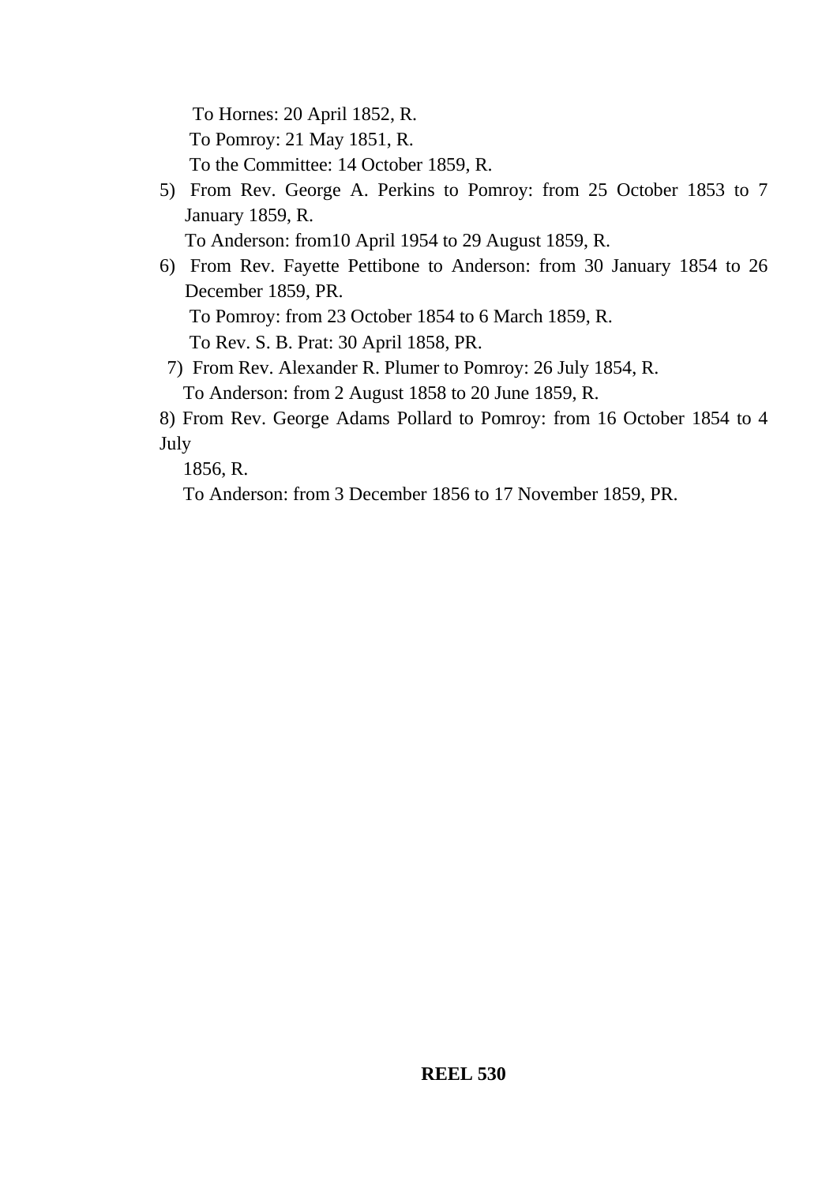To Hornes: 20 April 1852, R.

To Pomroy: 21 May 1851, R.

To the Committee: 14 October 1859, R.

5) From Rev. George A. Perkins to Pomroy: from 25 October 1853 to 7 January 1859, R.

   To Anderson: from10 April 1954 to 29 August 1859, R.

6) From Rev. Fayette Pettibone to Anderson: from 30 January 1854 to 26 December 1859, PR.

   To Pomroy: from 23 October 1854 to 6 March 1859, R.

   To Rev. S. B. Prat: 30 April 1858, PR.

7) From Rev. Alexander R. Plumer to Pomroy: 26 July 1854, R.

   To Anderson: from 2 August 1858 to 20 June 1859, R.

8) From Rev. George Adams Pollard to Pomroy: from 16 October 1854 to 4 July 1856, R.

   To Anderson: from 3 December 1856 to 17 November 1859, PR.

**REEL 530**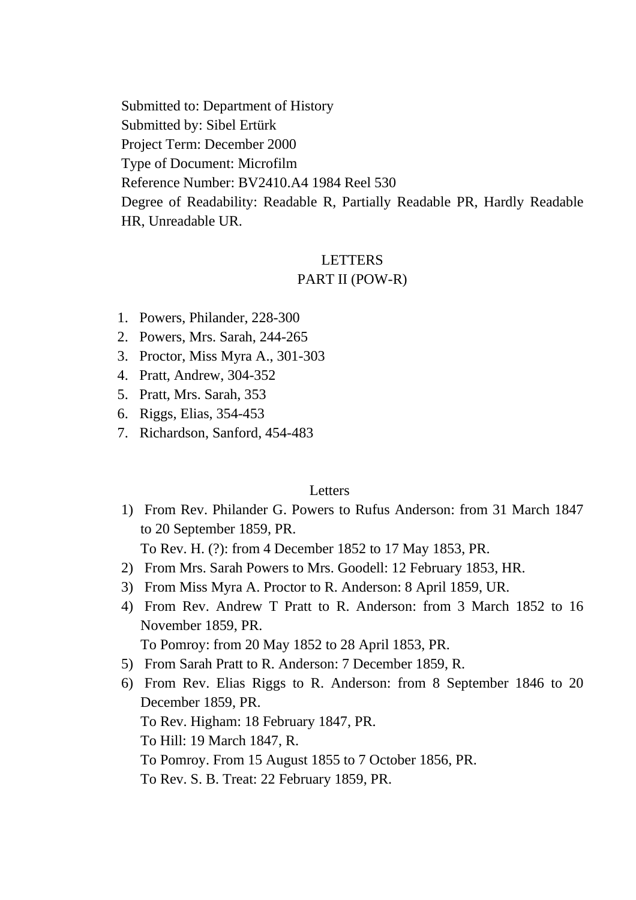Submitted to: Department of History
Submitted by: Sibel Ertürk
Project Term: December 2000
Type of Document: Microfilm
Reference Number: BV2410.A4 1984 Reel 530
Degree of Readability: Readable R, Partially Readable PR, Hardly Readable HR, Unreadable UR.

## LETTERS
## PART II (POW-R)

1. Powers, Philander, 228-300
2. Powers, Mrs. Sarah, 244-265
3. Proctor, Miss Myra A., 301-303
4. Pratt, Andrew, 304-352
5. Pratt, Mrs. Sarah, 353
6. Riggs, Elias, 354-453
7. Richardson, Sanford, 454-483

### Letters

1) From Rev. Philander G. Powers to Rufus Anderson: from 31 March 1847 to 20 September 1859, PR.
   To Rev. H. (?): from 4 December 1852 to 17 May 1853, PR.
2) From Mrs. Sarah Powers to Mrs. Goodell: 12 February 1853, HR.
3) From Miss Myra A. Proctor to R. Anderson: 8 April 1859, UR.
4) From Rev. Andrew T Pratt to R. Anderson: from 3 March 1852 to 16 November 1859, PR.
   To Pomroy: from 20 May 1852 to 28 April 1853, PR.
5) From Sarah Pratt to R. Anderson: 7 December 1859, R.
6) From Rev. Elias Riggs to R. Anderson: from 8 September 1846 to 20 December 1859, PR.
   To Rev. Higham: 18 February 1847, PR.
   To Hill: 19 March 1847, R.
   To Pomroy. From 15 August 1855 to 7 October 1856, PR.
   To Rev. S. B. Treat: 22 February 1859, PR.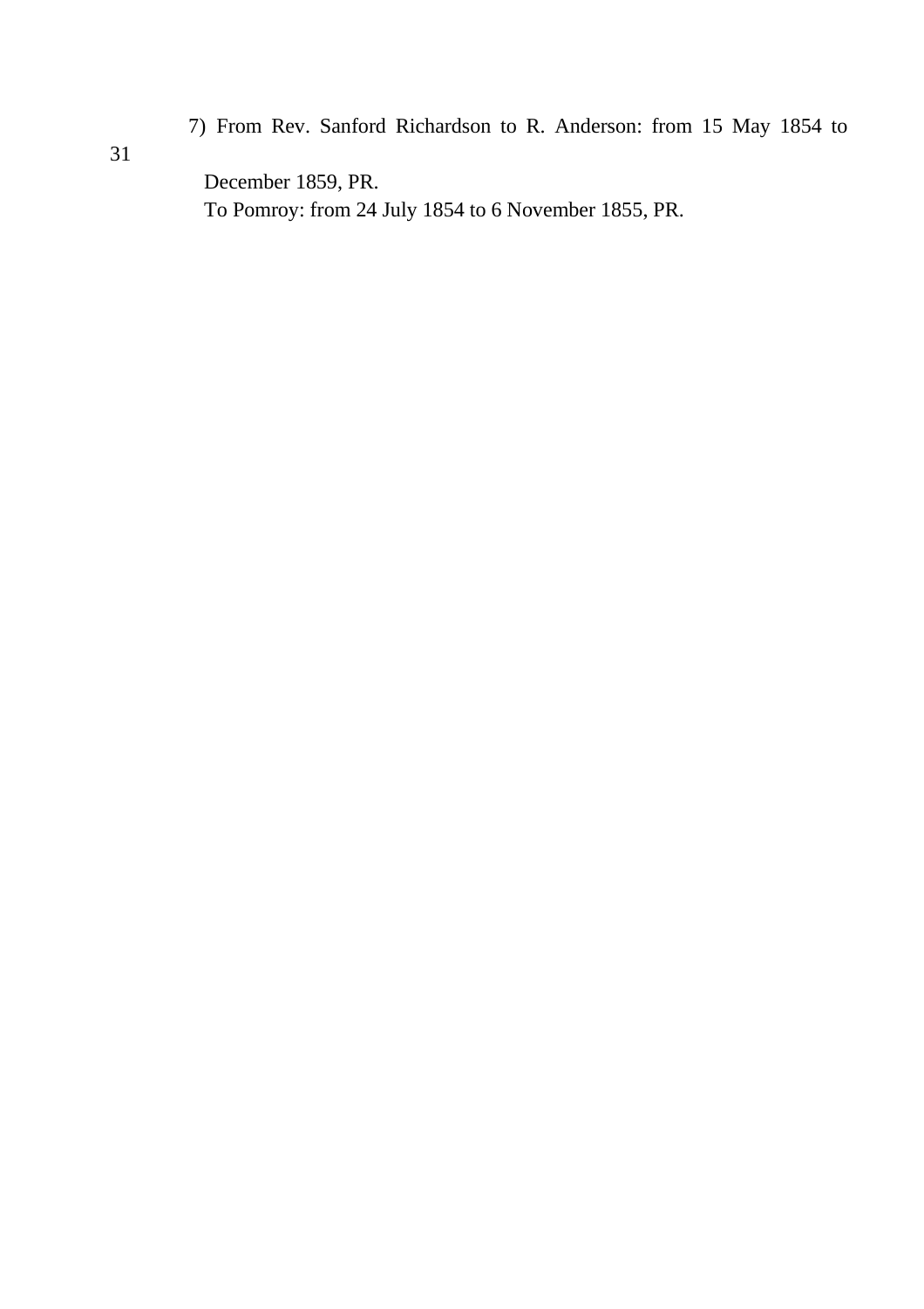7) From Rev. Sanford Richardson to R. Anderson: from 15 May 1854 to 31 December 1859, PR.
To Pomroy: from 24 July 1854 to 6 November 1855, PR.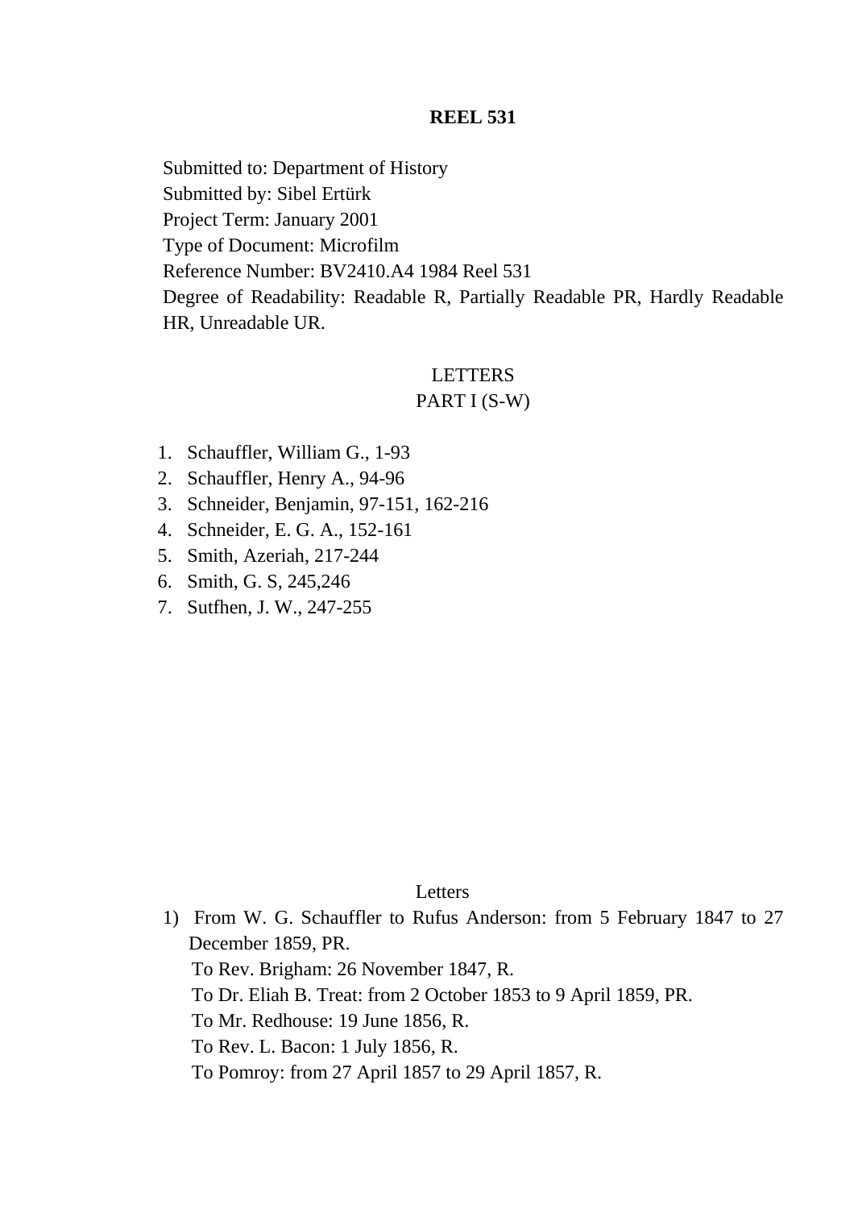**REEL 531**

Submitted to: Department of History
Submitted by: Sibel Ertürk
Project Term: January 2001
Type of Document: Microfilm
Reference Number: BV2410.A4 1984 Reel 531
Degree of Readability: Readable R, Partially Readable PR, Hardly Readable HR, Unreadable UR.

LETTERS
PART I (S-W)

1. Schauffler, William G., 1-93
2. Schauffler, Henry A., 94-96
3. Schneider, Benjamin, 97-151, 162-216
4. Schneider, E. G. A., 152-161
5. Smith, Azeriah, 217-244
6. Smith, G. S, 245,246
7. Sutfhen, J. W., 247-255

Letters

1) From W. G. Schauffler to Rufus Anderson: from 5 February 1847 to 27 December 1859, PR.
   To Rev. Brigham: 26 November 1847, R.
   To Dr. Eliah B. Treat: from 2 October 1853 to 9 April 1859, PR.
   To Mr. Redhouse: 19 June 1856, R.
   To Rev. L. Bacon: 1 July 1856, R.
   To Pomroy: from 27 April 1857 to 29 April 1857, R.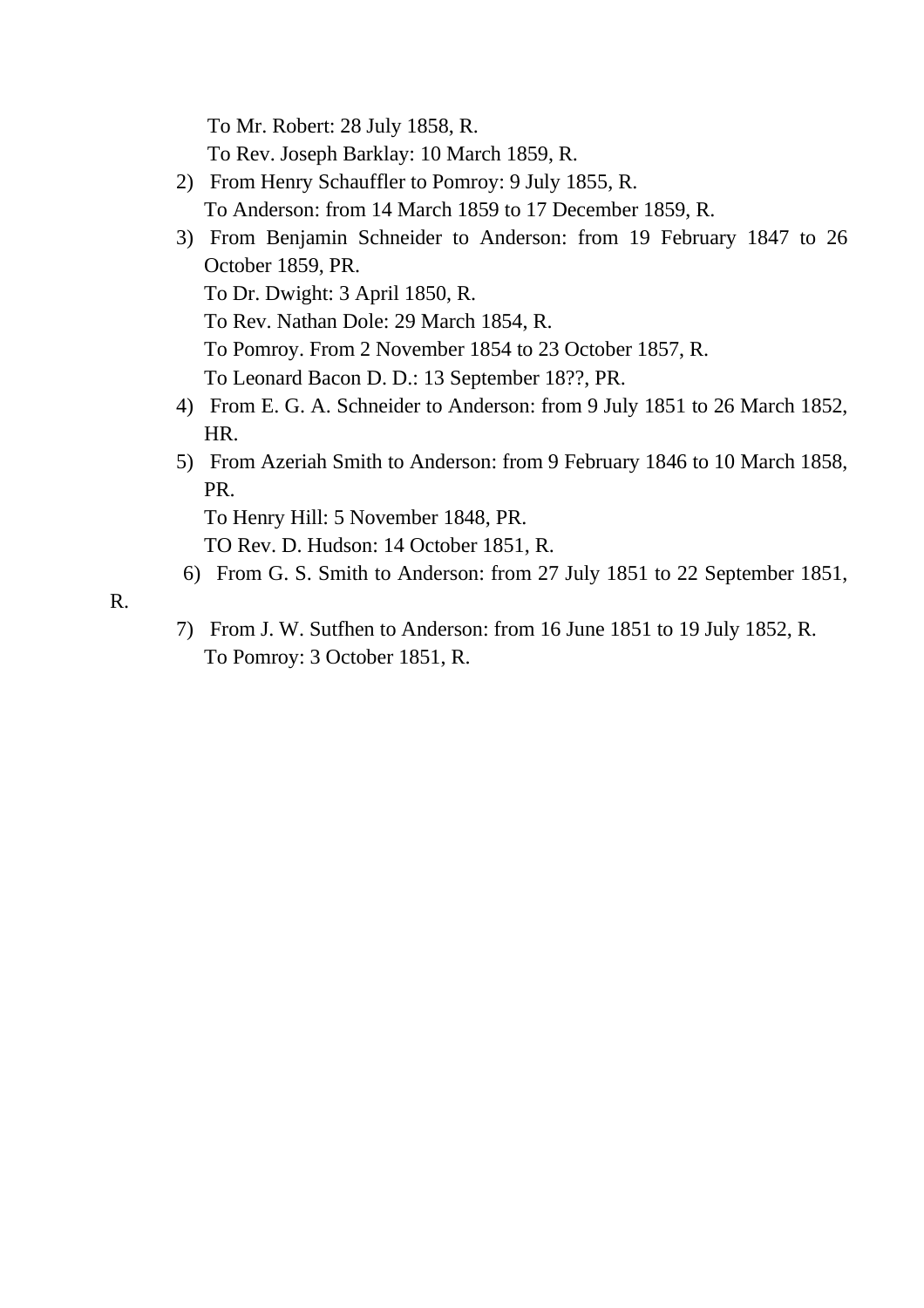To Mr. Robert: 28 July 1858, R.
To Rev. Joseph Barklay: 10 March 1859, R.

2) From Henry Schauffler to Pomroy: 9 July 1855, R.
   To Anderson: from 14 March 1859 to 17 December 1859, R.
3) From Benjamin Schneider to Anderson: from 19 February 1847 to 26 October 1859, PR.
   To Dr. Dwight: 3 April 1850, R.
   To Rev. Nathan Dole: 29 March 1854, R.
   To Pomroy. From 2 November 1854 to 23 October 1857, R.
   To Leonard Bacon D. D.: 13 September 18??, PR.
4) From E. G. A. Schneider to Anderson: from 9 July 1851 to 26 March 1852, HR.
5) From Azeriah Smith to Anderson: from 9 February 1846 to 10 March 1858, PR.
   To Henry Hill: 5 November 1848, PR.
   TO Rev. D. Hudson: 14 October 1851, R.
6) From G. S. Smith to Anderson: from 27 July 1851 to 22 September 1851, R.
7) From J. W. Sutfhen to Anderson: from 16 June 1851 to 19 July 1852, R.
   To Pomroy: 3 October 1851, R.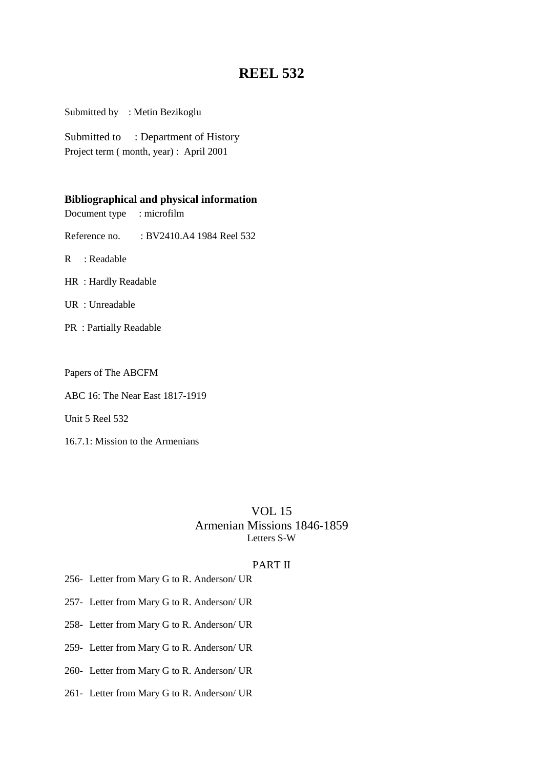# REEL 532

Submitted by : Metin Bezikoglu

Submitted to : Department of History

Project term ( month, year) : April 2001

**Bibliographical and physical information**

Document type : microfilm

Reference no. : BV2410.A4 1984 Reel 532

R : Readable

HR : Hardly Readable

UR : Unreadable

PR : Partially Readable

Papers of The ABCFM

ABC 16: The Near East 1817-1919

Unit 5 Reel 532

16.7.1: Mission to the Armenians

VOL 15
Armenian Missions 1846-1859
Letters S-W

PART II

256- Letter from Mary G to R. Anderson/ UR

257- Letter from Mary G to R. Anderson/ UR

258- Letter from Mary G to R. Anderson/ UR

259- Letter from Mary G to R. Anderson/ UR

260- Letter from Mary G to R. Anderson/ UR

261- Letter from Mary G to R. Anderson/ UR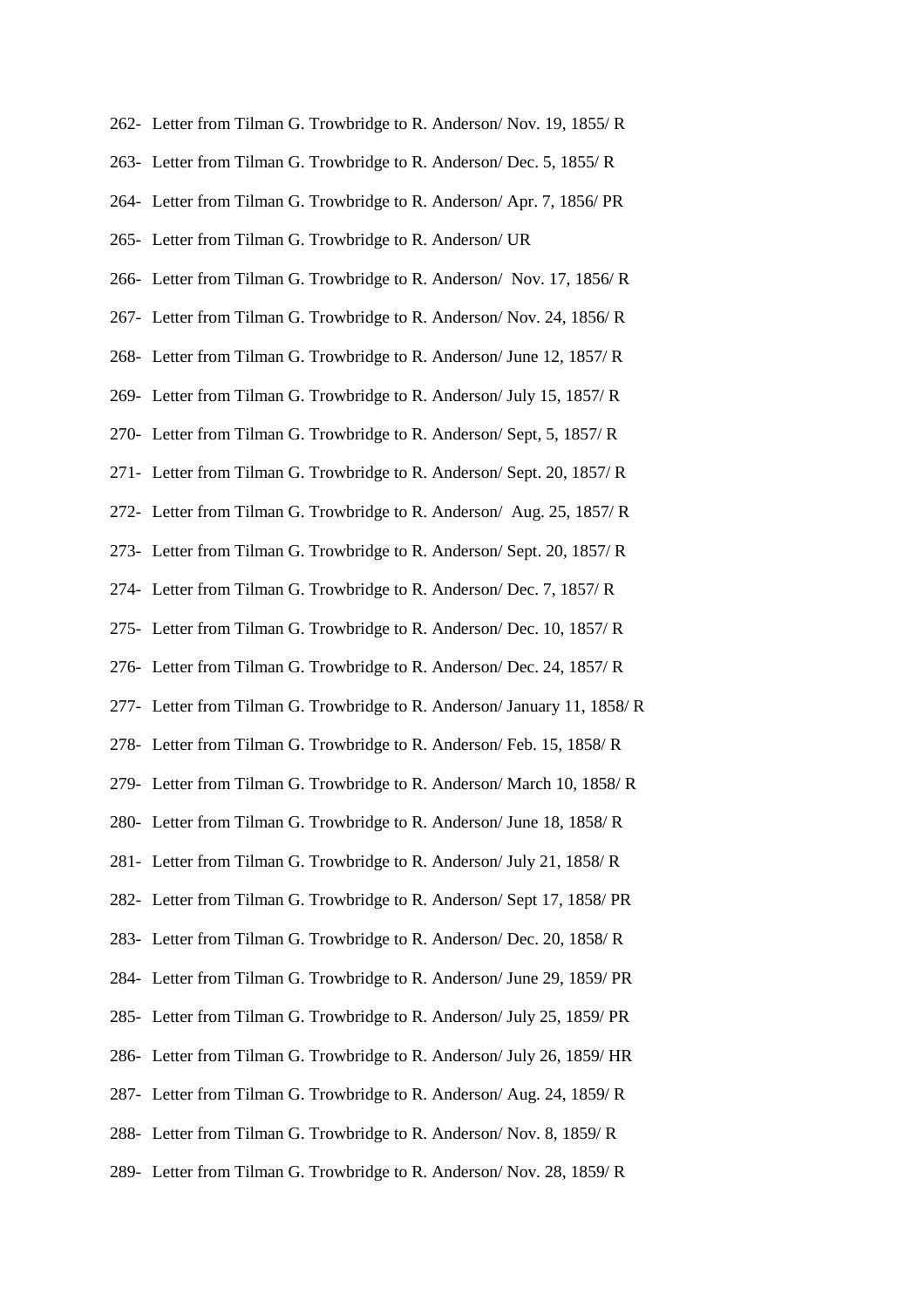262- Letter from Tilman G. Trowbridge to R. Anderson/ Nov. 19, 1855/ R

263- Letter from Tilman G. Trowbridge to R. Anderson/ Dec. 5, 1855/ R

264- Letter from Tilman G. Trowbridge to R. Anderson/ Apr. 7, 1856/ PR

265- Letter from Tilman G. Trowbridge to R. Anderson/ UR

266- Letter from Tilman G. Trowbridge to R. Anderson/ Nov. 17, 1856/ R

267- Letter from Tilman G. Trowbridge to R. Anderson/ Nov. 24, 1856/ R

268- Letter from Tilman G. Trowbridge to R. Anderson/ June 12, 1857/ R

269- Letter from Tilman G. Trowbridge to R. Anderson/ July 15, 1857/ R

270- Letter from Tilman G. Trowbridge to R. Anderson/ Sept, 5, 1857/ R

271- Letter from Tilman G. Trowbridge to R. Anderson/ Sept. 20, 1857/ R

272- Letter from Tilman G. Trowbridge to R. Anderson/ Aug. 25, 1857/ R

273- Letter from Tilman G. Trowbridge to R. Anderson/ Sept. 20, 1857/ R

274- Letter from Tilman G. Trowbridge to R. Anderson/ Dec. 7, 1857/ R

275- Letter from Tilman G. Trowbridge to R. Anderson/ Dec. 10, 1857/ R

276- Letter from Tilman G. Trowbridge to R. Anderson/ Dec. 24, 1857/ R

277- Letter from Tilman G. Trowbridge to R. Anderson/ January 11, 1858/ R

278- Letter from Tilman G. Trowbridge to R. Anderson/ Feb. 15, 1858/ R

279- Letter from Tilman G. Trowbridge to R. Anderson/ March 10, 1858/ R

280- Letter from Tilman G. Trowbridge to R. Anderson/ June 18, 1858/ R

281- Letter from Tilman G. Trowbridge to R. Anderson/ July 21, 1858/ R

282- Letter from Tilman G. Trowbridge to R. Anderson/ Sept 17, 1858/ PR

283- Letter from Tilman G. Trowbridge to R. Anderson/ Dec. 20, 1858/ R

284- Letter from Tilman G. Trowbridge to R. Anderson/ June 29, 1859/ PR

285- Letter from Tilman G. Trowbridge to R. Anderson/ July 25, 1859/ PR

286- Letter from Tilman G. Trowbridge to R. Anderson/ July 26, 1859/ HR

287- Letter from Tilman G. Trowbridge to R. Anderson/ Aug. 24, 1859/ R

288- Letter from Tilman G. Trowbridge to R. Anderson/ Nov. 8, 1859/ R

289- Letter from Tilman G. Trowbridge to R. Anderson/ Nov. 28, 1859/ R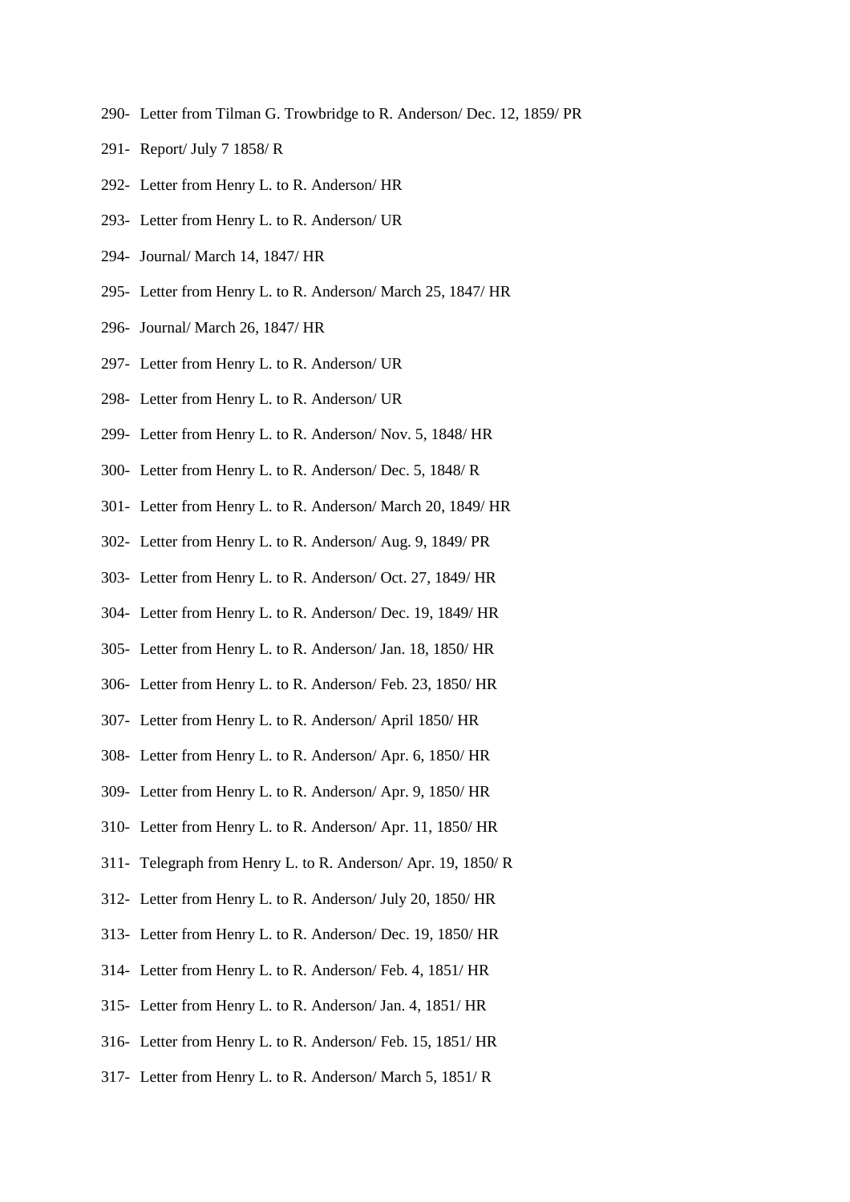290- Letter from Tilman G. Trowbridge to R. Anderson/ Dec. 12, 1859/ PR

291- Report/ July 7 1858/ R

292- Letter from Henry L. to R. Anderson/ HR

293- Letter from Henry L. to R. Anderson/ UR

294- Journal/ March 14, 1847/ HR

295- Letter from Henry L. to R. Anderson/ March 25, 1847/ HR

296- Journal/ March 26, 1847/ HR

297- Letter from Henry L. to R. Anderson/ UR

298- Letter from Henry L. to R. Anderson/ UR

299- Letter from Henry L. to R. Anderson/ Nov. 5, 1848/ HR

300- Letter from Henry L. to R. Anderson/ Dec. 5, 1848/ R

301- Letter from Henry L. to R. Anderson/ March 20, 1849/ HR

302- Letter from Henry L. to R. Anderson/ Aug. 9, 1849/ PR

303- Letter from Henry L. to R. Anderson/ Oct. 27, 1849/ HR

304- Letter from Henry L. to R. Anderson/ Dec. 19, 1849/ HR

305- Letter from Henry L. to R. Anderson/ Jan. 18, 1850/ HR

306- Letter from Henry L. to R. Anderson/ Feb. 23, 1850/ HR

307- Letter from Henry L. to R. Anderson/ April 1850/ HR

308- Letter from Henry L. to R. Anderson/ Apr. 6, 1850/ HR

309- Letter from Henry L. to R. Anderson/ Apr. 9, 1850/ HR

310- Letter from Henry L. to R. Anderson/ Apr. 11, 1850/ HR

311- Telegraph from Henry L. to R. Anderson/ Apr. 19, 1850/ R

312- Letter from Henry L. to R. Anderson/ July 20, 1850/ HR

313- Letter from Henry L. to R. Anderson/ Dec. 19, 1850/ HR

314- Letter from Henry L. to R. Anderson/ Feb. 4, 1851/ HR

315- Letter from Henry L. to R. Anderson/ Jan. 4, 1851/ HR

316- Letter from Henry L. to R. Anderson/ Feb. 15, 1851/ HR

317- Letter from Henry L. to R. Anderson/ March 5, 1851/ R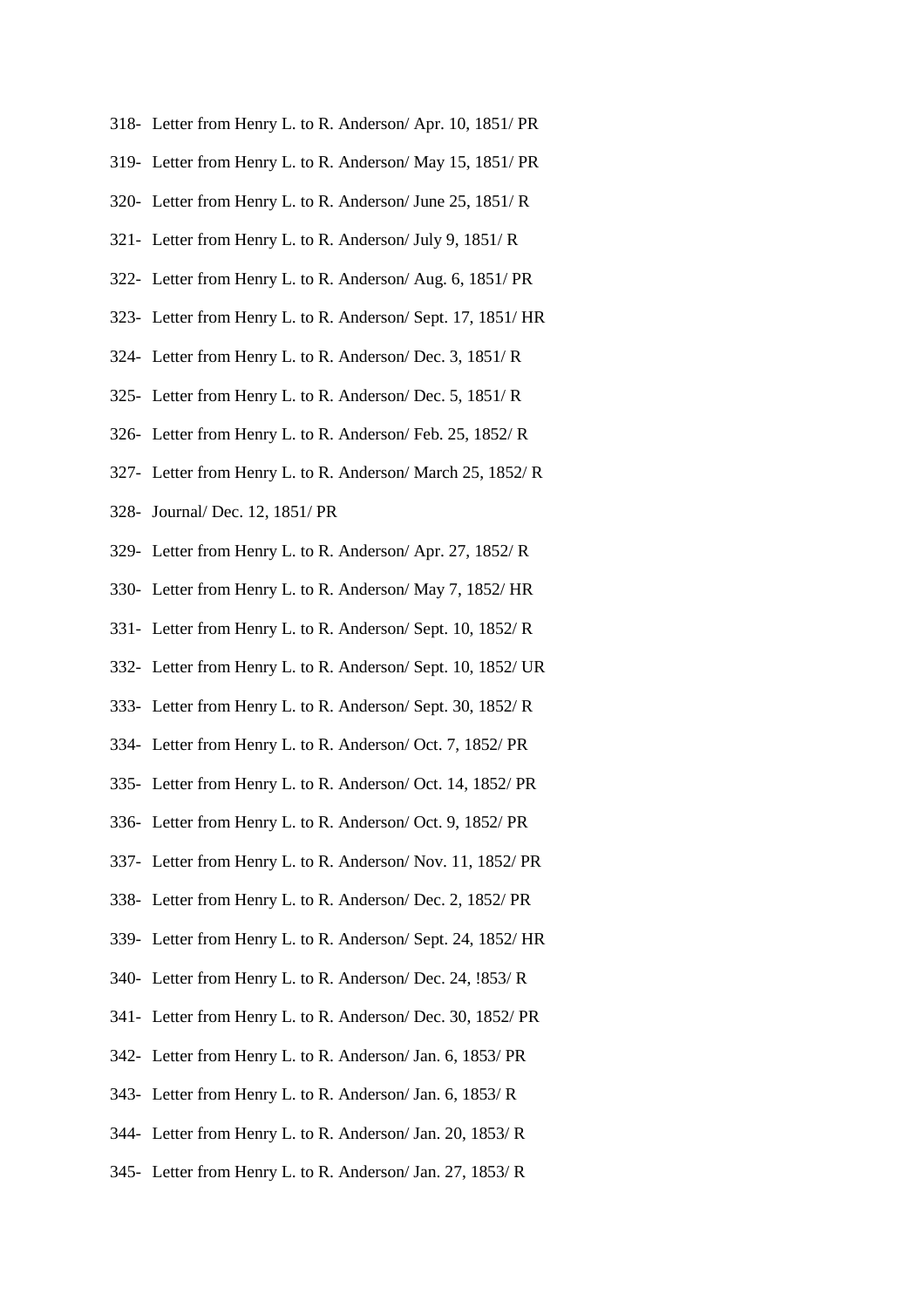318- Letter from Henry L. to R. Anderson/ Apr. 10, 1851/ PR

319- Letter from Henry L. to R. Anderson/ May 15, 1851/ PR

320- Letter from Henry L. to R. Anderson/ June 25, 1851/ R

321- Letter from Henry L. to R. Anderson/ July 9, 1851/ R

322- Letter from Henry L. to R. Anderson/ Aug. 6, 1851/ PR

323- Letter from Henry L. to R. Anderson/ Sept. 17, 1851/ HR

324- Letter from Henry L. to R. Anderson/ Dec. 3, 1851/ R

325- Letter from Henry L. to R. Anderson/ Dec. 5, 1851/ R

326- Letter from Henry L. to R. Anderson/ Feb. 25, 1852/ R

327- Letter from Henry L. to R. Anderson/ March 25, 1852/ R

328- Journal/ Dec. 12, 1851/ PR

329- Letter from Henry L. to R. Anderson/ Apr. 27, 1852/ R

330- Letter from Henry L. to R. Anderson/ May 7, 1852/ HR

331- Letter from Henry L. to R. Anderson/ Sept. 10, 1852/ R

332- Letter from Henry L. to R. Anderson/ Sept. 10, 1852/ UR

333- Letter from Henry L. to R. Anderson/ Sept. 30, 1852/ R

334- Letter from Henry L. to R. Anderson/ Oct. 7, 1852/ PR

335- Letter from Henry L. to R. Anderson/ Oct. 14, 1852/ PR

336- Letter from Henry L. to R. Anderson/ Oct. 9, 1852/ PR

337- Letter from Henry L. to R. Anderson/ Nov. 11, 1852/ PR

338- Letter from Henry L. to R. Anderson/ Dec. 2, 1852/ PR

339- Letter from Henry L. to R. Anderson/ Sept. 24, 1852/ HR

340- Letter from Henry L. to R. Anderson/ Dec. 24, !853/ R

341- Letter from Henry L. to R. Anderson/ Dec. 30, 1852/ PR

342- Letter from Henry L. to R. Anderson/ Jan. 6, 1853/ PR

343- Letter from Henry L. to R. Anderson/ Jan. 6, 1853/ R

344- Letter from Henry L. to R. Anderson/ Jan. 20, 1853/ R

345- Letter from Henry L. to R. Anderson/ Jan. 27, 1853/ R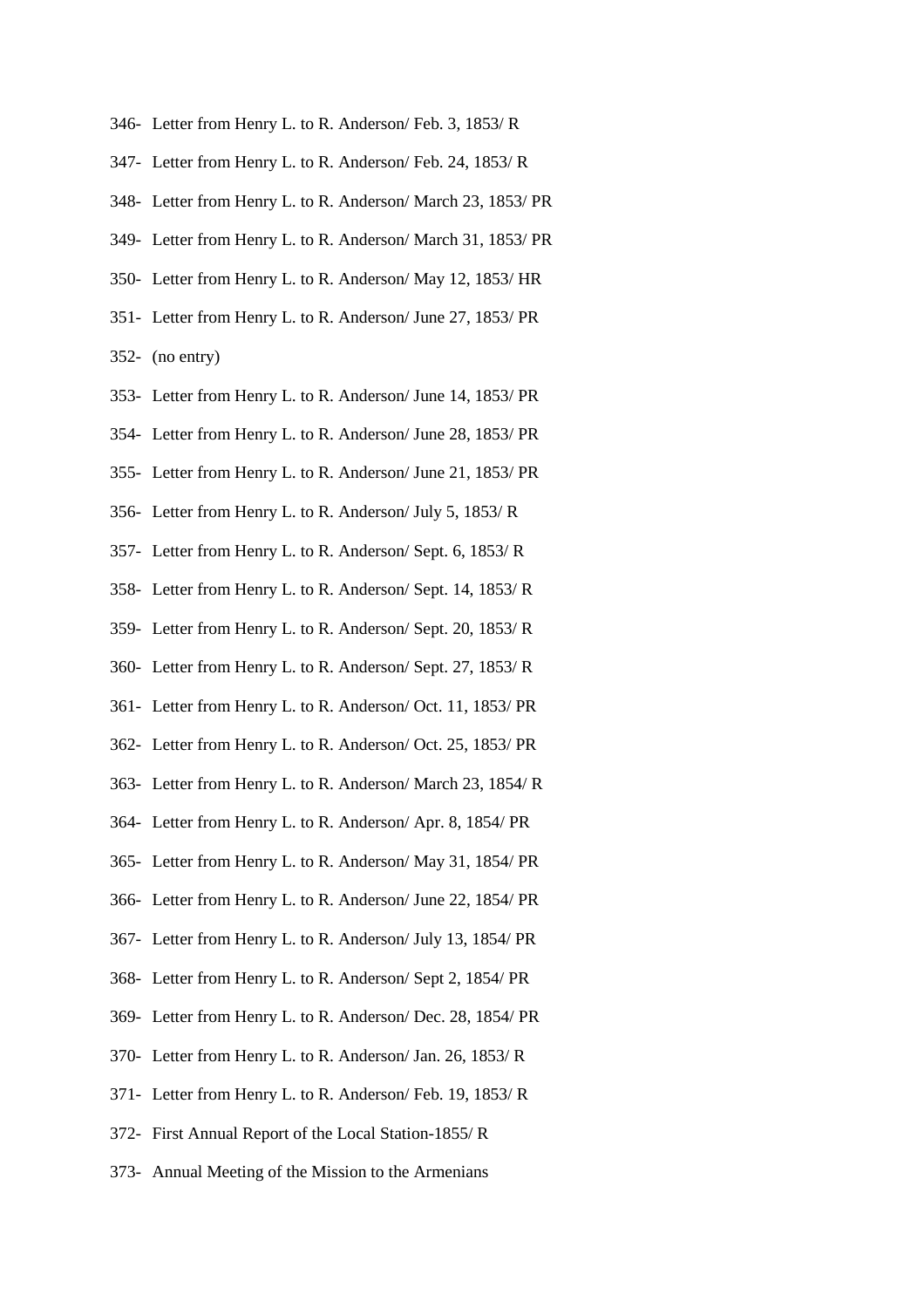346- Letter from Henry L. to R. Anderson/ Feb. 3, 1853/ R

347- Letter from Henry L. to R. Anderson/ Feb. 24, 1853/ R

348- Letter from Henry L. to R. Anderson/ March 23, 1853/ PR

349- Letter from Henry L. to R. Anderson/ March 31, 1853/ PR

350- Letter from Henry L. to R. Anderson/ May 12, 1853/ HR

351- Letter from Henry L. to R. Anderson/ June 27, 1853/ PR

352- (no entry)

353- Letter from Henry L. to R. Anderson/ June 14, 1853/ PR

354- Letter from Henry L. to R. Anderson/ June 28, 1853/ PR

355- Letter from Henry L. to R. Anderson/ June 21, 1853/ PR

356- Letter from Henry L. to R. Anderson/ July 5, 1853/ R

357- Letter from Henry L. to R. Anderson/ Sept. 6, 1853/ R

358- Letter from Henry L. to R. Anderson/ Sept. 14, 1853/ R

359- Letter from Henry L. to R. Anderson/ Sept. 20, 1853/ R

360- Letter from Henry L. to R. Anderson/ Sept. 27, 1853/ R

361- Letter from Henry L. to R. Anderson/ Oct. 11, 1853/ PR

362- Letter from Henry L. to R. Anderson/ Oct. 25, 1853/ PR

363- Letter from Henry L. to R. Anderson/ March 23, 1854/ R

364- Letter from Henry L. to R. Anderson/ Apr. 8, 1854/ PR

365- Letter from Henry L. to R. Anderson/ May 31, 1854/ PR

366- Letter from Henry L. to R. Anderson/ June 22, 1854/ PR

367- Letter from Henry L. to R. Anderson/ July 13, 1854/ PR

368- Letter from Henry L. to R. Anderson/ Sept 2, 1854/ PR

369- Letter from Henry L. to R. Anderson/ Dec. 28, 1854/ PR

370- Letter from Henry L. to R. Anderson/ Jan. 26, 1853/ R

371- Letter from Henry L. to R. Anderson/ Feb. 19, 1853/ R

372- First Annual Report of the Local Station-1855/ R

373- Annual Meeting of the Mission to the Armenians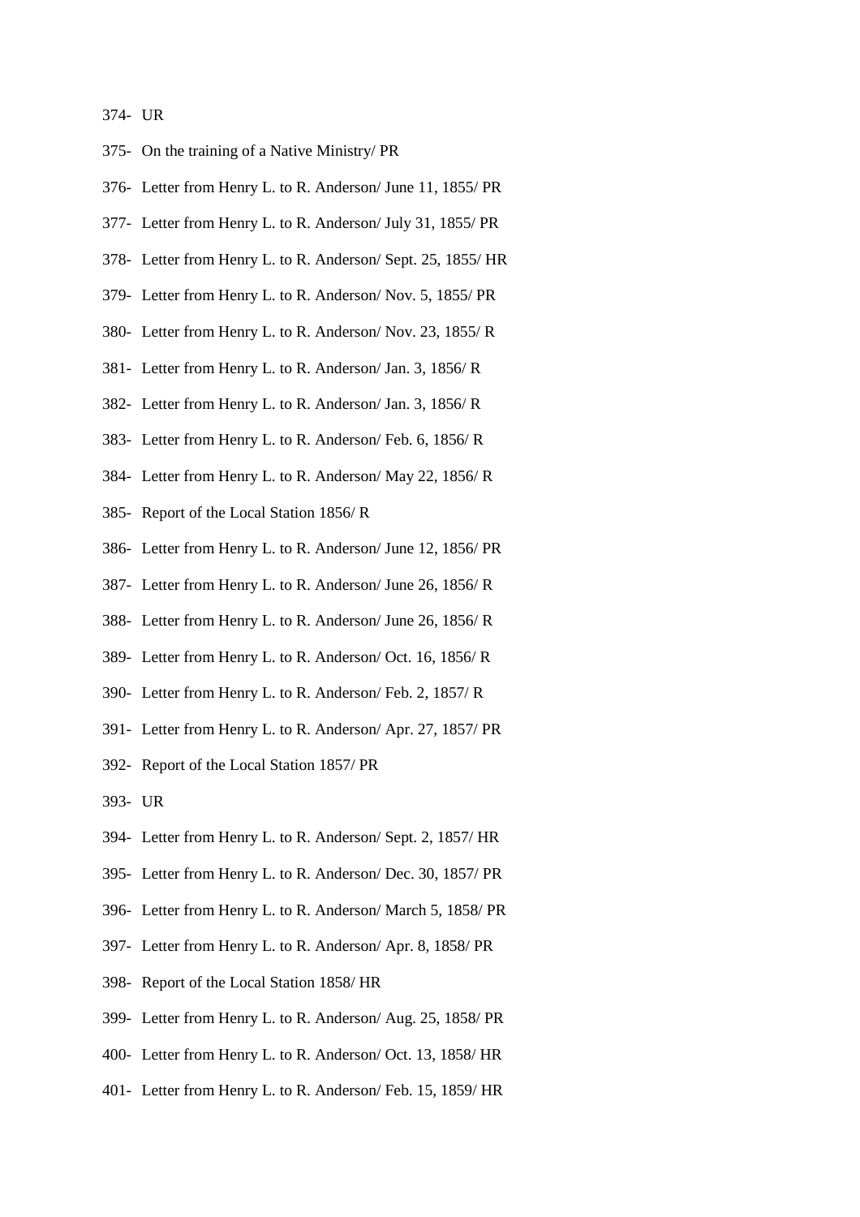374- UR

375- On the training of a Native Ministry/ PR

376- Letter from Henry L. to R. Anderson/ June 11, 1855/ PR

377- Letter from Henry L. to R. Anderson/ July 31, 1855/ PR

378- Letter from Henry L. to R. Anderson/ Sept. 25, 1855/ HR

379- Letter from Henry L. to R. Anderson/ Nov. 5, 1855/ PR

380- Letter from Henry L. to R. Anderson/ Nov. 23, 1855/ R

381- Letter from Henry L. to R. Anderson/ Jan. 3, 1856/ R

382- Letter from Henry L. to R. Anderson/ Jan. 3, 1856/ R

383- Letter from Henry L. to R. Anderson/ Feb. 6, 1856/ R

384- Letter from Henry L. to R. Anderson/ May 22, 1856/ R

385- Report of the Local Station 1856/ R

386- Letter from Henry L. to R. Anderson/ June 12, 1856/ PR

387- Letter from Henry L. to R. Anderson/ June 26, 1856/ R

388- Letter from Henry L. to R. Anderson/ June 26, 1856/ R

389- Letter from Henry L. to R. Anderson/ Oct. 16, 1856/ R

390- Letter from Henry L. to R. Anderson/ Feb. 2, 1857/ R

391- Letter from Henry L. to R. Anderson/ Apr. 27, 1857/ PR

392- Report of the Local Station 1857/ PR

393- UR

394- Letter from Henry L. to R. Anderson/ Sept. 2, 1857/ HR

395- Letter from Henry L. to R. Anderson/ Dec. 30, 1857/ PR

396- Letter from Henry L. to R. Anderson/ March 5, 1858/ PR

397- Letter from Henry L. to R. Anderson/ Apr. 8, 1858/ PR

398- Report of the Local Station 1858/ HR

399- Letter from Henry L. to R. Anderson/ Aug. 25, 1858/ PR

400- Letter from Henry L. to R. Anderson/ Oct. 13, 1858/ HR

401- Letter from Henry L. to R. Anderson/ Feb. 15, 1859/ HR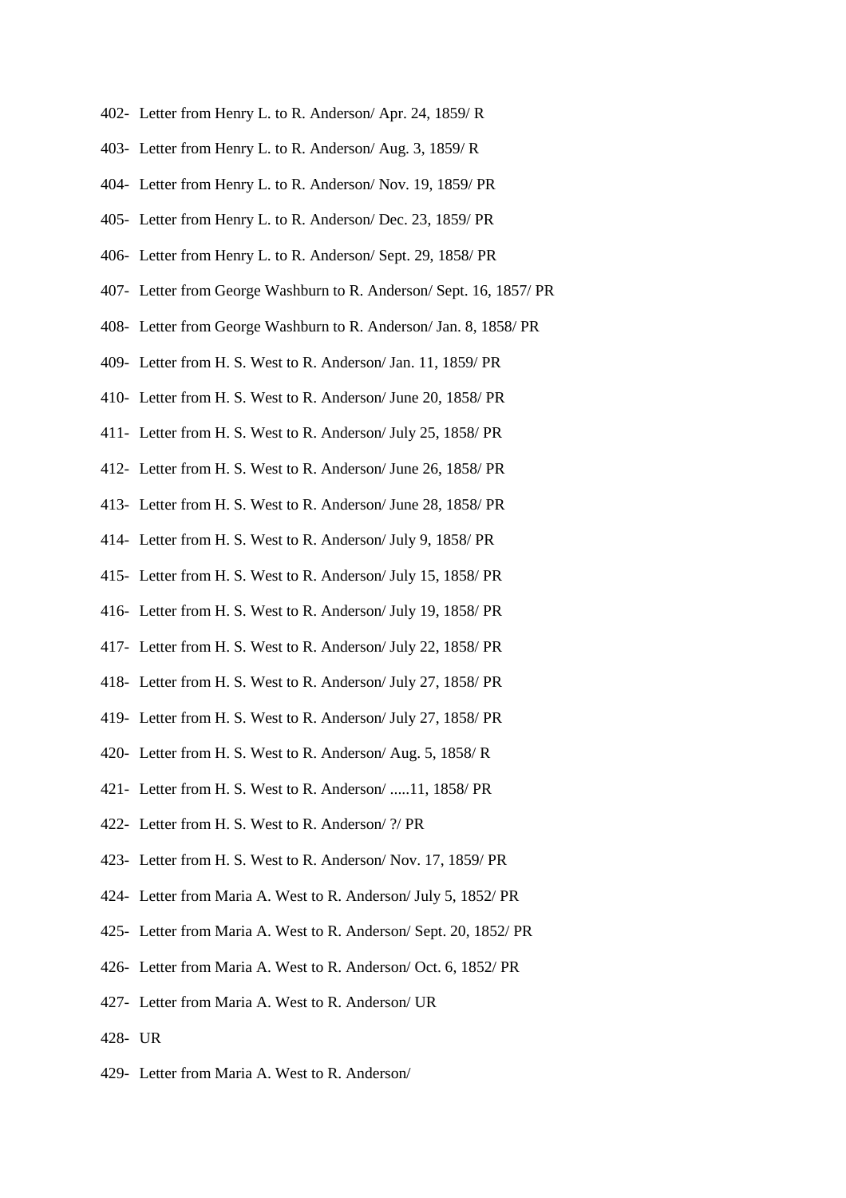402- Letter from Henry L. to R. Anderson/ Apr. 24, 1859/ R

403- Letter from Henry L. to R. Anderson/ Aug. 3, 1859/ R

404- Letter from Henry L. to R. Anderson/ Nov. 19, 1859/ PR

405- Letter from Henry L. to R. Anderson/ Dec. 23, 1859/ PR

406- Letter from Henry L. to R. Anderson/ Sept. 29, 1858/ PR

407- Letter from George Washburn to R. Anderson/ Sept. 16, 1857/ PR

408- Letter from George Washburn to R. Anderson/ Jan. 8, 1858/ PR

409- Letter from H. S. West to R. Anderson/ Jan. 11, 1859/ PR

410- Letter from H. S. West to R. Anderson/ June 20, 1858/ PR

411- Letter from H. S. West to R. Anderson/ July 25, 1858/ PR

412- Letter from H. S. West to R. Anderson/ June 26, 1858/ PR

413- Letter from H. S. West to R. Anderson/ June 28, 1858/ PR

414- Letter from H. S. West to R. Anderson/ July 9, 1858/ PR

415- Letter from H. S. West to R. Anderson/ July 15, 1858/ PR

416- Letter from H. S. West to R. Anderson/ July 19, 1858/ PR

417- Letter from H. S. West to R. Anderson/ July 22, 1858/ PR

418- Letter from H. S. West to R. Anderson/ July 27, 1858/ PR

419- Letter from H. S. West to R. Anderson/ July 27, 1858/ PR

420- Letter from H. S. West to R. Anderson/ Aug. 5, 1858/ R

421- Letter from H. S. West to R. Anderson/ .....11, 1858/ PR

422- Letter from H. S. West to R. Anderson/ ?/ PR

423- Letter from H. S. West to R. Anderson/ Nov. 17, 1859/ PR

424- Letter from Maria A. West to R. Anderson/ July 5, 1852/ PR

425- Letter from Maria A. West to R. Anderson/ Sept. 20, 1852/ PR

426- Letter from Maria A. West to R. Anderson/ Oct. 6, 1852/ PR

427- Letter from Maria A. West to R. Anderson/ UR

428- UR

429- Letter from Maria A. West to R. Anderson/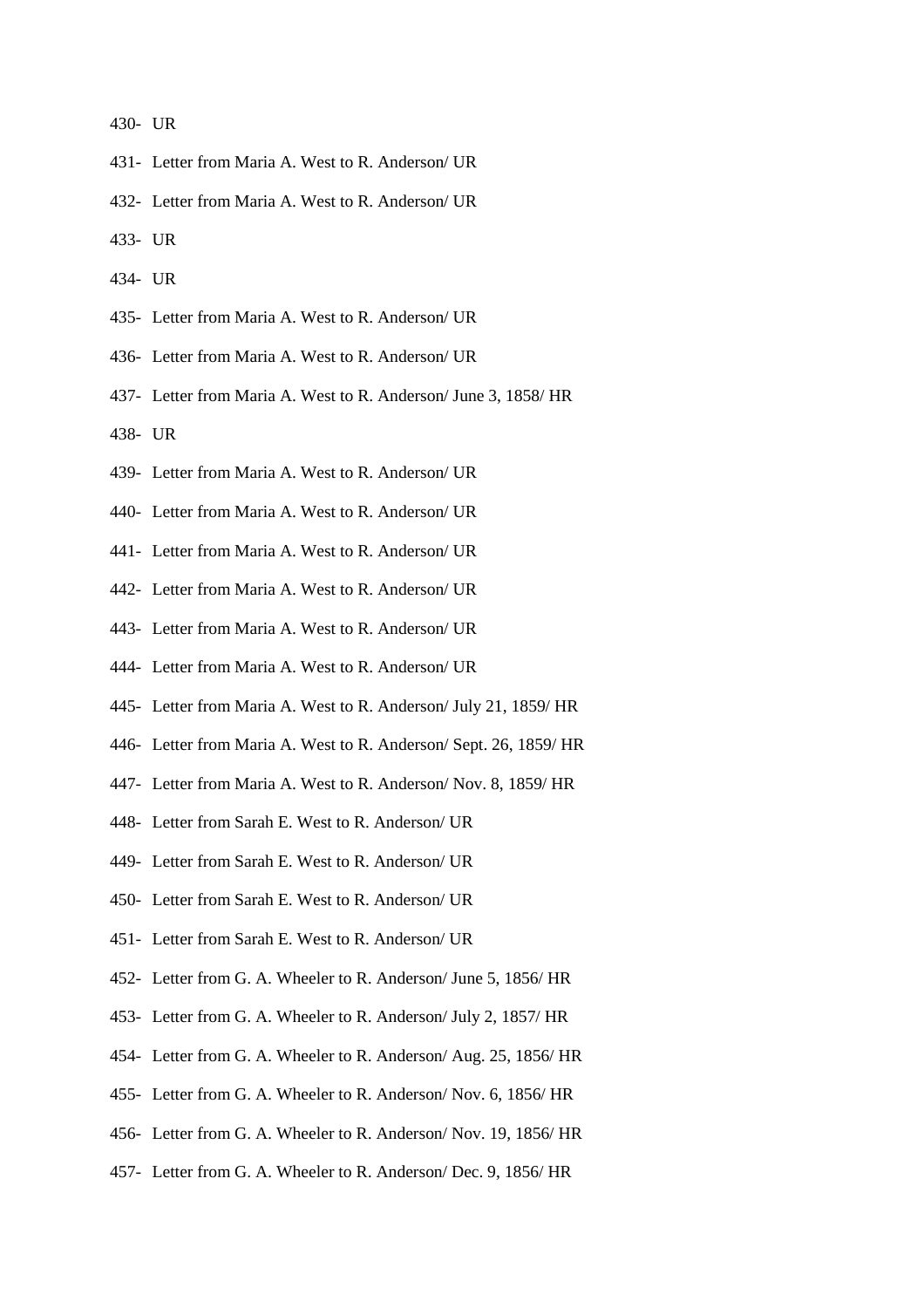430- UR

431- Letter from Maria A. West to R. Anderson/ UR

432- Letter from Maria A. West to R. Anderson/ UR

433- UR

434- UR

435- Letter from Maria A. West to R. Anderson/ UR

436- Letter from Maria A. West to R. Anderson/ UR

437- Letter from Maria A. West to R. Anderson/ June 3, 1858/ HR

438- UR

439- Letter from Maria A. West to R. Anderson/ UR

440- Letter from Maria A. West to R. Anderson/ UR

441- Letter from Maria A. West to R. Anderson/ UR

442- Letter from Maria A. West to R. Anderson/ UR

443- Letter from Maria A. West to R. Anderson/ UR

444- Letter from Maria A. West to R. Anderson/ UR

445- Letter from Maria A. West to R. Anderson/ July 21, 1859/ HR

446- Letter from Maria A. West to R. Anderson/ Sept. 26, 1859/ HR

447- Letter from Maria A. West to R. Anderson/ Nov. 8, 1859/ HR

448- Letter from Sarah E. West to R. Anderson/ UR

449- Letter from Sarah E. West to R. Anderson/ UR

450- Letter from Sarah E. West to R. Anderson/ UR

451- Letter from Sarah E. West to R. Anderson/ UR

452- Letter from G. A. Wheeler to R. Anderson/ June 5, 1856/ HR

453- Letter from G. A. Wheeler to R. Anderson/ July 2, 1857/ HR

454- Letter from G. A. Wheeler to R. Anderson/ Aug. 25, 1856/ HR

455- Letter from G. A. Wheeler to R. Anderson/ Nov. 6, 1856/ HR

456- Letter from G. A. Wheeler to R. Anderson/ Nov. 19, 1856/ HR

457- Letter from G. A. Wheeler to R. Anderson/ Dec. 9, 1856/ HR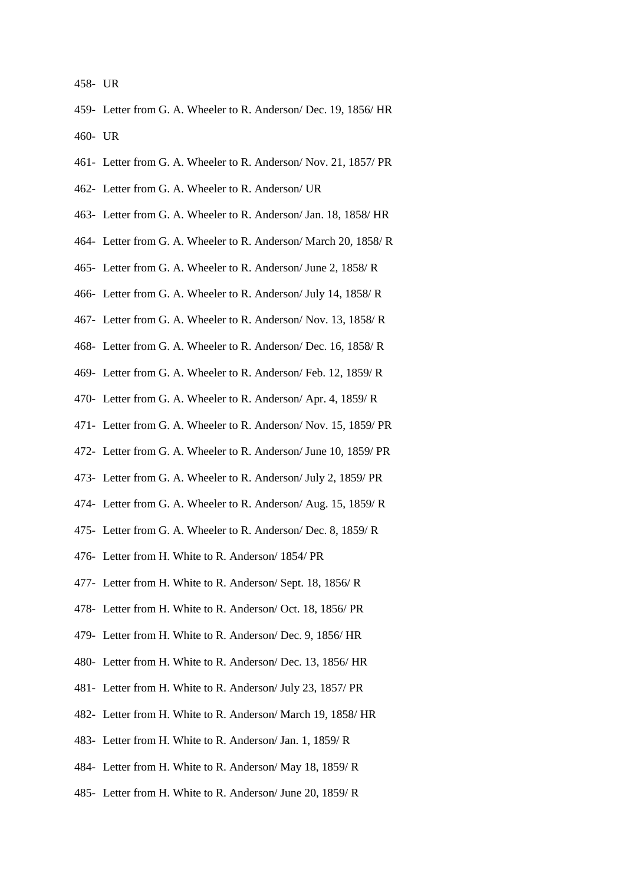458- UR

459- Letter from G. A. Wheeler to R. Anderson/ Dec. 19, 1856/ HR

460- UR

461- Letter from G. A. Wheeler to R. Anderson/ Nov. 21, 1857/ PR

462- Letter from G. A. Wheeler to R. Anderson/ UR

463- Letter from G. A. Wheeler to R. Anderson/ Jan. 18, 1858/ HR

464- Letter from G. A. Wheeler to R. Anderson/ March 20, 1858/ R

465- Letter from G. A. Wheeler to R. Anderson/ June 2, 1858/ R

466- Letter from G. A. Wheeler to R. Anderson/ July 14, 1858/ R

467- Letter from G. A. Wheeler to R. Anderson/ Nov. 13, 1858/ R

468- Letter from G. A. Wheeler to R. Anderson/ Dec. 16, 1858/ R

469- Letter from G. A. Wheeler to R. Anderson/ Feb. 12, 1859/ R

470- Letter from G. A. Wheeler to R. Anderson/ Apr. 4, 1859/ R

471- Letter from G. A. Wheeler to R. Anderson/ Nov. 15, 1859/ PR

472- Letter from G. A. Wheeler to R. Anderson/ June 10, 1859/ PR

473- Letter from G. A. Wheeler to R. Anderson/ July 2, 1859/ PR

474- Letter from G. A. Wheeler to R. Anderson/ Aug. 15, 1859/ R

475- Letter from G. A. Wheeler to R. Anderson/ Dec. 8, 1859/ R

476- Letter from H. White to R. Anderson/ 1854/ PR

477- Letter from H. White to R. Anderson/ Sept. 18, 1856/ R

478- Letter from H. White to R. Anderson/ Oct. 18, 1856/ PR

479- Letter from H. White to R. Anderson/ Dec. 9, 1856/ HR

480- Letter from H. White to R. Anderson/ Dec. 13, 1856/ HR

481- Letter from H. White to R. Anderson/ July 23, 1857/ PR

482- Letter from H. White to R. Anderson/ March 19, 1858/ HR

483- Letter from H. White to R. Anderson/ Jan. 1, 1859/ R

484- Letter from H. White to R. Anderson/ May 18, 1859/ R

485- Letter from H. White to R. Anderson/ June 20, 1859/ R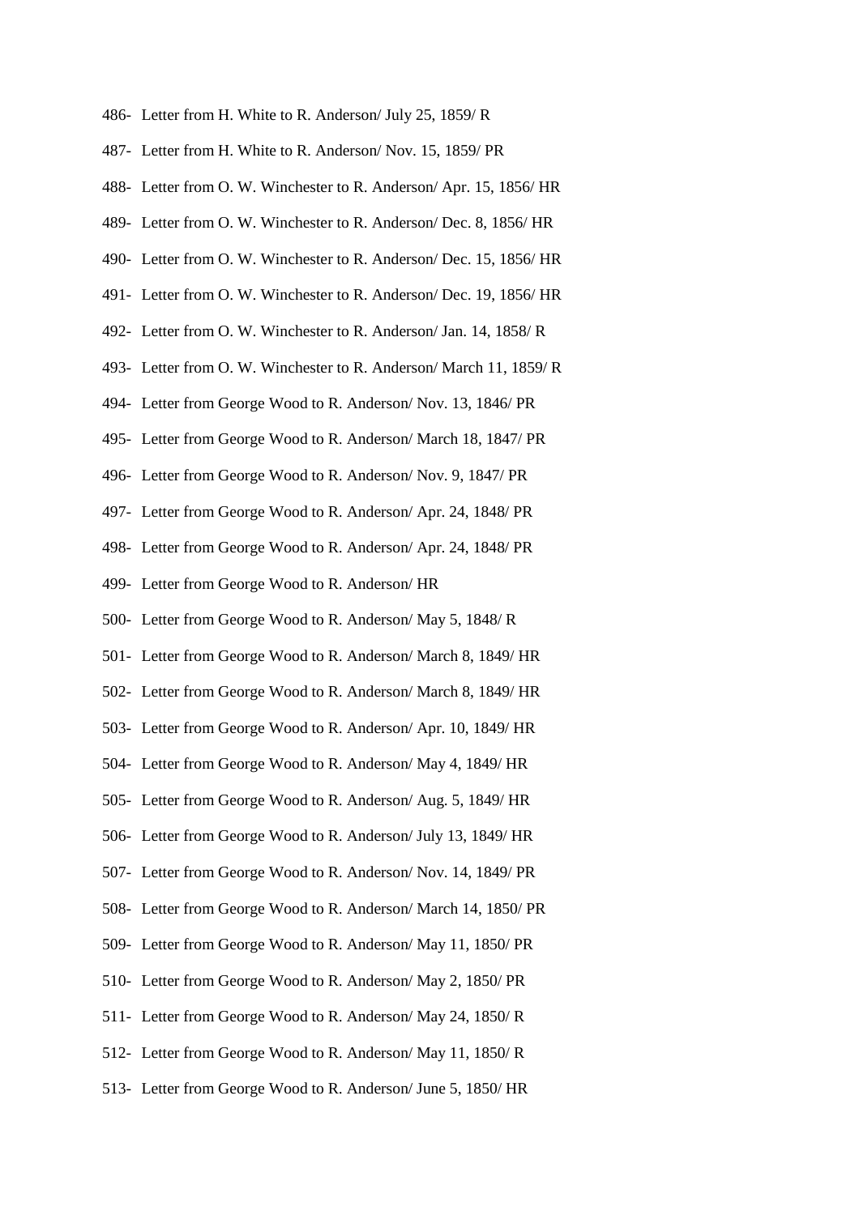486- Letter from H. White to R. Anderson/ July 25, 1859/ R

487- Letter from H. White to R. Anderson/ Nov. 15, 1859/ PR

488- Letter from O. W. Winchester to R. Anderson/ Apr. 15, 1856/ HR

489- Letter from O. W. Winchester to R. Anderson/ Dec. 8, 1856/ HR

490- Letter from O. W. Winchester to R. Anderson/ Dec. 15, 1856/ HR

491- Letter from O. W. Winchester to R. Anderson/ Dec. 19, 1856/ HR

492- Letter from O. W. Winchester to R. Anderson/ Jan. 14, 1858/ R

493- Letter from O. W. Winchester to R. Anderson/ March 11, 1859/ R

494- Letter from George Wood to R. Anderson/ Nov. 13, 1846/ PR

495- Letter from George Wood to R. Anderson/ March 18, 1847/ PR

496- Letter from George Wood to R. Anderson/ Nov. 9, 1847/ PR

497- Letter from George Wood to R. Anderson/ Apr. 24, 1848/ PR

498- Letter from George Wood to R. Anderson/ Apr. 24, 1848/ PR

499- Letter from George Wood to R. Anderson/ HR

500- Letter from George Wood to R. Anderson/ May 5, 1848/ R

501- Letter from George Wood to R. Anderson/ March 8, 1849/ HR

502- Letter from George Wood to R. Anderson/ March 8, 1849/ HR

503- Letter from George Wood to R. Anderson/ Apr. 10, 1849/ HR

504- Letter from George Wood to R. Anderson/ May 4, 1849/ HR

505- Letter from George Wood to R. Anderson/ Aug. 5, 1849/ HR

506- Letter from George Wood to R. Anderson/ July 13, 1849/ HR

507- Letter from George Wood to R. Anderson/ Nov. 14, 1849/ PR

508- Letter from George Wood to R. Anderson/ March 14, 1850/ PR

509- Letter from George Wood to R. Anderson/ May 11, 1850/ PR

510- Letter from George Wood to R. Anderson/ May 2, 1850/ PR

511- Letter from George Wood to R. Anderson/ May 24, 1850/ R

512- Letter from George Wood to R. Anderson/ May 11, 1850/ R

513- Letter from George Wood to R. Anderson/ June 5, 1850/ HR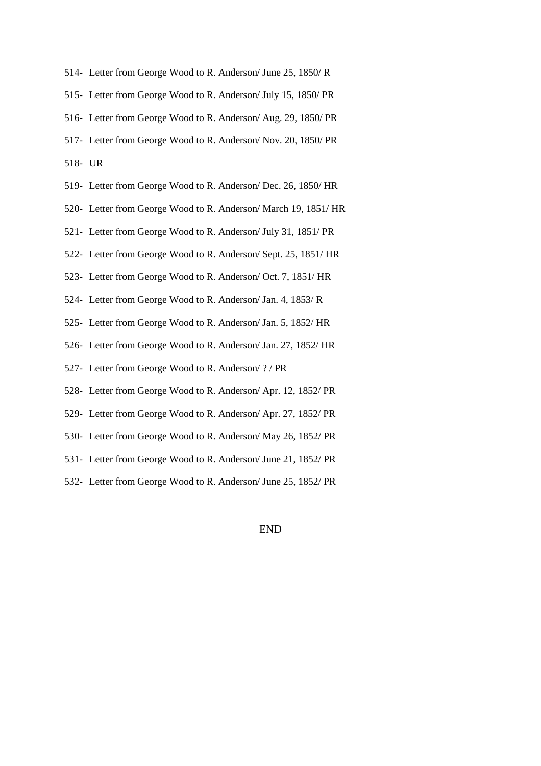514- Letter from George Wood to R. Anderson/ June 25, 1850/ R

515- Letter from George Wood to R. Anderson/ July 15, 1850/ PR

516- Letter from George Wood to R. Anderson/ Aug. 29, 1850/ PR

517- Letter from George Wood to R. Anderson/ Nov. 20, 1850/ PR

518- UR

519- Letter from George Wood to R. Anderson/ Dec. 26, 1850/ HR

520- Letter from George Wood to R. Anderson/ March 19, 1851/ HR

521- Letter from George Wood to R. Anderson/ July 31, 1851/ PR

522- Letter from George Wood to R. Anderson/ Sept. 25, 1851/ HR

523- Letter from George Wood to R. Anderson/ Oct. 7, 1851/ HR

524- Letter from George Wood to R. Anderson/ Jan. 4, 1853/ R

525- Letter from George Wood to R. Anderson/ Jan. 5, 1852/ HR

526- Letter from George Wood to R. Anderson/ Jan. 27, 1852/ HR

527- Letter from George Wood to R. Anderson/ ? / PR

528- Letter from George Wood to R. Anderson/ Apr. 12, 1852/ PR

529- Letter from George Wood to R. Anderson/ Apr. 27, 1852/ PR

530- Letter from George Wood to R. Anderson/ May 26, 1852/ PR

531- Letter from George Wood to R. Anderson/ June 21, 1852/ PR

532- Letter from George Wood to R. Anderson/ June 25, 1852/ PR

END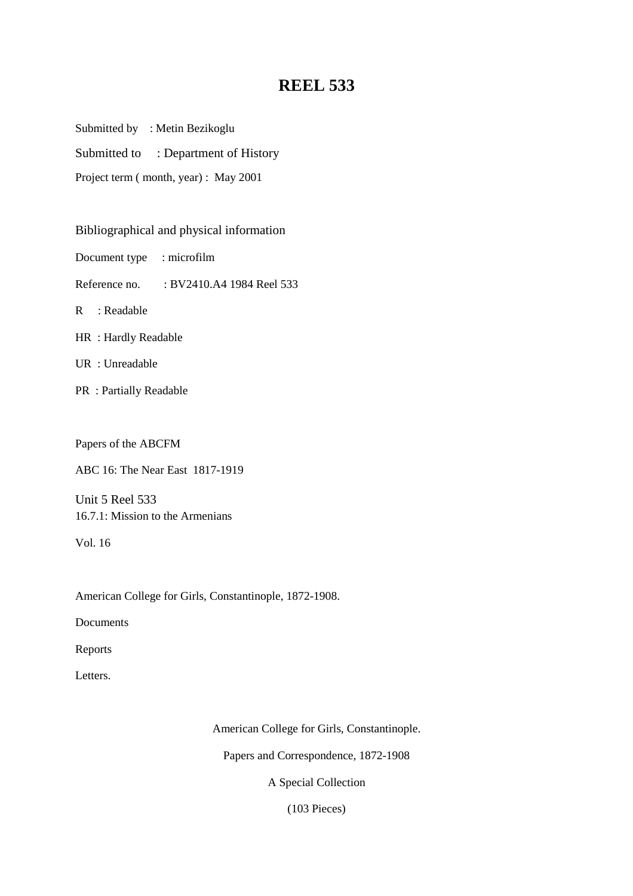# REEL 533

Submitted by : Metin Bezikoglu

Submitted to : Department of History

Project term ( month, year) : May 2001

Bibliographical and physical information

Document type : microfilm

Reference no. : BV2410.A4 1984 Reel 533

R : Readable

HR : Hardly Readable

UR : Unreadable

PR : Partially Readable

Papers of the ABCFM

ABC 16: The Near East 1817-1919

Unit 5 Reel 533
16.7.1: Mission to the Armenians

Vol. 16

American College for Girls, Constantinople, 1872-1908.

Documents

Reports

Letters.

American College for Girls, Constantinople.

Papers and Correspondence, 1872-1908

A Special Collection

(103 Pieces)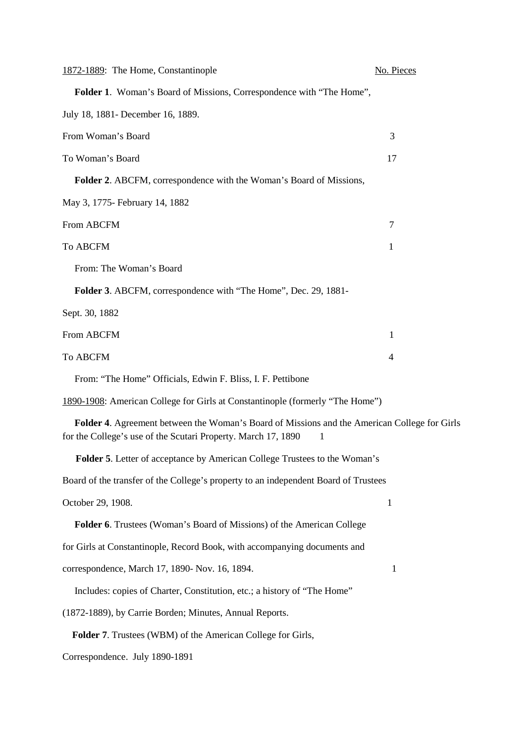<u>1872-1889</u>: The Home, Constantinople <u>No. Pieces</u>

**Folder 1**. Woman's Board of Missions, Correspondence with "The Home", July 18, 1881- December 16, 1889.

| | |
|---|---|
| From Woman's Board | 3 |
| To Woman's Board | 17 |

**Folder 2**. ABCFM, correspondence with the Woman's Board of Missions, May 3, 1775- February 14, 1882

| | |
|---|---|
| From ABCFM | 7 |
| To ABCFM | 1 |

From: The Woman's Board

**Folder 3**. ABCFM, correspondence with "The Home", Dec. 29, 1881- Sept. 30, 1882

| | |
|---|---|
| From ABCFM | 1 |
| To ABCFM | 4 |

From: "The Home" Officials, Edwin F. Bliss, I. F. Pettibone

<u>1890-1908</u>: American College for Girls at Constantinople (formerly "The Home")

**Folder 4**. Agreement between the Woman's Board of Missions and the American College for Girls for the College's use of the Scutari Property. March 17, 1890 1

**Folder 5**. Letter of acceptance by American College Trustees to the Woman's Board of the transfer of the College's property to an independent Board of Trustees October 29, 1908. 1

**Folder 6**. Trustees (Woman's Board of Missions) of the American College for Girls at Constantinople, Record Book, with accompanying documents and correspondence, March 17, 1890- Nov. 16, 1894. 1

Includes: copies of Charter, Constitution, etc.; a history of "The Home" (1872-1889), by Carrie Borden; Minutes, Annual Reports.

**Folder 7**. Trustees (WBM) of the American College for Girls, Correspondence. July 1890-1891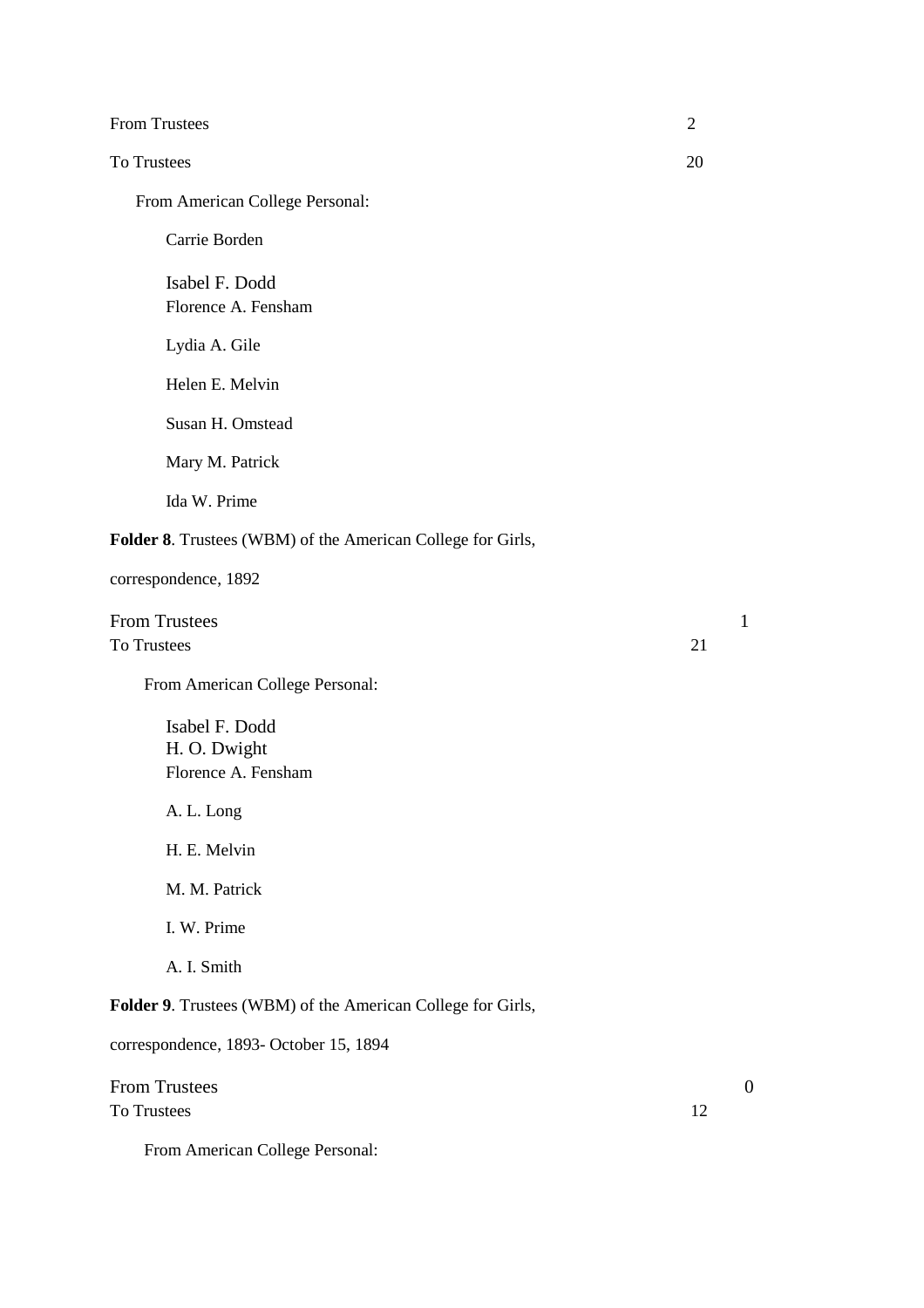From Trustees 2

To Trustees 20

From American College Personal:

- Carrie Borden
- Isabel F. Dodd
- Florence A. Fensham
- Lydia A. Gile
- Helen E. Melvin
- Susan H. Omstead
- Mary M. Patrick
- Ida W. Prime

**Folder 8**. Trustees (WBM) of the American College for Girls, correspondence, 1892

From Trustees 1

To Trustees 21

From American College Personal:

- Isabel F. Dodd
- H. O. Dwight
- Florence A. Fensham
- A. L. Long
- H. E. Melvin
- M. M. Patrick
- I. W. Prime
- A. I. Smith

**Folder 9**. Trustees (WBM) of the American College for Girls, correspondence, 1893- October 15, 1894

From Trustees 0

To Trustees 12

From American College Personal: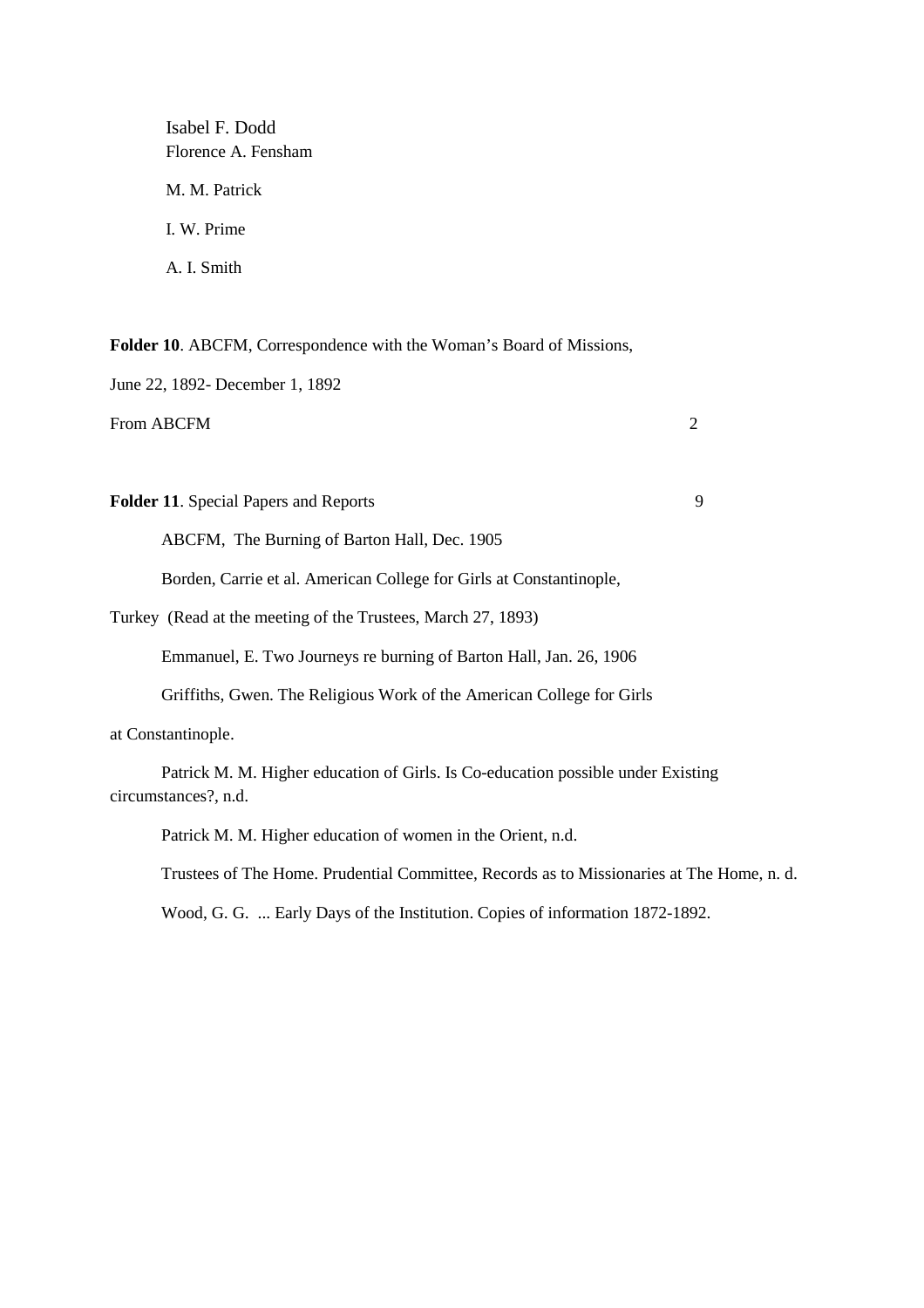Isabel F. Dodd
Florence A. Fensham

M. M. Patrick

I. W. Prime

A. I. Smith

**Folder 10**. ABCFM, Correspondence with the Woman's Board of Missions,

June 22, 1892- December 1, 1892

From ABCFM 2

**Folder 11**. Special Papers and Reports 9

ABCFM, The Burning of Barton Hall, Dec. 1905

Borden, Carrie et al. American College for Girls at Constantinople,

Turkey (Read at the meeting of the Trustees, March 27, 1893)

Emmanuel, E. Two Journeys re burning of Barton Hall, Jan. 26, 1906

Griffiths, Gwen. The Religious Work of the American College for Girls

at Constantinople.

Patrick M. M. Higher education of Girls. Is Co-education possible under Existing circumstances?, n.d.

Patrick M. M. Higher education of women in the Orient, n.d.

Trustees of The Home. Prudential Committee, Records as to Missionaries at The Home, n. d.

Wood, G. G. ... Early Days of the Institution. Copies of information 1872-1892.